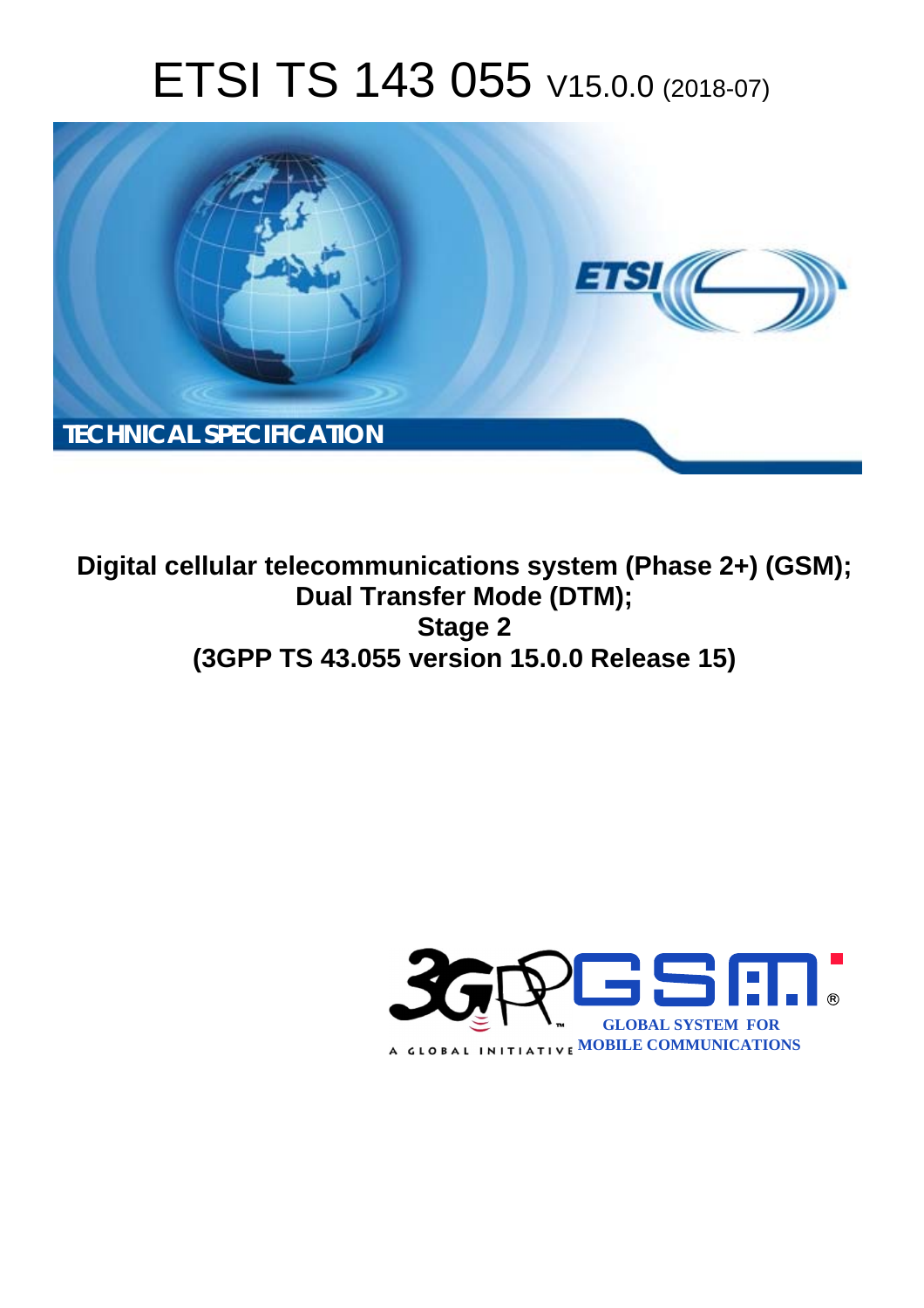# ETSI TS 143 055 V15.0.0 (2018-07)

TECHNICAL SPECIFICATION

**Digital cellular telecommunications system (Phase 2+) (GSM);**
**Dual Transfer Mode (DTM);**
**Stage 2**
**(3GPP TS 43.055 version 15.0.0 Release 15)**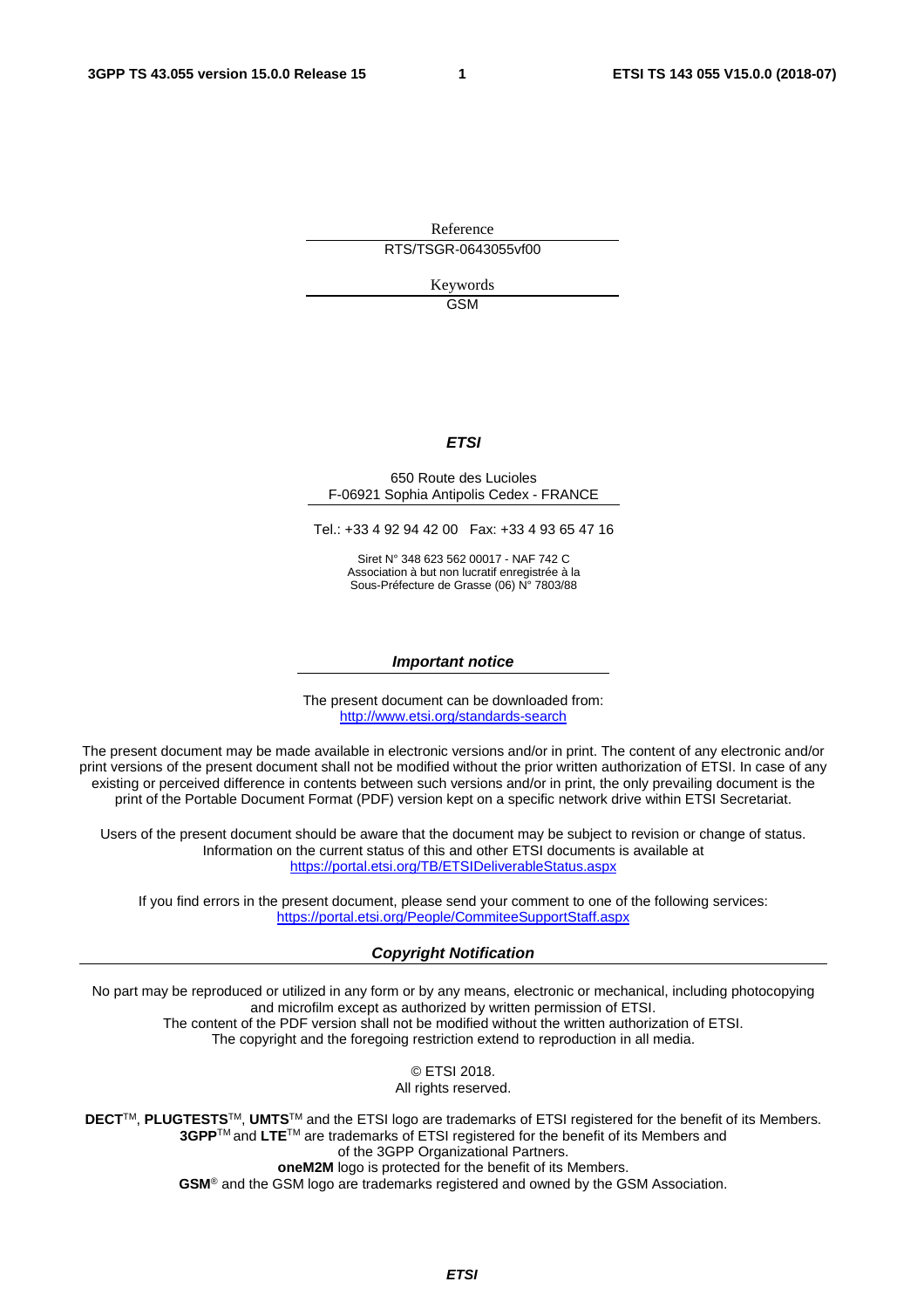Reference

RTS/TSGR-0643055vf00

Keywords

GSM

***ETSI***

650 Route des Lucioles
F-06921 Sophia Antipolis Cedex - FRANCE

Tel.: +33 4 92 94 42 00   Fax: +33 4 93 65 47 16

Siret N° 348 623 562 00017 - NAF 742 C
Association à but non lucratif enregistrée à la
Sous-Préfecture de Grasse (06) N° 7803/88

***Important notice***

The present document can be downloaded from:
http://www.etsi.org/standards-search

The present document may be made available in electronic versions and/or in print. The content of any electronic and/or print versions of the present document shall not be modified without the prior written authorization of ETSI. In case of any existing or perceived difference in contents between such versions and/or in print, the only prevailing document is the print of the Portable Document Format (PDF) version kept on a specific network drive within ETSI Secretariat.

Users of the present document should be aware that the document may be subject to revision or change of status. Information on the current status of this and other ETSI documents is available at
https://portal.etsi.org/TB/ETSIDeliverableStatus.aspx

If you find errors in the present document, please send your comment to one of the following services:
https://portal.etsi.org/People/CommiteeSupportStaff.aspx

***Copyright Notification***

No part may be reproduced or utilized in any form or by any means, electronic or mechanical, including photocopying and microfilm except as authorized by written permission of ETSI.
The content of the PDF version shall not be modified without the written authorization of ETSI.
The copyright and the foregoing restriction extend to reproduction in all media.

© ETSI 2018.
All rights reserved.

**DECT**TM, **PLUGTESTS**TM, **UMTS**TM and the ETSI logo are trademarks of ETSI registered for the benefit of its Members.
**3GPP**TM and **LTE**TM are trademarks of ETSI registered for the benefit of its Members and of the 3GPP Organizational Partners.
**oneM2M** logo is protected for the benefit of its Members.
**GSM**® and the GSM logo are trademarks registered and owned by the GSM Association.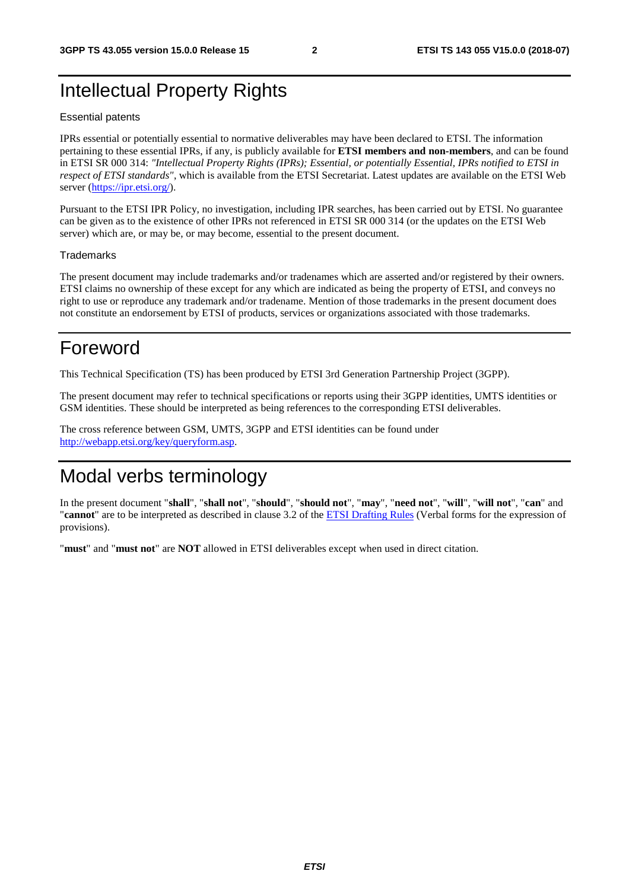# Intellectual Property Rights

## Essential patents

IPRs essential or potentially essential to normative deliverables may have been declared to ETSI. The information pertaining to these essential IPRs, if any, is publicly available for **ETSI members and non-members**, and can be found in ETSI SR 000 314: *"Intellectual Property Rights (IPRs); Essential, or potentially Essential, IPRs notified to ETSI in respect of ETSI standards"*, which is available from the ETSI Secretariat. Latest updates are available on the ETSI Web server (https://ipr.etsi.org/).

Pursuant to the ETSI IPR Policy, no investigation, including IPR searches, has been carried out by ETSI. No guarantee can be given as to the existence of other IPRs not referenced in ETSI SR 000 314 (or the updates on the ETSI Web server) which are, or may be, or may become, essential to the present document.

## Trademarks

The present document may include trademarks and/or tradenames which are asserted and/or registered by their owners. ETSI claims no ownership of these except for any which are indicated as being the property of ETSI, and conveys no right to use or reproduce any trademark and/or tradename. Mention of those trademarks in the present document does not constitute an endorsement by ETSI of products, services or organizations associated with those trademarks.

# Foreword

This Technical Specification (TS) has been produced by ETSI 3rd Generation Partnership Project (3GPP).

The present document may refer to technical specifications or reports using their 3GPP identities, UMTS identities or GSM identities. These should be interpreted as being references to the corresponding ETSI deliverables.

The cross reference between GSM, UMTS, 3GPP and ETSI identities can be found under http://webapp.etsi.org/key/queryform.asp.

# Modal verbs terminology

In the present document "**shall**", "**shall not**", "**should**", "**should not**", "**may**", "**need not**", "**will**", "**will not**", "**can**" and "**cannot**" are to be interpreted as described in clause 3.2 of the ETSI Drafting Rules (Verbal forms for the expression of provisions).

"**must**" and "**must not**" are **NOT** allowed in ETSI deliverables except when used in direct citation.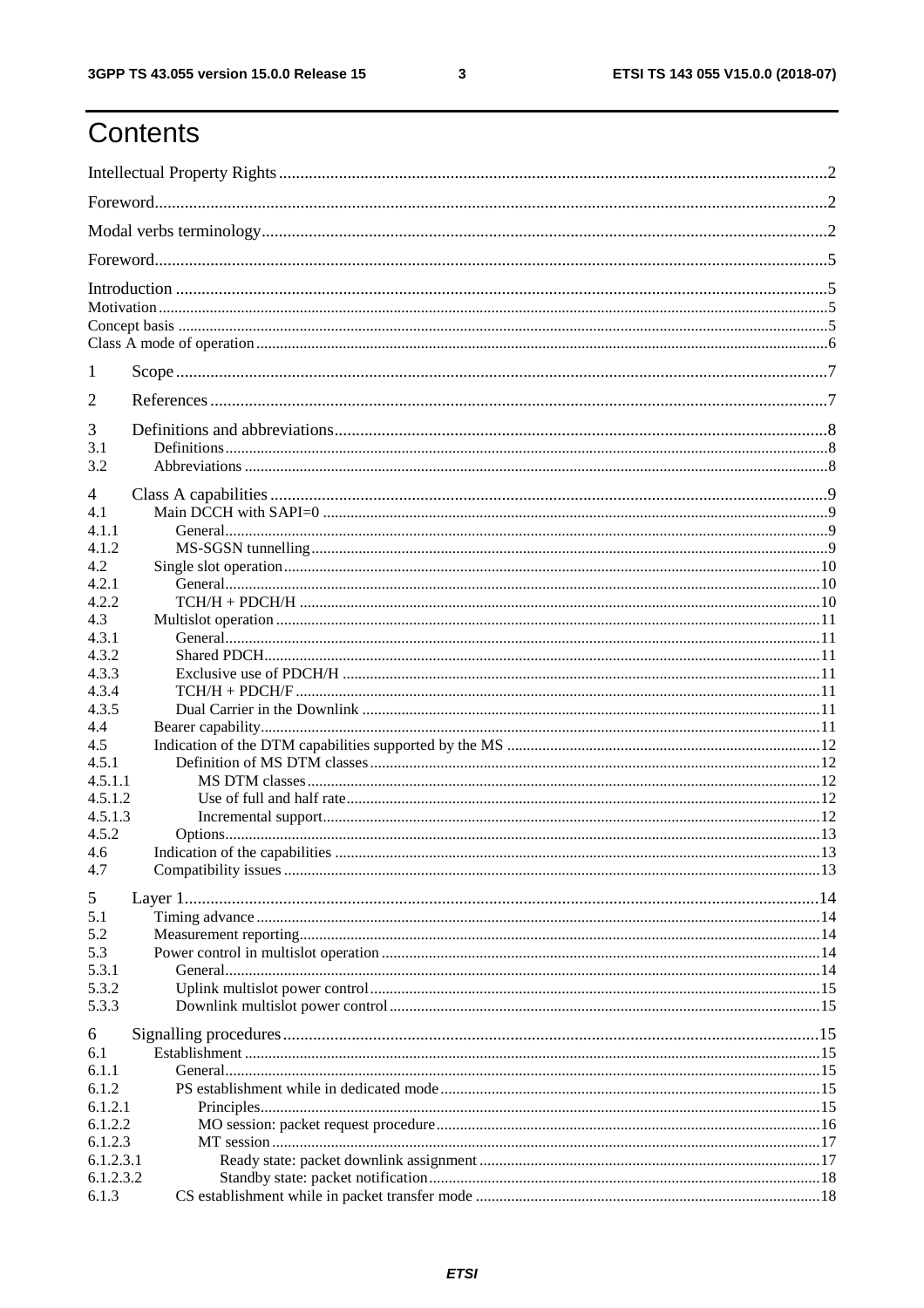# Contents

Intellectual Property Rights ....................................................................................................................................2

Foreword.....................................................................................................................................................2

Modal verbs terminology...............................................................................................................................2

Foreword.....................................................................................................................................................5

Introduction ................................................................................................................................................5

Motivation ....................................................................................................................................................5

Concept basis ................................................................................................................................................5

Class A mode of operation ...........................................................................................................................6

1 Scope ........................................................................................................................................................7

2 References ................................................................................................................................................7

3 Definitions and abbreviations.....................................................................................................................8

3.1 Definitions................................................................................................................................................8

3.2 Abbreviations ...........................................................................................................................................8

4 Class A capabilities ....................................................................................................................................9

4.1 Main DCCH with SAPI=0 ..........................................................................................................................9

4.1.1 General....................................................................................................................................................9

4.1.2 MS-SGSN tunnelling .................................................................................................................................9

4.2 Single slot operation.................................................................................................................................10

4.2.1 General..................................................................................................................................................10

4.2.2 TCH/H + PDCH/H ..................................................................................................................................10

4.3 Multislot operation ...................................................................................................................................11

4.3.1 General..................................................................................................................................................11

4.3.2 Shared PDCH..........................................................................................................................................11

4.3.3 Exclusive use of PDCH/H .........................................................................................................................11

4.3.4 TCH/H + PDCH/F ....................................................................................................................................11

4.3.5 Dual Carrier in the Downlink ....................................................................................................................11

4.4 Bearer capability......................................................................................................................................11

4.5 Indication of the DTM capabilities supported by the MS ..............................................................................12

4.5.1 Definition of MS DTM classes...................................................................................................................12

4.5.1.1 MS DTM classes ...................................................................................................................................12

4.5.1.2 Use of full and half rate.........................................................................................................................12

4.5.1.3 Incremental support...............................................................................................................................12

4.5.2 Options..................................................................................................................................................13

4.6 Indication of the capabilities .......................................................................................................................13

4.7 Compatibility issues ...................................................................................................................................13

5 Layer 1......................................................................................................................................................14

5.1 Timing advance .........................................................................................................................................14

5.2 Measurement reporting...............................................................................................................................14

5.3 Power control in multislot operation .............................................................................................................14

5.3.1 General...................................................................................................................................................14

5.3.2 Uplink multislot power control...................................................................................................................15

5.3.3 Downlink multislot power control ..............................................................................................................15

6 Signalling procedures...................................................................................................................................15

6.1 Establishment ............................................................................................................................................15

6.1.1 General....................................................................................................................................................15

6.1.2 PS establishment while in dedicated mode ...................................................................................................15

6.1.2.1 Principles.............................................................................................................................................15

6.1.2.2 MO session: packet request procedure......................................................................................................16

6.1.2.3 MT session ...........................................................................................................................................17

6.1.2.3.1 Ready state: packet downlink assignment ...............................................................................................17

6.1.2.3.2 Standby state: packet notification..........................................................................................................18

6.1.3 CS establishment while in packet transfer mode .............................................................................................18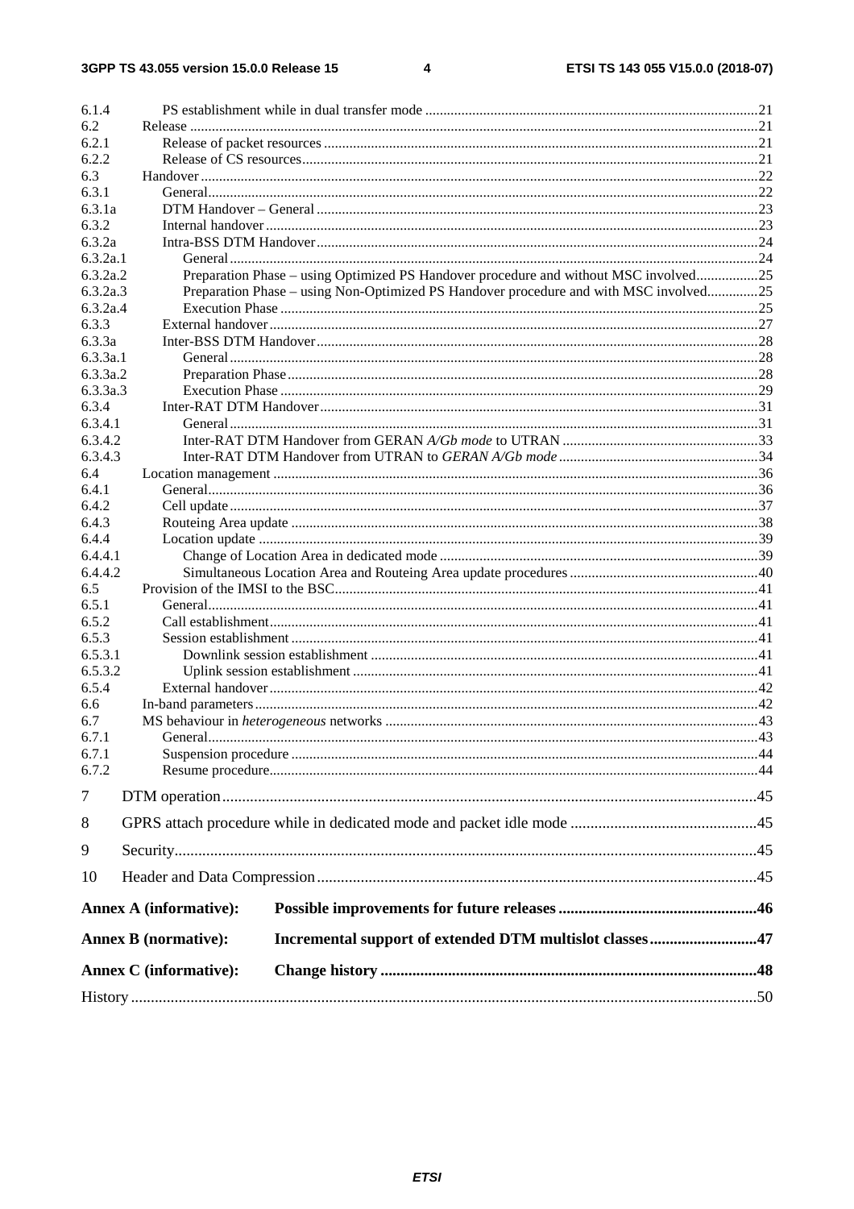6.1.4 PS establishment while in dual transfer mode ....................................................................................21
6.2 Release ..........................................................................................................................................21
6.2.1 Release of packet resources ........................................................................................................21
6.2.2 Release of CS resources...............................................................................................................21
6.3 Handover ........................................................................................................................................22
6.3.1 General........................................................................................................................................22
6.3.1a DTM Handover – General ..........................................................................................................23
6.3.2 Internal handover ........................................................................................................................23
6.3.2a Intra-BSS DTM Handover...........................................................................................................24
6.3.2a.1 General..................................................................................................................................24
6.3.2a.2 Preparation Phase – using Optimized PS Handover procedure and without MSC involved.................25
6.3.2a.3 Preparation Phase – using Non-Optimized PS Handover procedure and with MSC involved..............25
6.3.2a.4 Execution Phase ....................................................................................................................25
6.3.3 External handover .......................................................................................................................27
6.3.3a Inter-BSS DTM Handover...........................................................................................................28
6.3.3a.1 General..................................................................................................................................28
6.3.3a.2 Preparation Phase..................................................................................................................28
6.3.3a.3 Execution Phase ....................................................................................................................29
6.3.4 Inter-RAT DTM Handover..........................................................................................................31
6.3.4.1 General..................................................................................................................................31
6.3.4.2 Inter-RAT DTM Handover from GERAN *A/Gb mode* to UTRAN ......................................................33
6.3.4.3 Inter-RAT DTM Handover from UTRAN to *GERAN A/Gb mode* .......................................................34
6.4 Location management ....................................................................................................................36
6.4.1 General........................................................................................................................................36
6.4.2 Cell update ..................................................................................................................................37
6.4.3 Routeing Area update .................................................................................................................38
6.4.4 Location update ..........................................................................................................................39
6.4.4.1 Change of Location Area in dedicated mode .........................................................................39
6.4.4.2 Simultaneous Location Area and Routeing Area update procedures ......................................40
6.5 Provision of the IMSI to the BSC....................................................................................................41
6.5.1 General........................................................................................................................................41
6.5.2 Call establishment.......................................................................................................................41
6.5.3 Session establishment .................................................................................................................41
6.5.3.1 Downlink session establishment ...........................................................................................41
6.5.3.2 Uplink session establishment ................................................................................................41
6.5.4 External handover .......................................................................................................................42
6.6 In-band parameters .........................................................................................................................42
6.7 MS behaviour in *heterogeneous* networks ......................................................................................43
6.7.1 General........................................................................................................................................43
6.7.1 Suspension procedure .................................................................................................................44
6.7.2 Resume procedure.......................................................................................................................44

7 DTM operation.......................................................................................................................45

8 GPRS attach procedure while in dedicated mode and packet idle mode ...............................................45

9 Security..................................................................................................................................45

10 Header and Data Compression..............................................................................................45

**Annex A (informative): Possible improvements for future releases ..................................................46**

**Annex B (normative): Incremental support of extended DTM multislot classes...........................47**

**Annex C (informative): Change history ..............................................................................................48**

History ..........................................................................................................................................50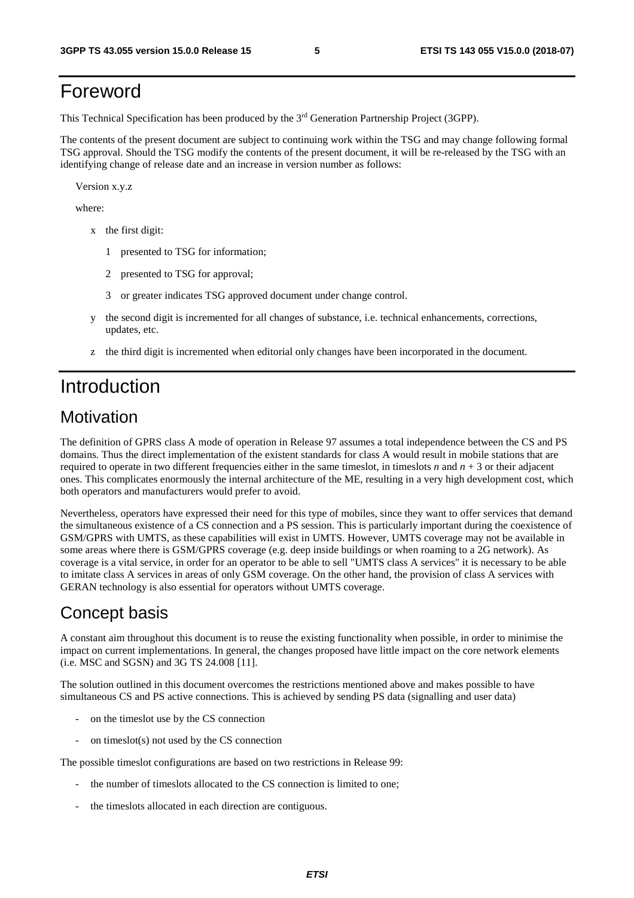# Foreword

This Technical Specification has been produced by the 3rd Generation Partnership Project (3GPP).

The contents of the present document are subject to continuing work within the TSG and may change following formal TSG approval. Should the TSG modify the contents of the present document, it will be re-released by the TSG with an identifying change of release date and an increase in version number as follows:

Version x.y.z

where:

- x the first digit:
  - 1 presented to TSG for information;
  - 2 presented to TSG for approval;
  - 3 or greater indicates TSG approved document under change control.
- y the second digit is incremented for all changes of substance, i.e. technical enhancements, corrections, updates, etc.
- z the third digit is incremented when editorial only changes have been incorporated in the document.

# Introduction

## Motivation

The definition of GPRS class A mode of operation in Release 97 assumes a total independence between the CS and PS domains. Thus the direct implementation of the existent standards for class A would result in mobile stations that are required to operate in two different frequencies either in the same timeslot, in timeslots *n* and *n* + 3 or their adjacent ones. This complicates enormously the internal architecture of the ME, resulting in a very high development cost, which both operators and manufacturers would prefer to avoid.

Nevertheless, operators have expressed their need for this type of mobiles, since they want to offer services that demand the simultaneous existence of a CS connection and a PS session. This is particularly important during the coexistence of GSM/GPRS with UMTS, as these capabilities will exist in UMTS. However, UMTS coverage may not be available in some areas where there is GSM/GPRS coverage (e.g. deep inside buildings or when roaming to a 2G network). As coverage is a vital service, in order for an operator to be able to sell "UMTS class A services" it is necessary to be able to imitate class A services in areas of only GSM coverage. On the other hand, the provision of class A services with GERAN technology is also essential for operators without UMTS coverage.

## Concept basis

A constant aim throughout this document is to reuse the existing functionality when possible, in order to minimise the impact on current implementations. In general, the changes proposed have little impact on the core network elements (i.e. MSC and SGSN) and 3G TS 24.008 [11].

The solution outlined in this document overcomes the restrictions mentioned above and makes possible to have simultaneous CS and PS active connections. This is achieved by sending PS data (signalling and user data)

- on the timeslot use by the CS connection
- on timeslot(s) not used by the CS connection

The possible timeslot configurations are based on two restrictions in Release 99:

- the number of timeslots allocated to the CS connection is limited to one;
- the timeslots allocated in each direction are contiguous.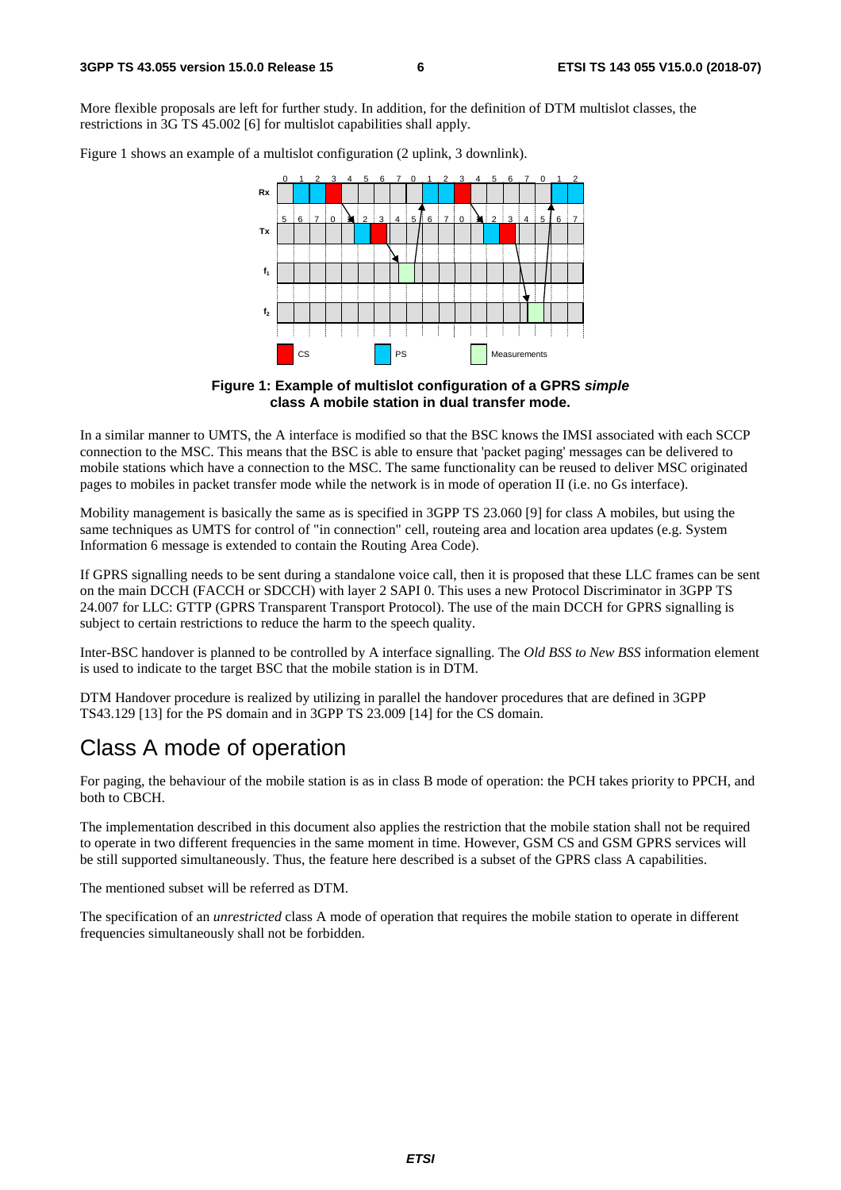More flexible proposals are left for further study. In addition, for the definition of DTM multislot classes, the restrictions in 3G TS 45.002 [6] for multislot capabilities shall apply.

Figure 1 shows an example of a multislot configuration (2 uplink, 3 downlink).

**Figure 1: Example of multislot configuration of a GPRS *simple* class A mobile station in dual transfer mode.**

In a similar manner to UMTS, the A interface is modified so that the BSC knows the IMSI associated with each SCCP connection to the MSC. This means that the BSC is able to ensure that 'packet paging' messages can be delivered to mobile stations which have a connection to the MSC. The same functionality can be reused to deliver MSC originated pages to mobiles in packet transfer mode while the network is in mode of operation II (i.e. no Gs interface).

Mobility management is basically the same as is specified in 3GPP TS 23.060 [9] for class A mobiles, but using the same techniques as UMTS for control of "in connection" cell, routeing area and location area updates (e.g. System Information 6 message is extended to contain the Routing Area Code).

If GPRS signalling needs to be sent during a standalone voice call, then it is proposed that these LLC frames can be sent on the main DCCH (FACCH or SDCCH) with layer 2 SAPI 0. This uses a new Protocol Discriminator in 3GPP TS 24.007 for LLC: GTTP (GPRS Transparent Transport Protocol). The use of the main DCCH for GPRS signalling is subject to certain restrictions to reduce the harm to the speech quality.

Inter-BSC handover is planned to be controlled by A interface signalling. The *Old BSS to New BSS* information element is used to indicate to the target BSC that the mobile station is in DTM.

DTM Handover procedure is realized by utilizing in parallel the handover procedures that are defined in 3GPP TS43.129 [13] for the PS domain and in 3GPP TS 23.009 [14] for the CS domain.

# Class A mode of operation

For paging, the behaviour of the mobile station is as in class B mode of operation: the PCH takes priority to PPCH, and both to CBCH.

The implementation described in this document also applies the restriction that the mobile station shall not be required to operate in two different frequencies in the same moment in time. However, GSM CS and GSM GPRS services will be still supported simultaneously. Thus, the feature here described is a subset of the GPRS class A capabilities.

The mentioned subset will be referred as DTM.

The specification of an *unrestricted* class A mode of operation that requires the mobile station to operate in different frequencies simultaneously shall not be forbidden.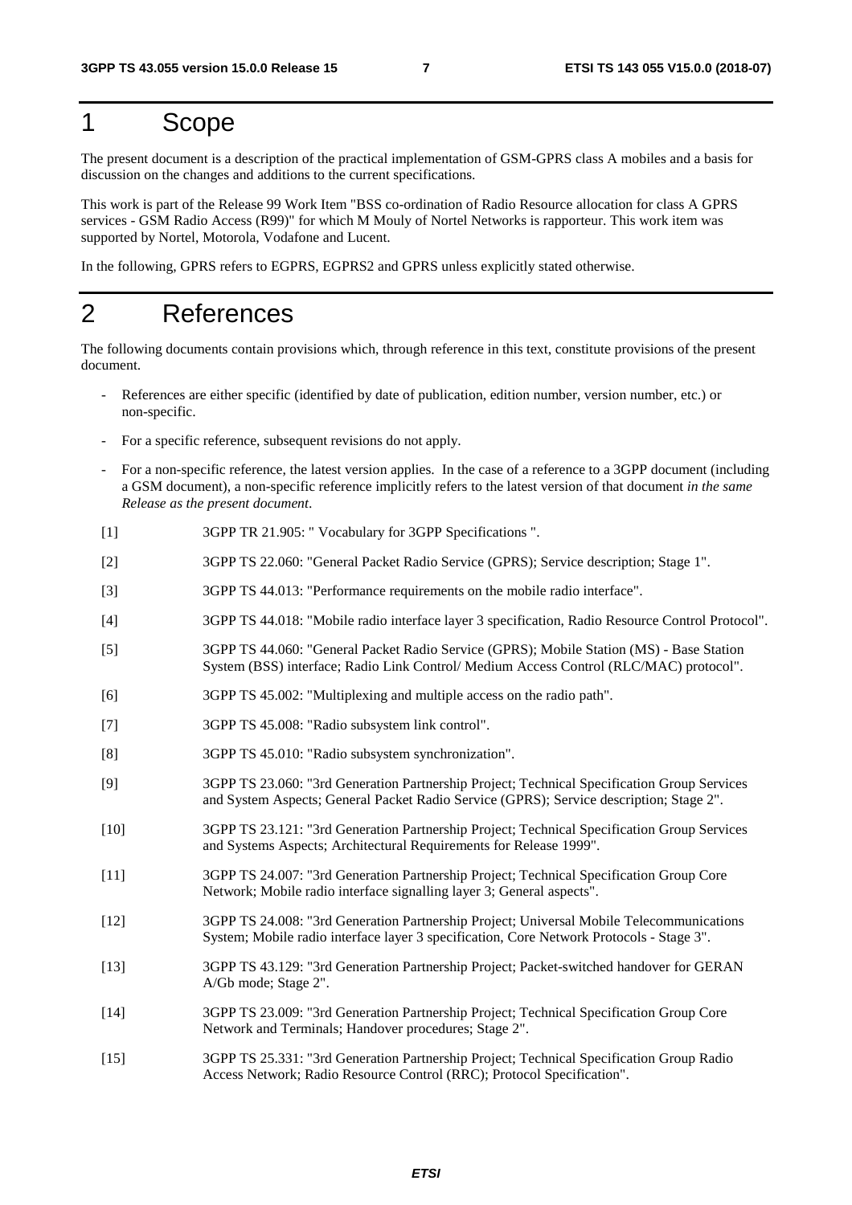# 1 Scope

The present document is a description of the practical implementation of GSM-GPRS class A mobiles and a basis for discussion on the changes and additions to the current specifications.

This work is part of the Release 99 Work Item "BSS co-ordination of Radio Resource allocation for class A GPRS services - GSM Radio Access (R99)" for which M Mouly of Nortel Networks is rapporteur. This work item was supported by Nortel, Motorola, Vodafone and Lucent.

In the following, GPRS refers to EGPRS, EGPRS2 and GPRS unless explicitly stated otherwise.

# 2 References

The following documents contain provisions which, through reference in this text, constitute provisions of the present document.

- References are either specific (identified by date of publication, edition number, version number, etc.) or non-specific.
- For a specific reference, subsequent revisions do not apply.
- For a non-specific reference, the latest version applies. In the case of a reference to a 3GPP document (including a GSM document), a non-specific reference implicitly refers to the latest version of that document *in the same Release as the present document*.

[1] 3GPP TR 21.905: " Vocabulary for 3GPP Specifications ".

[2] 3GPP TS 22.060: "General Packet Radio Service (GPRS); Service description; Stage 1".

[3] 3GPP TS 44.013: "Performance requirements on the mobile radio interface".

[4] 3GPP TS 44.018: "Mobile radio interface layer 3 specification, Radio Resource Control Protocol".

[5] 3GPP TS 44.060: "General Packet Radio Service (GPRS); Mobile Station (MS) - Base Station System (BSS) interface; Radio Link Control/ Medium Access Control (RLC/MAC) protocol".

[6] 3GPP TS 45.002: "Multiplexing and multiple access on the radio path".

[7] 3GPP TS 45.008: "Radio subsystem link control".

[8] 3GPP TS 45.010: "Radio subsystem synchronization".

[9] 3GPP TS 23.060: "3rd Generation Partnership Project; Technical Specification Group Services and System Aspects; General Packet Radio Service (GPRS); Service description; Stage 2".

[10] 3GPP TS 23.121: "3rd Generation Partnership Project; Technical Specification Group Services and Systems Aspects; Architectural Requirements for Release 1999".

[11] 3GPP TS 24.007: "3rd Generation Partnership Project; Technical Specification Group Core Network; Mobile radio interface signalling layer 3; General aspects".

[12] 3GPP TS 24.008: "3rd Generation Partnership Project; Universal Mobile Telecommunications System; Mobile radio interface layer 3 specification, Core Network Protocols - Stage 3".

[13] 3GPP TS 43.129: "3rd Generation Partnership Project; Packet-switched handover for GERAN A/Gb mode; Stage 2".

[14] 3GPP TS 23.009: "3rd Generation Partnership Project; Technical Specification Group Core Network and Terminals; Handover procedures; Stage 2".

[15] 3GPP TS 25.331: "3rd Generation Partnership Project; Technical Specification Group Radio Access Network; Radio Resource Control (RRC); Protocol Specification".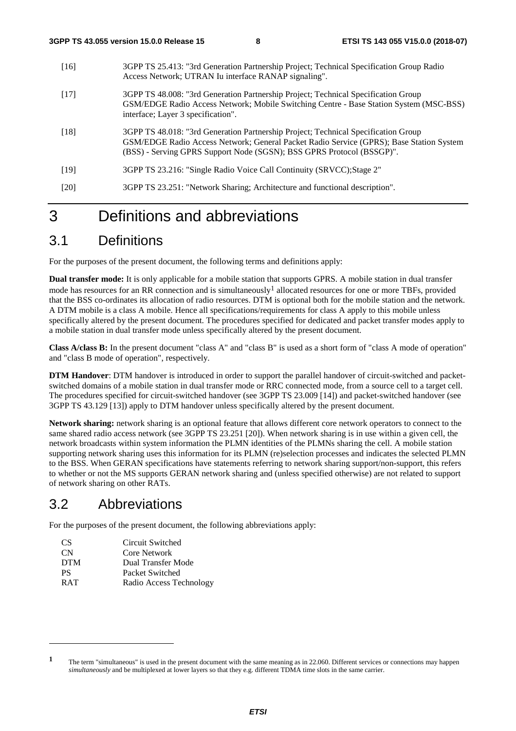[16] 3GPP TS 25.413: "3rd Generation Partnership Project; Technical Specification Group Radio Access Network; UTRAN Iu interface RANAP signaling".

[17] 3GPP TS 48.008: "3rd Generation Partnership Project; Technical Specification Group GSM/EDGE Radio Access Network; Mobile Switching Centre - Base Station System (MSC-BSS) interface; Layer 3 specification".

[18] 3GPP TS 48.018: "3rd Generation Partnership Project; Technical Specification Group GSM/EDGE Radio Access Network; General Packet Radio Service (GPRS); Base Station System (BSS) - Serving GPRS Support Node (SGSN); BSS GPRS Protocol (BSSGP)".

[19] 3GPP TS 23.216: "Single Radio Voice Call Continuity (SRVCC);Stage 2"

[20] 3GPP TS 23.251: "Network Sharing; Architecture and functional description".

# 3 Definitions and abbreviations

## 3.1 Definitions

For the purposes of the present document, the following terms and definitions apply:

**Dual transfer mode:** It is only applicable for a mobile station that supports GPRS. A mobile station in dual transfer mode has resources for an RR connection and is simultaneously[1] allocated resources for one or more TBFs, provided that the BSS co-ordinates its allocation of radio resources. DTM is optional both for the mobile station and the network. A DTM mobile is a class A mobile. Hence all specifications/requirements for class A apply to this mobile unless specifically altered by the present document. The procedures specified for dedicated and packet transfer modes apply to a mobile station in dual transfer mode unless specifically altered by the present document.

**Class A/class B:** In the present document "class A" and "class B" is used as a short form of "class A mode of operation" and "class B mode of operation", respectively.

**DTM Handover**: DTM handover is introduced in order to support the parallel handover of circuit-switched and packet-switched domains of a mobile station in dual transfer mode or RRC connected mode, from a source cell to a target cell. The procedures specified for circuit-switched handover (see 3GPP TS 23.009 [14]) and packet-switched handover (see 3GPP TS 43.129 [13]) apply to DTM handover unless specifically altered by the present document.

**Network sharing:** network sharing is an optional feature that allows different core network operators to connect to the same shared radio access network (see 3GPP TS 23.251 [20]). When network sharing is in use within a given cell, the network broadcasts within system information the PLMN identities of the PLMNs sharing the cell. A mobile station supporting network sharing uses this information for its PLMN (re)selection processes and indicates the selected PLMN to the BSS. When GERAN specifications have statements referring to network sharing support/non-support, this refers to whether or not the MS supports GERAN network sharing and (unless specified otherwise) are not related to support of network sharing on other RATs.

## 3.2 Abbreviations

For the purposes of the present document, the following abbreviations apply:

| | |
|---|---|
| CS | Circuit Switched |
| CN | Core Network |
| DTM | Dual Transfer Mode |
| PS | Packet Switched |
| RAT | Radio Access Technology |

---

[1] The term "simultaneous" is used in the present document with the same meaning as in 22.060. Different services or connections may happen *simultaneously* and be multiplexed at lower layers so that they e.g. different TDMA time slots in the same carrier.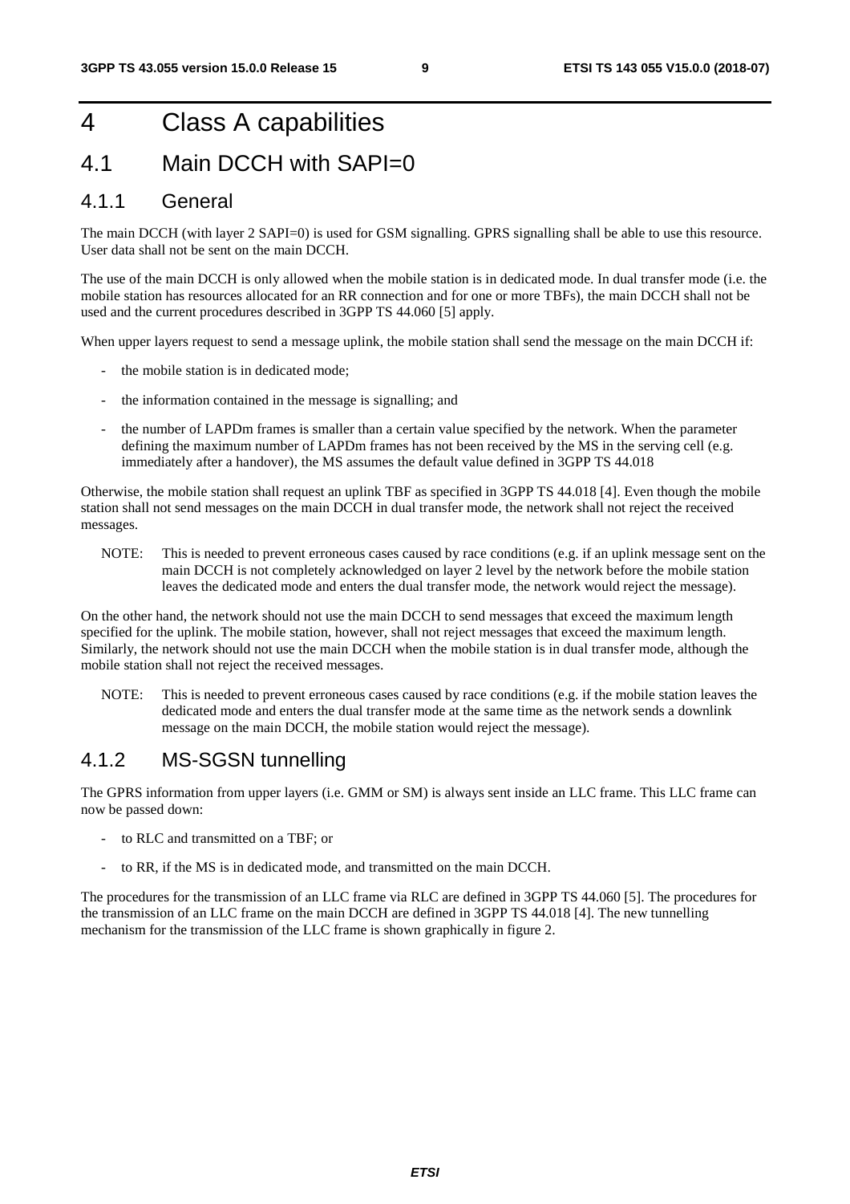# 4 Class A capabilities

## 4.1 Main DCCH with SAPI=0

### 4.1.1 General

The main DCCH (with layer 2 SAPI=0) is used for GSM signalling. GPRS signalling shall be able to use this resource. User data shall not be sent on the main DCCH.

The use of the main DCCH is only allowed when the mobile station is in dedicated mode. In dual transfer mode (i.e. the mobile station has resources allocated for an RR connection and for one or more TBFs), the main DCCH shall not be used and the current procedures described in 3GPP TS 44.060 [5] apply.

When upper layers request to send a message uplink, the mobile station shall send the message on the main DCCH if:

- the mobile station is in dedicated mode;
- the information contained in the message is signalling; and
- the number of LAPDm frames is smaller than a certain value specified by the network. When the parameter defining the maximum number of LAPDm frames has not been received by the MS in the serving cell (e.g. immediately after a handover), the MS assumes the default value defined in 3GPP TS 44.018

Otherwise, the mobile station shall request an uplink TBF as specified in 3GPP TS 44.018 [4]. Even though the mobile station shall not send messages on the main DCCH in dual transfer mode, the network shall not reject the received messages.

NOTE: This is needed to prevent erroneous cases caused by race conditions (e.g. if an uplink message sent on the main DCCH is not completely acknowledged on layer 2 level by the network before the mobile station leaves the dedicated mode and enters the dual transfer mode, the network would reject the message).

On the other hand, the network should not use the main DCCH to send messages that exceed the maximum length specified for the uplink. The mobile station, however, shall not reject messages that exceed the maximum length. Similarly, the network should not use the main DCCH when the mobile station is in dual transfer mode, although the mobile station shall not reject the received messages.

NOTE: This is needed to prevent erroneous cases caused by race conditions (e.g. if the mobile station leaves the dedicated mode and enters the dual transfer mode at the same time as the network sends a downlink message on the main DCCH, the mobile station would reject the message).

### 4.1.2 MS-SGSN tunnelling

The GPRS information from upper layers (i.e. GMM or SM) is always sent inside an LLC frame. This LLC frame can now be passed down:

- to RLC and transmitted on a TBF; or
- to RR, if the MS is in dedicated mode, and transmitted on the main DCCH.

The procedures for the transmission of an LLC frame via RLC are defined in 3GPP TS 44.060 [5]. The procedures for the transmission of an LLC frame on the main DCCH are defined in 3GPP TS 44.018 [4]. The new tunnelling mechanism for the transmission of the LLC frame is shown graphically in figure 2.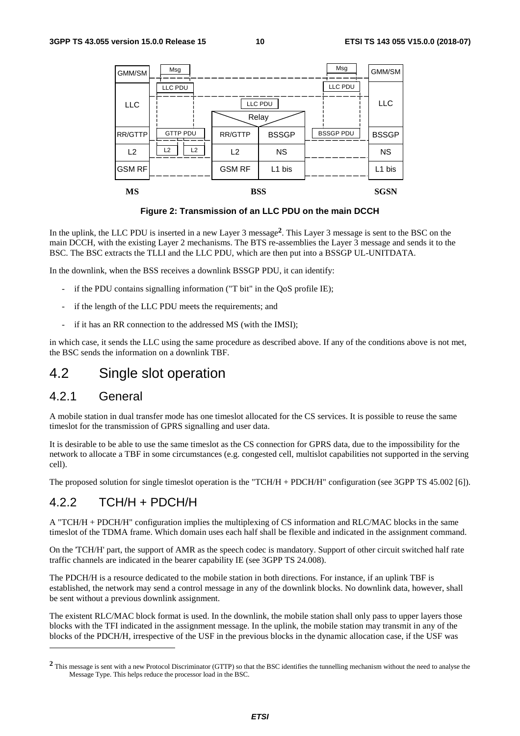**Figure 2: Transmission of an LLC PDU on the main DCCH**

In the uplink, the LLC PDU is inserted in a new Layer 3 message[2]. This Layer 3 message is sent to the BSC on the main DCCH, with the existing Layer 2 mechanisms. The BTS re-assemblies the Layer 3 message and sends it to the BSC. The BSC extracts the TLLI and the LLC PDU, which are then put into a BSSGP UL-UNITDATA.

In the downlink, when the BSS receives a downlink BSSGP PDU, it can identify:

- if the PDU contains signalling information ("T bit" in the QoS profile IE);
- if the length of the LLC PDU meets the requirements; and
- if it has an RR connection to the addressed MS (with the IMSI);

in which case, it sends the LLC using the same procedure as described above. If any of the conditions above is not met, the BSC sends the information on a downlink TBF.

# 4.2 Single slot operation

## 4.2.1 General

A mobile station in dual transfer mode has one timeslot allocated for the CS services. It is possible to reuse the same timeslot for the transmission of GPRS signalling and user data.

It is desirable to be able to use the same timeslot as the CS connection for GPRS data, due to the impossibility for the network to allocate a TBF in some circumstances (e.g. congested cell, multislot capabilities not supported in the serving cell).

The proposed solution for single timeslot operation is the "TCH/H + PDCH/H" configuration (see 3GPP TS 45.002 [6]).

## 4.2.2 TCH/H + PDCH/H

A "TCH/H + PDCH/H" configuration implies the multiplexing of CS information and RLC/MAC blocks in the same timeslot of the TDMA frame. Which domain uses each half shall be flexible and indicated in the assignment command.

On the 'TCH/H' part, the support of AMR as the speech codec is mandatory. Support of other circuit switched half rate traffic channels are indicated in the bearer capability IE (see 3GPP TS 24.008).

The PDCH/H is a resource dedicated to the mobile station in both directions. For instance, if an uplink TBF is established, the network may send a control message in any of the downlink blocks. No downlink data, however, shall be sent without a previous downlink assignment.

The existent RLC/MAC block format is used. In the downlink, the mobile station shall only pass to upper layers those blocks with the TFI indicated in the assignment message. In the uplink, the mobile station may transmit in any of the blocks of the PDCH/H, irrespective of the USF in the previous blocks in the dynamic allocation case, if the USF was

[2] This message is sent with a new Protocol Discriminator (GTTP) so that the BSC identifies the tunnelling mechanism without the need to analyse the Message Type. This helps reduce the processor load in the BSC.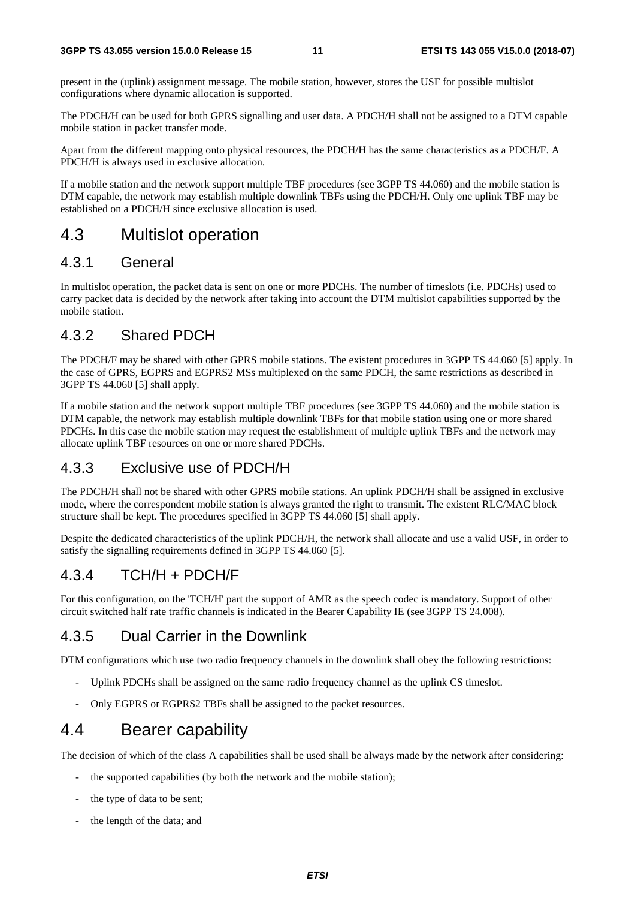present in the (uplink) assignment message. The mobile station, however, stores the USF for possible multislot configurations where dynamic allocation is supported.

The PDCH/H can be used for both GPRS signalling and user data. A PDCH/H shall not be assigned to a DTM capable mobile station in packet transfer mode.

Apart from the different mapping onto physical resources, the PDCH/H has the same characteristics as a PDCH/F. A PDCH/H is always used in exclusive allocation.

If a mobile station and the network support multiple TBF procedures (see 3GPP TS 44.060) and the mobile station is DTM capable, the network may establish multiple downlink TBFs using the PDCH/H. Only one uplink TBF may be established on a PDCH/H since exclusive allocation is used.

# 4.3 Multislot operation

## 4.3.1 General

In multislot operation, the packet data is sent on one or more PDCHs. The number of timeslots (i.e. PDCHs) used to carry packet data is decided by the network after taking into account the DTM multislot capabilities supported by the mobile station.

## 4.3.2 Shared PDCH

The PDCH/F may be shared with other GPRS mobile stations. The existent procedures in 3GPP TS 44.060 [5] apply. In the case of GPRS, EGPRS and EGPRS2 MSs multiplexed on the same PDCH, the same restrictions as described in 3GPP TS 44.060 [5] shall apply.

If a mobile station and the network support multiple TBF procedures (see 3GPP TS 44.060) and the mobile station is DTM capable, the network may establish multiple downlink TBFs for that mobile station using one or more shared PDCHs. In this case the mobile station may request the establishment of multiple uplink TBFs and the network may allocate uplink TBF resources on one or more shared PDCHs.

## 4.3.3 Exclusive use of PDCH/H

The PDCH/H shall not be shared with other GPRS mobile stations. An uplink PDCH/H shall be assigned in exclusive mode, where the correspondent mobile station is always granted the right to transmit. The existent RLC/MAC block structure shall be kept. The procedures specified in 3GPP TS 44.060 [5] shall apply.

Despite the dedicated characteristics of the uplink PDCH/H, the network shall allocate and use a valid USF, in order to satisfy the signalling requirements defined in 3GPP TS 44.060 [5].

## 4.3.4 TCH/H + PDCH/F

For this configuration, on the 'TCH/H' part the support of AMR as the speech codec is mandatory. Support of other circuit switched half rate traffic channels is indicated in the Bearer Capability IE (see 3GPP TS 24.008).

## 4.3.5 Dual Carrier in the Downlink

DTM configurations which use two radio frequency channels in the downlink shall obey the following restrictions:

- Uplink PDCHs shall be assigned on the same radio frequency channel as the uplink CS timeslot.
- Only EGPRS or EGPRS2 TBFs shall be assigned to the packet resources.

# 4.4 Bearer capability

The decision of which of the class A capabilities shall be used shall be always made by the network after considering:

- the supported capabilities (by both the network and the mobile station);
- the type of data to be sent;
- the length of the data; and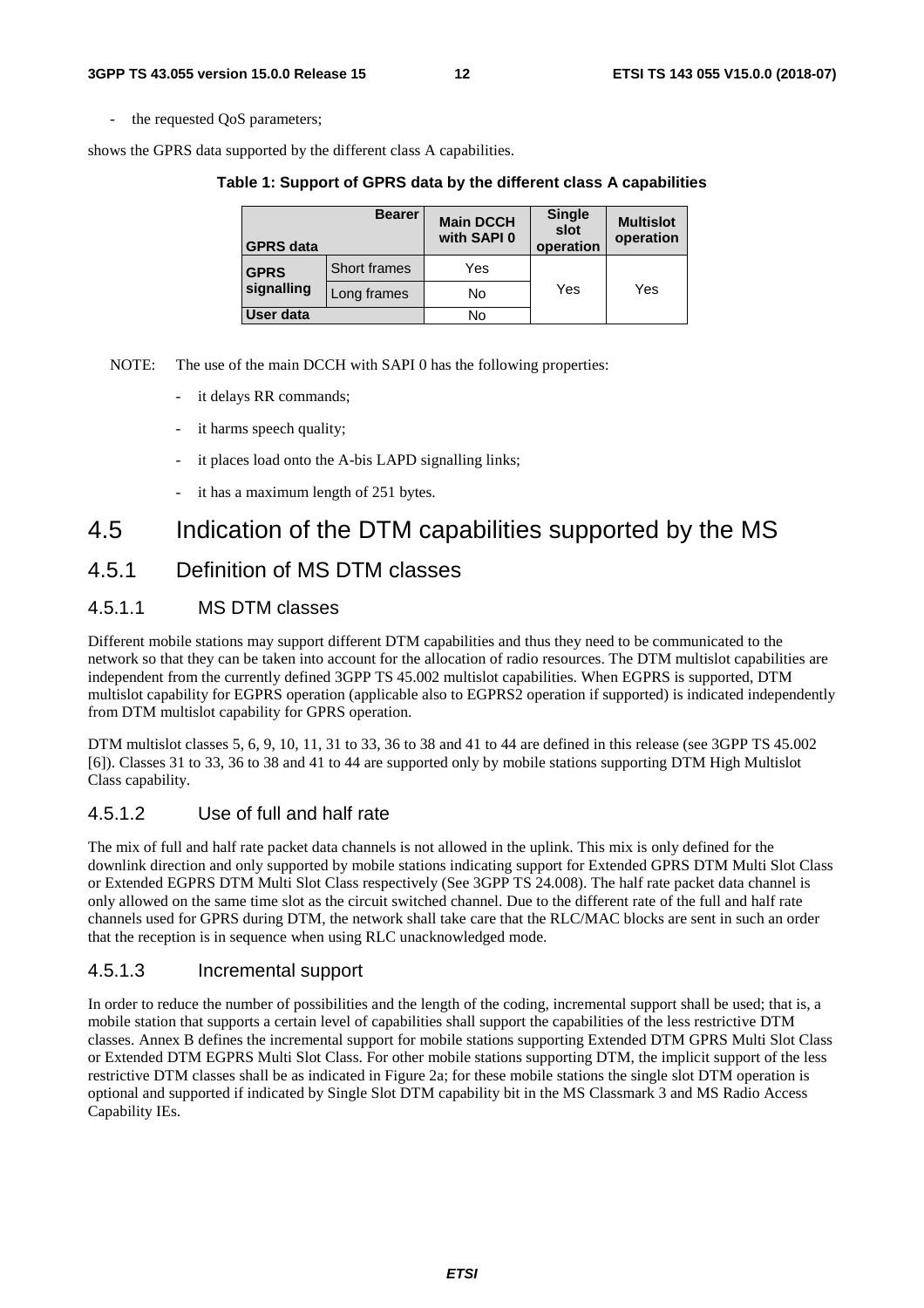- the requested QoS parameters;

shows the GPRS data supported by the different class A capabilities.

**Table 1: Support of GPRS data by the different class A capabilities**

| GPRS data \ Bearer | | Main DCCH with SAPI 0 | Single slot operation | Multislot operation |
|---|---|---|---|---|
| GPRS signalling | Short frames | Yes | Yes | Yes |
| | Long frames | No | | |
| User data | | No | | |

NOTE: The use of the main DCCH with SAPI 0 has the following properties:

- it delays RR commands;
- it harms speech quality;
- it places load onto the A-bis LAPD signalling links;
- it has a maximum length of 251 bytes.

# 4.5 Indication of the DTM capabilities supported by the MS

## 4.5.1 Definition of MS DTM classes

### 4.5.1.1 MS DTM classes

Different mobile stations may support different DTM capabilities and thus they need to be communicated to the network so that they can be taken into account for the allocation of radio resources. The DTM multislot capabilities are independent from the currently defined 3GPP TS 45.002 multislot capabilities. When EGPRS is supported, DTM multislot capability for EGPRS operation (applicable also to EGPRS2 operation if supported) is indicated independently from DTM multislot capability for GPRS operation.

DTM multislot classes 5, 6, 9, 10, 11, 31 to 33, 36 to 38 and 41 to 44 are defined in this release (see 3GPP TS 45.002 [6]). Classes 31 to 33, 36 to 38 and 41 to 44 are supported only by mobile stations supporting DTM High Multislot Class capability.

### 4.5.1.2 Use of full and half rate

The mix of full and half rate packet data channels is not allowed in the uplink. This mix is only defined for the downlink direction and only supported by mobile stations indicating support for Extended GPRS DTM Multi Slot Class or Extended EGPRS DTM Multi Slot Class respectively (See 3GPP TS 24.008). The half rate packet data channel is only allowed on the same time slot as the circuit switched channel. Due to the different rate of the full and half rate channels used for GPRS during DTM, the network shall take care that the RLC/MAC blocks are sent in such an order that the reception is in sequence when using RLC unacknowledged mode.

### 4.5.1.3 Incremental support

In order to reduce the number of possibilities and the length of the coding, incremental support shall be used; that is, a mobile station that supports a certain level of capabilities shall support the capabilities of the less restrictive DTM classes. Annex B defines the incremental support for mobile stations supporting Extended DTM GPRS Multi Slot Class or Extended DTM EGPRS Multi Slot Class. For other mobile stations supporting DTM, the implicit support of the less restrictive DTM classes shall be as indicated in Figure 2a; for these mobile stations the single slot DTM operation is optional and supported if indicated by Single Slot DTM capability bit in the MS Classmark 3 and MS Radio Access Capability IEs.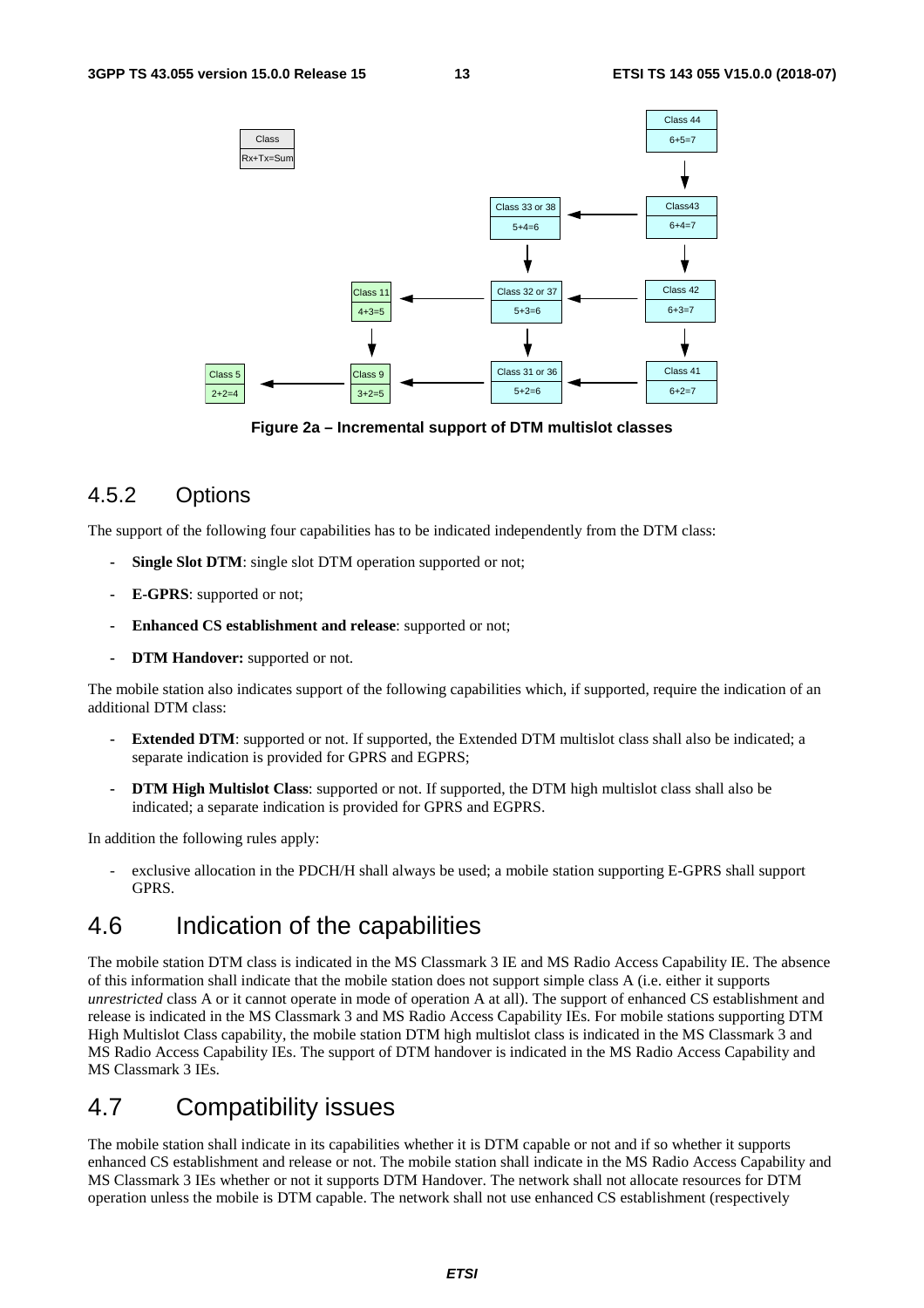Figure 2a – Incremental support of DTM multislot classes

### 4.5.2 Options

The support of the following four capabilities has to be indicated independently from the DTM class:

- **Single Slot DTM**: single slot DTM operation supported or not;
- **E-GPRS**: supported or not;
- **Enhanced CS establishment and release**: supported or not;
- **DTM Handover:** supported or not.

The mobile station also indicates support of the following capabilities which, if supported, require the indication of an additional DTM class:

- **Extended DTM**: supported or not. If supported, the Extended DTM multislot class shall also be indicated; a separate indication is provided for GPRS and EGPRS;
- **DTM High Multislot Class**: supported or not. If supported, the DTM high multislot class shall also be indicated; a separate indication is provided for GPRS and EGPRS.

In addition the following rules apply:

- exclusive allocation in the PDCH/H shall always be used; a mobile station supporting E-GPRS shall support GPRS.

## 4.6 Indication of the capabilities

The mobile station DTM class is indicated in the MS Classmark 3 IE and MS Radio Access Capability IE. The absence of this information shall indicate that the mobile station does not support simple class A (i.e. either it supports *unrestricted* class A or it cannot operate in mode of operation A at all). The support of enhanced CS establishment and release is indicated in the MS Classmark 3 and MS Radio Access Capability IEs. For mobile stations supporting DTM High Multislot Class capability, the mobile station DTM high multislot class is indicated in the MS Classmark 3 and MS Radio Access Capability IEs. The support of DTM handover is indicated in the MS Radio Access Capability and MS Classmark 3 IEs.

## 4.7 Compatibility issues

The mobile station shall indicate in its capabilities whether it is DTM capable or not and if so whether it supports enhanced CS establishment and release or not. The mobile station shall indicate in the MS Radio Access Capability and MS Classmark 3 IEs whether or not it supports DTM Handover. The network shall not allocate resources for DTM operation unless the mobile is DTM capable. The network shall not use enhanced CS establishment (respectively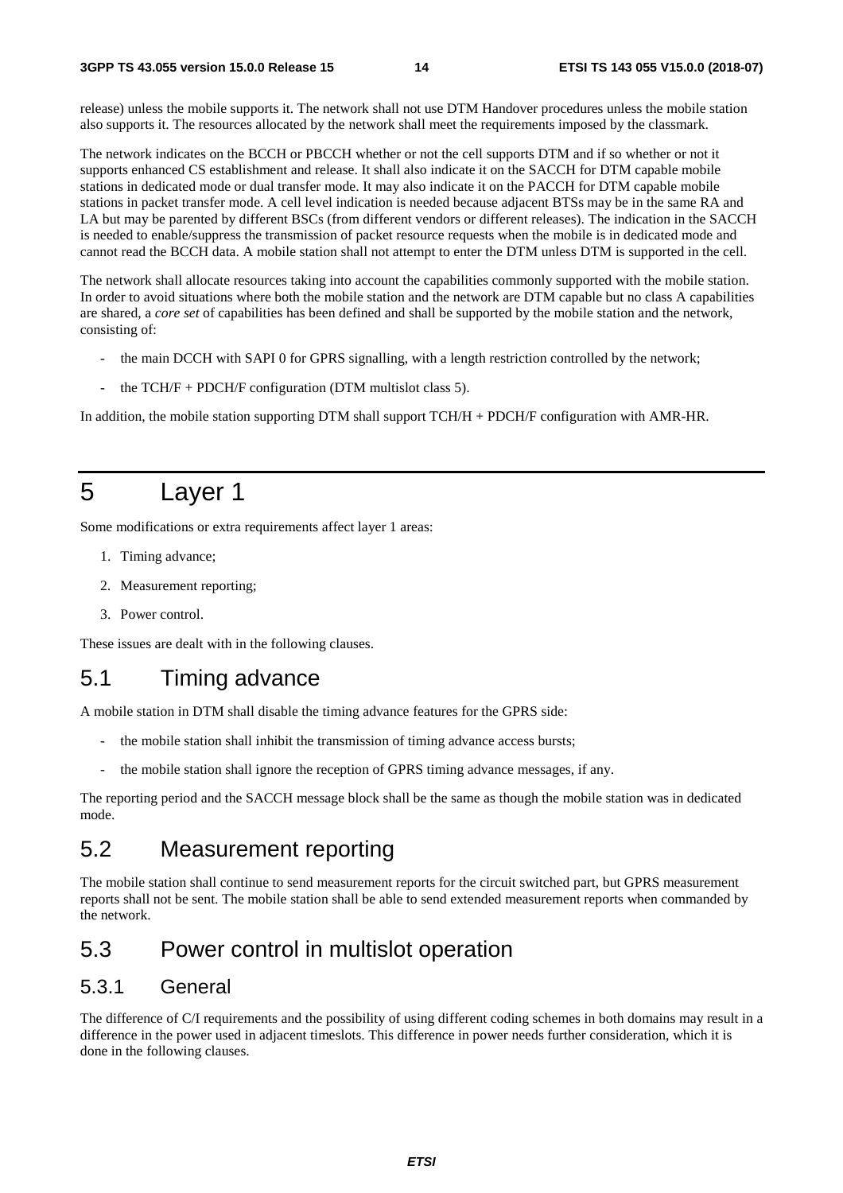release) unless the mobile supports it. The network shall not use DTM Handover procedures unless the mobile station also supports it. The resources allocated by the network shall meet the requirements imposed by the classmark.

The network indicates on the BCCH or PBCCH whether or not the cell supports DTM and if so whether or not it supports enhanced CS establishment and release. It shall also indicate it on the SACCH for DTM capable mobile stations in dedicated mode or dual transfer mode. It may also indicate it on the PACCH for DTM capable mobile stations in packet transfer mode. A cell level indication is needed because adjacent BTSs may be in the same RA and LA but may be parented by different BSCs (from different vendors or different releases). The indication in the SACCH is needed to enable/suppress the transmission of packet resource requests when the mobile is in dedicated mode and cannot read the BCCH data. A mobile station shall not attempt to enter the DTM unless DTM is supported in the cell.

The network shall allocate resources taking into account the capabilities commonly supported with the mobile station. In order to avoid situations where both the mobile station and the network are DTM capable but no class A capabilities are shared, a *core set* of capabilities has been defined and shall be supported by the mobile station and the network, consisting of:

- the main DCCH with SAPI 0 for GPRS signalling, with a length restriction controlled by the network;
- the TCH/F + PDCH/F configuration (DTM multislot class 5).

In addition, the mobile station supporting DTM shall support TCH/H + PDCH/F configuration with AMR-HR.

# 5 Layer 1

Some modifications or extra requirements affect layer 1 areas:

1. Timing advance;
2. Measurement reporting;
3. Power control.

These issues are dealt with in the following clauses.

## 5.1 Timing advance

A mobile station in DTM shall disable the timing advance features for the GPRS side:

- the mobile station shall inhibit the transmission of timing advance access bursts;
- the mobile station shall ignore the reception of GPRS timing advance messages, if any.

The reporting period and the SACCH message block shall be the same as though the mobile station was in dedicated mode.

## 5.2 Measurement reporting

The mobile station shall continue to send measurement reports for the circuit switched part, but GPRS measurement reports shall not be sent. The mobile station shall be able to send extended measurement reports when commanded by the network.

## 5.3 Power control in multislot operation

### 5.3.1 General

The difference of C/I requirements and the possibility of using different coding schemes in both domains may result in a difference in the power used in adjacent timeslots. This difference in power needs further consideration, which it is done in the following clauses.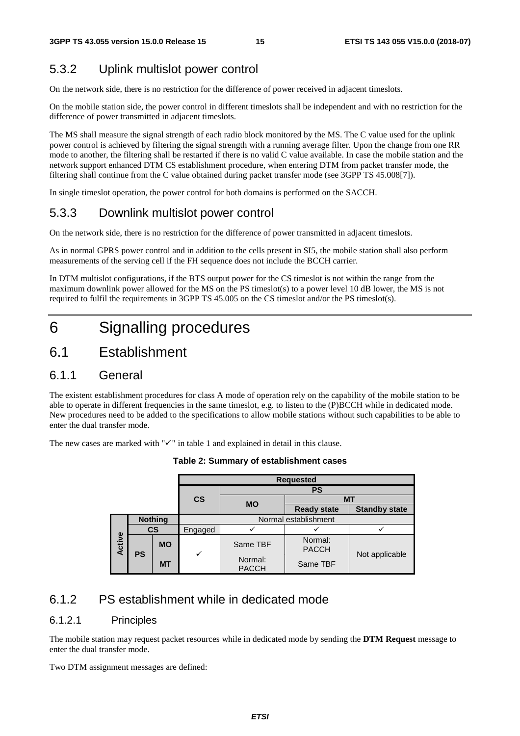### 5.3.2 Uplink multislot power control

On the network side, there is no restriction for the difference of power received in adjacent timeslots.

On the mobile station side, the power control in different timeslots shall be independent and with no restriction for the difference of power transmitted in adjacent timeslots.

The MS shall measure the signal strength of each radio block monitored by the MS. The C value used for the uplink power control is achieved by filtering the signal strength with a running average filter. Upon the change from one RR mode to another, the filtering shall be restarted if there is no valid C value available. In case the mobile station and the network support enhanced DTM CS establishment procedure, when entering DTM from packet transfer mode, the filtering shall continue from the C value obtained during packet transfer mode (see 3GPP TS 45.008[7]).

In single timeslot operation, the power control for both domains is performed on the SACCH.

### 5.3.3 Downlink multislot power control

On the network side, there is no restriction for the difference of power transmitted in adjacent timeslots.

As in normal GPRS power control and in addition to the cells present in SI5, the mobile station shall also perform measurements of the serving cell if the FH sequence does not include the BCCH carrier.

In DTM multislot configurations, if the BTS output power for the CS timeslot is not within the range from the maximum downlink power allowed for the MS on the PS timeslot(s) to a power level 10 dB lower, the MS is not required to fulfil the requirements in 3GPP TS 45.005 on the CS timeslot and/or the PS timeslot(s).

# 6 Signalling procedures

## 6.1 Establishment

### 6.1.1 General

The existent establishment procedures for class A mode of operation rely on the capability of the mobile station to be able to operate in different frequencies in the same timeslot, e.g. to listen to the (P)BCCH while in dedicated mode. New procedures need to be added to the specifications to allow mobile stations without such capabilities to be able to enter the dual transfer mode.

The new cases are marked with "✓" in table 1 and explained in detail in this clause.

**Table 2: Summary of establishment cases**

| | | | Requested | | | |
|---|---|---|---|---|---|---|
| | | | CS | PS | | |
| | | | | MO | MT | |
| | | | | | Ready state | Standby state |
| | Nothing | | Normal establishment | | | |
| Active | CS | | Engaged | ✓ | ✓ | ✓ |
| | PS | MO | ✓ | Same TBF | Normal: PACCH | Not applicable |
| | | MT | | Normal: PACCH | Same TBF | |

### 6.1.2 PS establishment while in dedicated mode

#### 6.1.2.1 Principles

The mobile station may request packet resources while in dedicated mode by sending the **DTM Request** message to enter the dual transfer mode.

Two DTM assignment messages are defined: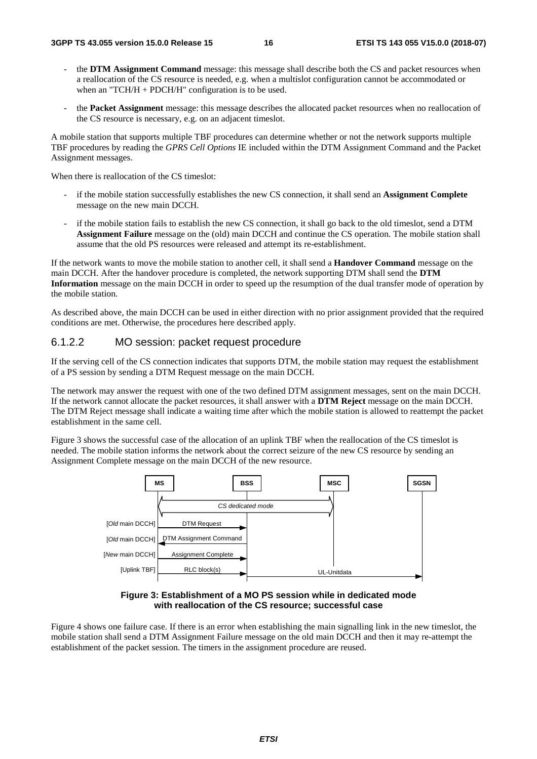- the **DTM Assignment Command** message: this message shall describe both the CS and packet resources when a reallocation of the CS resource is needed, e.g. when a multislot configuration cannot be accommodated or when an "TCH/H + PDCH/H" configuration is to be used.
- the **Packet Assignment** message: this message describes the allocated packet resources when no reallocation of the CS resource is necessary, e.g. on an adjacent timeslot.

A mobile station that supports multiple TBF procedures can determine whether or not the network supports multiple TBF procedures by reading the *GPRS Cell Options* IE included within the DTM Assignment Command and the Packet Assignment messages.

When there is reallocation of the CS timeslot:

- if the mobile station successfully establishes the new CS connection, it shall send an **Assignment Complete** message on the new main DCCH.
- if the mobile station fails to establish the new CS connection, it shall go back to the old timeslot, send a DTM **Assignment Failure** message on the (old) main DCCH and continue the CS operation. The mobile station shall assume that the old PS resources were released and attempt its re-establishment.

If the network wants to move the mobile station to another cell, it shall send a **Handover Command** message on the main DCCH. After the handover procedure is completed, the network supporting DTM shall send the **DTM Information** message on the main DCCH in order to speed up the resumption of the dual transfer mode of operation by the mobile station.

As described above, the main DCCH can be used in either direction with no prior assignment provided that the required conditions are met. Otherwise, the procedures here described apply.

### 6.1.2.2 MO session: packet request procedure

If the serving cell of the CS connection indicates that supports DTM, the mobile station may request the establishment of a PS session by sending a DTM Request message on the main DCCH.

The network may answer the request with one of the two defined DTM assignment messages, sent on the main DCCH. If the network cannot allocate the packet resources, it shall answer with a **DTM Reject** message on the main DCCH. The DTM Reject message shall indicate a waiting time after which the mobile station is allowed to reattempt the packet establishment in the same cell.

Figure 3 shows the successful case of the allocation of an uplink TBF when the reallocation of the CS timeslot is needed. The mobile station informs the network about the correct seizure of the new CS resource by sending an Assignment Complete message on the main DCCH of the new resource.

```
            MS              BSS              MSC              SGSN
             |<------- CS dedicated mode ------>|
[Old main DCCH]  --DTM Request-->
[Old main DCCH]  <--DTM Assignment Command--
[New main DCCH]  --Assignment Complete-->
[Uplink TBF]     --RLC block(s)-->  ------------UL-Unitdata----------->
```

**Figure 3: Establishment of a MO PS session while in dedicated mode with reallocation of the CS resource; successful case**

Figure 4 shows one failure case. If there is an error when establishing the main signalling link in the new timeslot, the mobile station shall send a DTM Assignment Failure message on the old main DCCH and then it may re-attempt the establishment of the packet session. The timers in the assignment procedure are reused.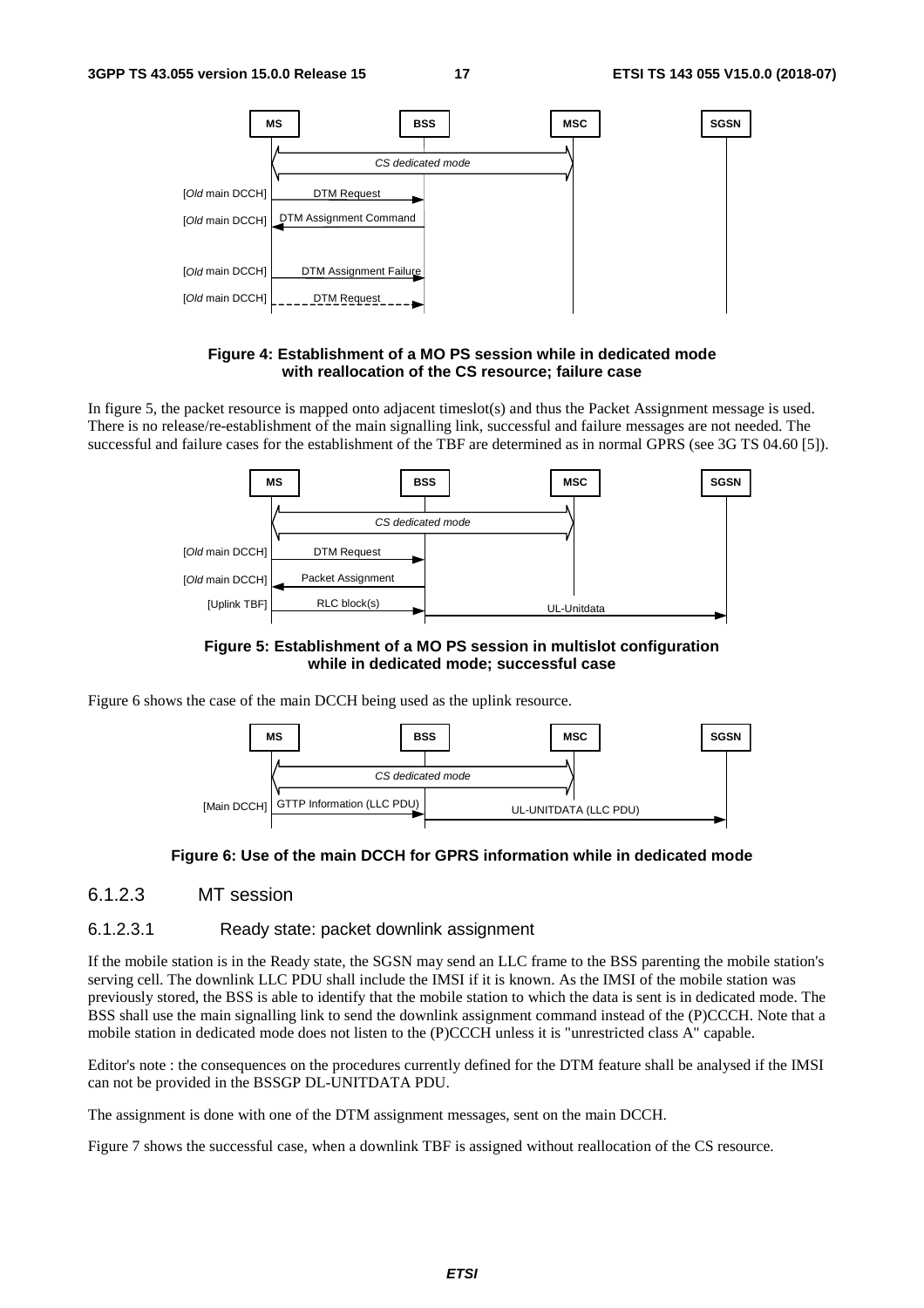**Figure 4: Establishment of a MO PS session while in dedicated mode with reallocation of the CS resource; failure case**

In figure 5, the packet resource is mapped onto adjacent timeslot(s) and thus the Packet Assignment message is used. There is no release/re-establishment of the main signalling link, successful and failure messages are not needed. The successful and failure cases for the establishment of the TBF are determined as in normal GPRS (see 3G TS 04.60 [5]).

**Figure 5: Establishment of a MO PS session in multislot configuration while in dedicated mode; successful case**

Figure 6 shows the case of the main DCCH being used as the uplink resource.

**Figure 6: Use of the main DCCH for GPRS information while in dedicated mode**

### 6.1.2.3 MT session

#### 6.1.2.3.1 Ready state: packet downlink assignment

If the mobile station is in the Ready state, the SGSN may send an LLC frame to the BSS parenting the mobile station's serving cell. The downlink LLC PDU shall include the IMSI if it is known. As the IMSI of the mobile station was previously stored, the BSS is able to identify that the mobile station to which the data is sent is in dedicated mode. The BSS shall use the main signalling link to send the downlink assignment command instead of the (P)CCCH. Note that a mobile station in dedicated mode does not listen to the (P)CCCH unless it is "unrestricted class A" capable.

Editor's note : the consequences on the procedures currently defined for the DTM feature shall be analysed if the IMSI can not be provided in the BSSGP DL-UNITDATA PDU.

The assignment is done with one of the DTM assignment messages, sent on the main DCCH.

Figure 7 shows the successful case, when a downlink TBF is assigned without reallocation of the CS resource.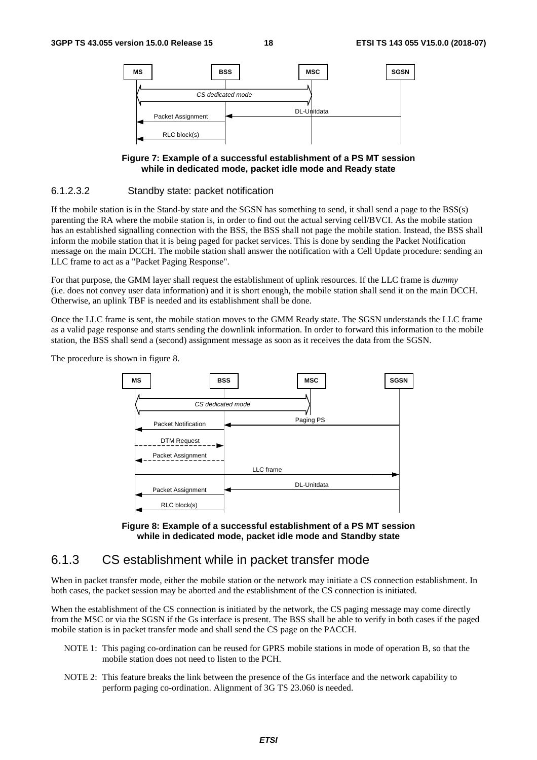**Figure 7: Example of a successful establishment of a PS MT session while in dedicated mode, packet idle mode and Ready state**

#### 6.1.2.3.2 Standby state: packet notification

If the mobile station is in the Stand-by state and the SGSN has something to send, it shall send a page to the BSS(s) parenting the RA where the mobile station is, in order to find out the actual serving cell/BVCI. As the mobile station has an established signalling connection with the BSS, the BSS shall not page the mobile station. Instead, the BSS shall inform the mobile station that it is being paged for packet services. This is done by sending the Packet Notification message on the main DCCH. The mobile station shall answer the notification with a Cell Update procedure: sending an LLC frame to act as a "Packet Paging Response".

For that purpose, the GMM layer shall request the establishment of uplink resources. If the LLC frame is *dummy* (i.e. does not convey user data information) and it is short enough, the mobile station shall send it on the main DCCH. Otherwise, an uplink TBF is needed and its establishment shall be done.

Once the LLC frame is sent, the mobile station moves to the GMM Ready state. The SGSN understands the LLC frame as a valid page response and starts sending the downlink information. In order to forward this information to the mobile station, the BSS shall send a (second) assignment message as soon as it receives the data from the SGSN.

The procedure is shown in figure 8.

**Figure 8: Example of a successful establishment of a PS MT session while in dedicated mode, packet idle mode and Standby state**

### 6.1.3 CS establishment while in packet transfer mode

When in packet transfer mode, either the mobile station or the network may initiate a CS connection establishment. In both cases, the packet session may be aborted and the establishment of the CS connection is initiated.

When the establishment of the CS connection is initiated by the network, the CS paging message may come directly from the MSC or via the SGSN if the Gs interface is present. The BSS shall be able to verify in both cases if the paged mobile station is in packet transfer mode and shall send the CS page on the PACCH.

NOTE 1: This paging co-ordination can be reused for GPRS mobile stations in mode of operation B, so that the mobile station does not need to listen to the PCH.

NOTE 2: This feature breaks the link between the presence of the Gs interface and the network capability to perform paging co-ordination. Alignment of 3G TS 23.060 is needed.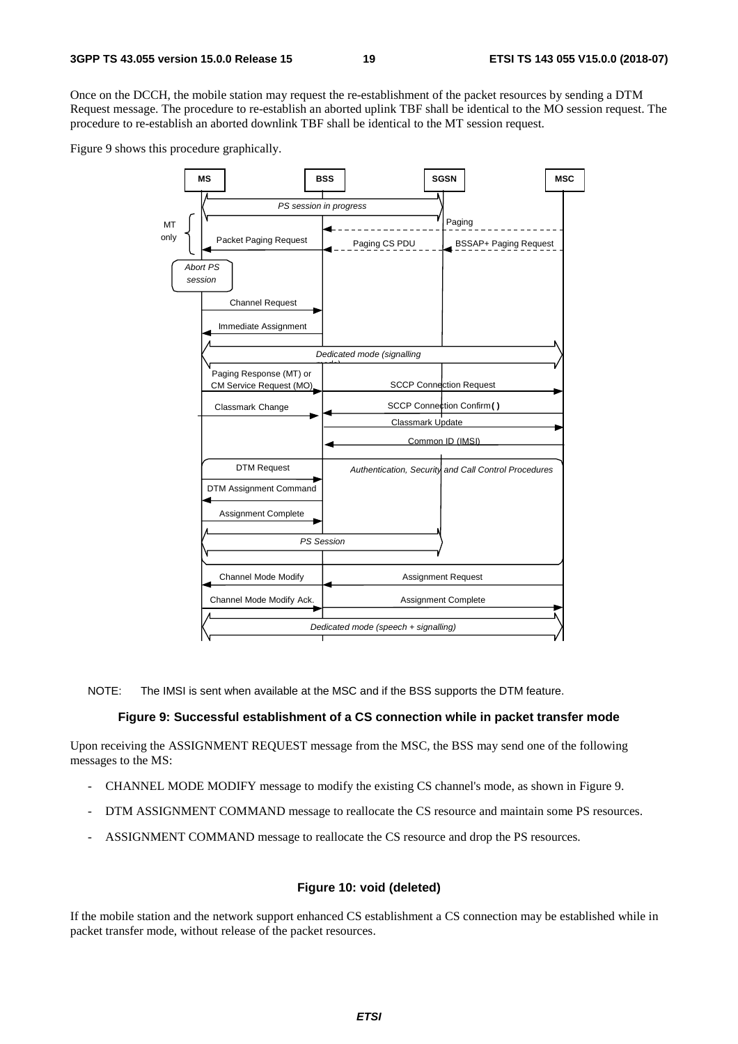Once on the DCCH, the mobile station may request the re-establishment of the packet resources by sending a DTM Request message. The procedure to re-establish an aborted uplink TBF shall be identical to the MO session request. The procedure to re-establish an aborted downlink TBF shall be identical to the MT session request.

Figure 9 shows this procedure graphically.

NOTE: The IMSI is sent when available at the MSC and if the BSS supports the DTM feature.

**Figure 9: Successful establishment of a CS connection while in packet transfer mode**

Upon receiving the ASSIGNMENT REQUEST message from the MSC, the BSS may send one of the following messages to the MS:

- CHANNEL MODE MODIFY message to modify the existing CS channel's mode, as shown in Figure 9.
- DTM ASSIGNMENT COMMAND message to reallocate the CS resource and maintain some PS resources.
- ASSIGNMENT COMMAND message to reallocate the CS resource and drop the PS resources.

**Figure 10: void (deleted)**

If the mobile station and the network support enhanced CS establishment a CS connection may be established while in packet transfer mode, without release of the packet resources.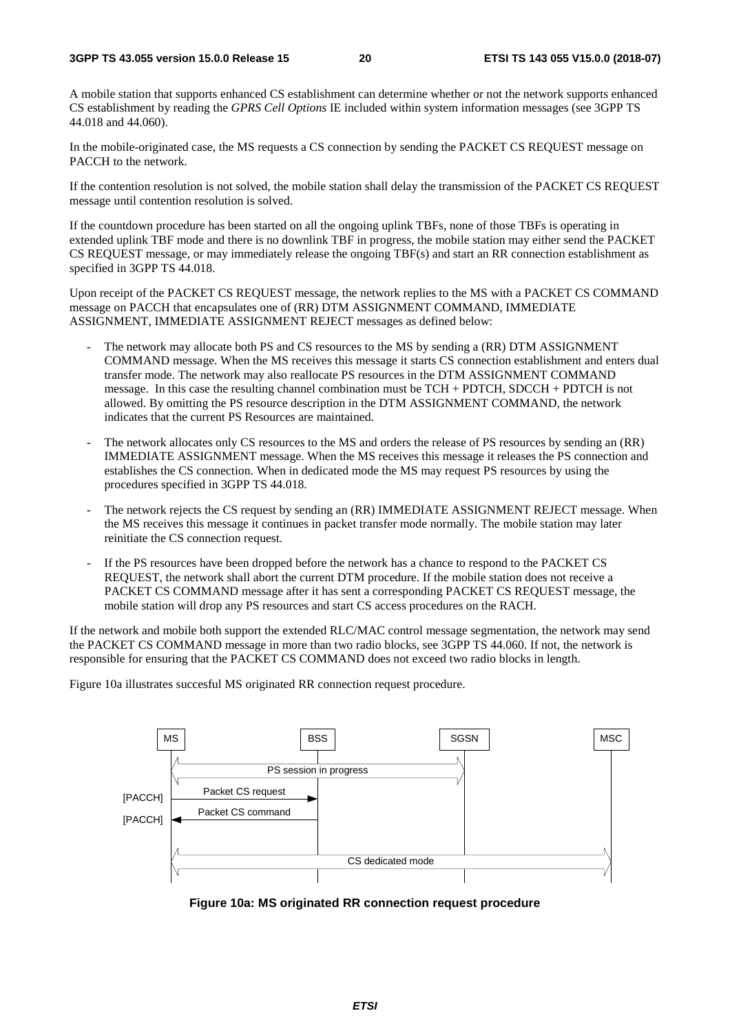A mobile station that supports enhanced CS establishment can determine whether or not the network supports enhanced CS establishment by reading the *GPRS Cell Options* IE included within system information messages (see 3GPP TS 44.018 and 44.060).

In the mobile-originated case, the MS requests a CS connection by sending the PACKET CS REQUEST message on PACCH to the network.

If the contention resolution is not solved, the mobile station shall delay the transmission of the PACKET CS REQUEST message until contention resolution is solved.

If the countdown procedure has been started on all the ongoing uplink TBFs, none of those TBFs is operating in extended uplink TBF mode and there is no downlink TBF in progress, the mobile station may either send the PACKET CS REQUEST message, or may immediately release the ongoing TBF(s) and start an RR connection establishment as specified in 3GPP TS 44.018.

Upon receipt of the PACKET CS REQUEST message, the network replies to the MS with a PACKET CS COMMAND message on PACCH that encapsulates one of (RR) DTM ASSIGNMENT COMMAND, IMMEDIATE ASSIGNMENT, IMMEDIATE ASSIGNMENT REJECT messages as defined below:

- The network may allocate both PS and CS resources to the MS by sending a (RR) DTM ASSIGNMENT COMMAND message. When the MS receives this message it starts CS connection establishment and enters dual transfer mode. The network may also reallocate PS resources in the DTM ASSIGNMENT COMMAND message. In this case the resulting channel combination must be TCH + PDTCH, SDCCH + PDTCH is not allowed. By omitting the PS resource description in the DTM ASSIGNMENT COMMAND, the network indicates that the current PS Resources are maintained.
- The network allocates only CS resources to the MS and orders the release of PS resources by sending an (RR) IMMEDIATE ASSIGNMENT message. When the MS receives this message it releases the PS connection and establishes the CS connection. When in dedicated mode the MS may request PS resources by using the procedures specified in 3GPP TS 44.018.
- The network rejects the CS request by sending an (RR) IMMEDIATE ASSIGNMENT REJECT message. When the MS receives this message it continues in packet transfer mode normally. The mobile station may later reinitiate the CS connection request.
- If the PS resources have been dropped before the network has a chance to respond to the PACKET CS REQUEST, the network shall abort the current DTM procedure. If the mobile station does not receive a PACKET CS COMMAND message after it has sent a corresponding PACKET CS REQUEST message, the mobile station will drop any PS resources and start CS access procedures on the RACH.

If the network and mobile both support the extended RLC/MAC control message segmentation, the network may send the PACKET CS COMMAND message in more than two radio blocks, see 3GPP TS 44.060. If not, the network is responsible for ensuring that the PACKET CS COMMAND does not exceed two radio blocks in length.

Figure 10a illustrates succesful MS originated RR connection request procedure.

```
MS                  BSS                 SGSN                MSC
|<------- PS session in progress ------->|                   |
[PACCH] |--- Packet CS request --->|     |                   |
[PACCH] |<-- Packet CS command ----|     |                   |
|<------------------- CS dedicated mode -------------------->|
```

**Figure 10a: MS originated RR connection request procedure**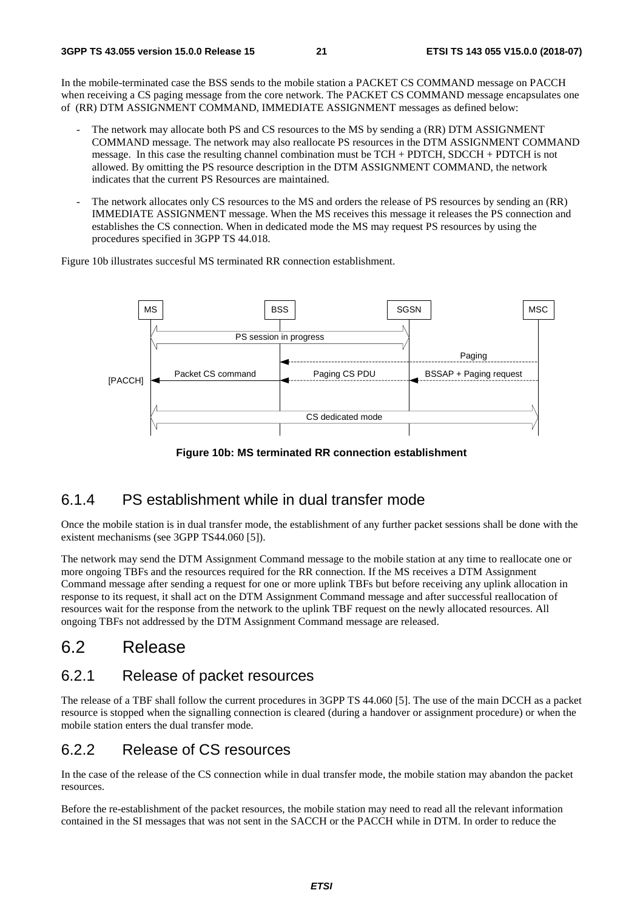In the mobile-terminated case the BSS sends to the mobile station a PACKET CS COMMAND message on PACCH when receiving a CS paging message from the core network. The PACKET CS COMMAND message encapsulates one of (RR) DTM ASSIGNMENT COMMAND, IMMEDIATE ASSIGNMENT messages as defined below:

- The network may allocate both PS and CS resources to the MS by sending a (RR) DTM ASSIGNMENT COMMAND message. The network may also reallocate PS resources in the DTM ASSIGNMENT COMMAND message. In this case the resulting channel combination must be TCH + PDTCH, SDCCH + PDTCH is not allowed. By omitting the PS resource description in the DTM ASSIGNMENT COMMAND, the network indicates that the current PS Resources are maintained.
- The network allocates only CS resources to the MS and orders the release of PS resources by sending an (RR) IMMEDIATE ASSIGNMENT message. When the MS receives this message it releases the PS connection and establishes the CS connection. When in dedicated mode the MS may request PS resources by using the procedures specified in 3GPP TS 44.018.

Figure 10b illustrates succesful MS terminated RR connection establishment.

MS | BSS | SGSN | MSC

PS session in progress

Paging

[PACCH] Packet CS command | Paging CS PDU | BSSAP + Paging request

CS dedicated mode

**Figure 10b: MS terminated RR connection establishment**

### 6.1.4 PS establishment while in dual transfer mode

Once the mobile station is in dual transfer mode, the establishment of any further packet sessions shall be done with the existent mechanisms (see 3GPP TS44.060 [5]).

The network may send the DTM Assignment Command message to the mobile station at any time to reallocate one or more ongoing TBFs and the resources required for the RR connection. If the MS receives a DTM Assignment Command message after sending a request for one or more uplink TBFs but before receiving any uplink allocation in response to its request, it shall act on the DTM Assignment Command message and after successful reallocation of resources wait for the response from the network to the uplink TBF request on the newly allocated resources. All ongoing TBFs not addressed by the DTM Assignment Command message are released.

## 6.2 Release

### 6.2.1 Release of packet resources

The release of a TBF shall follow the current procedures in 3GPP TS 44.060 [5]. The use of the main DCCH as a packet resource is stopped when the signalling connection is cleared (during a handover or assignment procedure) or when the mobile station enters the dual transfer mode.

### 6.2.2 Release of CS resources

In the case of the release of the CS connection while in dual transfer mode, the mobile station may abandon the packet resources.

Before the re-establishment of the packet resources, the mobile station may need to read all the relevant information contained in the SI messages that was not sent in the SACCH or the PACCH while in DTM. In order to reduce the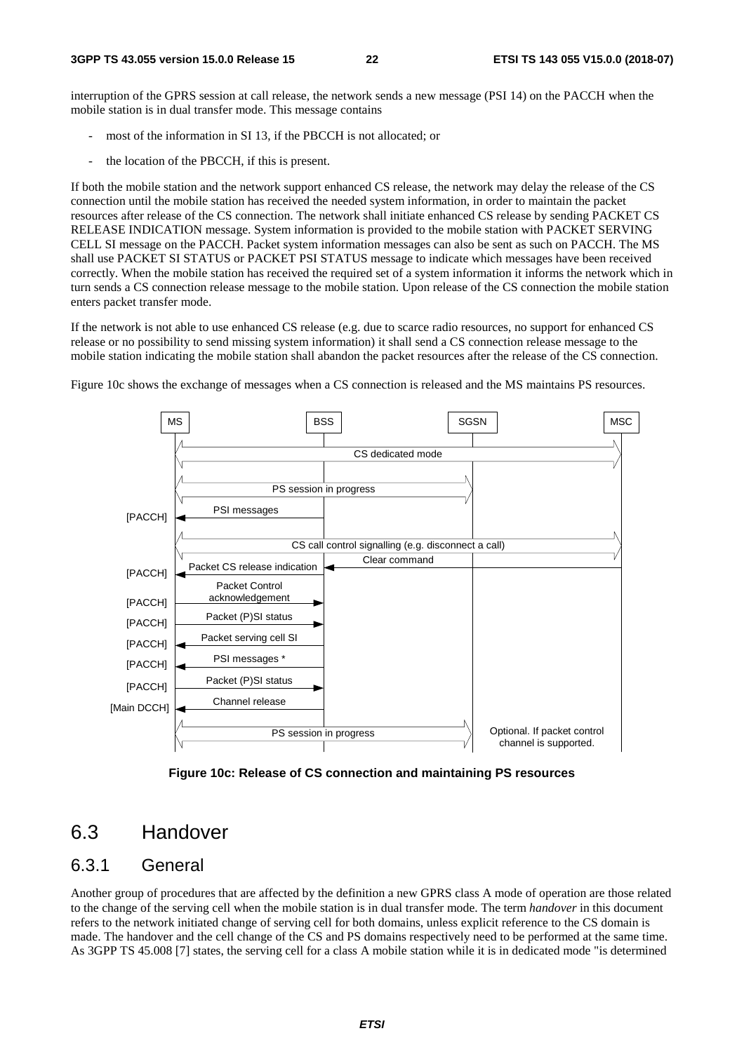interruption of the GPRS session at call release, the network sends a new message (PSI 14) on the PACCH when the mobile station is in dual transfer mode. This message contains

- most of the information in SI 13, if the PBCCH is not allocated; or
- the location of the PBCCH, if this is present.

If both the mobile station and the network support enhanced CS release, the network may delay the release of the CS connection until the mobile station has received the needed system information, in order to maintain the packet resources after release of the CS connection. The network shall initiate enhanced CS release by sending PACKET CS RELEASE INDICATION message. System information is provided to the mobile station with PACKET SERVING CELL SI message on the PACCH. Packet system information messages can also be sent as such on PACCH. The MS shall use PACKET SI STATUS or PACKET PSI STATUS message to indicate which messages have been received correctly. When the mobile station has received the required set of a system information it informs the network which in turn sends a CS connection release message to the mobile station. Upon release of the CS connection the mobile station enters packet transfer mode.

If the network is not able to use enhanced CS release (e.g. due to scarce radio resources, no support for enhanced CS release or no possibility to send missing system information) it shall send a CS connection release message to the mobile station indicating the mobile station shall abandon the packet resources after the release of the CS connection.

Figure 10c shows the exchange of messages when a CS connection is released and the MS maintains PS resources.

**Figure 10c: Release of CS connection and maintaining PS resources**

## 6.3 Handover

### 6.3.1 General

Another group of procedures that are affected by the definition a new GPRS class A mode of operation are those related to the change of the serving cell when the mobile station is in dual transfer mode. The term *handover* in this document refers to the network initiated change of serving cell for both domains, unless explicit reference to the CS domain is made. The handover and the cell change of the CS and PS domains respectively need to be performed at the same time. As 3GPP TS 45.008 [7] states, the serving cell for a class A mobile station while it is in dedicated mode "is determined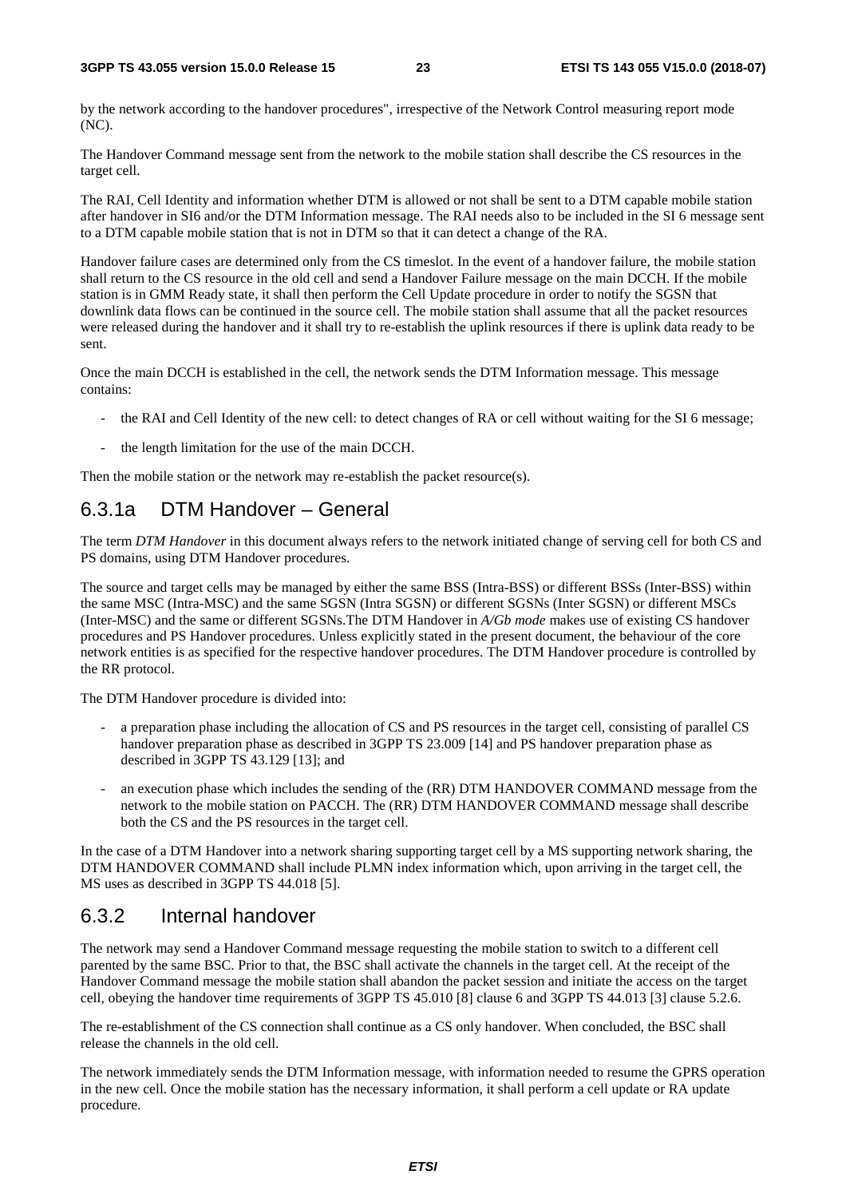by the network according to the handover procedures", irrespective of the Network Control measuring report mode (NC).

The Handover Command message sent from the network to the mobile station shall describe the CS resources in the target cell.

The RAI, Cell Identity and information whether DTM is allowed or not shall be sent to a DTM capable mobile station after handover in SI6 and/or the DTM Information message. The RAI needs also to be included in the SI 6 message sent to a DTM capable mobile station that is not in DTM so that it can detect a change of the RA.

Handover failure cases are determined only from the CS timeslot. In the event of a handover failure, the mobile station shall return to the CS resource in the old cell and send a Handover Failure message on the main DCCH. If the mobile station is in GMM Ready state, it shall then perform the Cell Update procedure in order to notify the SGSN that downlink data flows can be continued in the source cell. The mobile station shall assume that all the packet resources were released during the handover and it shall try to re-establish the uplink resources if there is uplink data ready to be sent.

Once the main DCCH is established in the cell, the network sends the DTM Information message. This message contains:

- the RAI and Cell Identity of the new cell: to detect changes of RA or cell without waiting for the SI 6 message;
- the length limitation for the use of the main DCCH.

Then the mobile station or the network may re-establish the packet resource(s).

## 6.3.1a DTM Handover – General

The term *DTM Handover* in this document always refers to the network initiated change of serving cell for both CS and PS domains, using DTM Handover procedures.

The source and target cells may be managed by either the same BSS (Intra-BSS) or different BSSs (Inter-BSS) within the same MSC (Intra-MSC) and the same SGSN (Intra SGSN) or different SGSNs (Inter SGSN) or different MSCs (Inter-MSC) and the same or different SGSNs.The DTM Handover in *A/Gb mode* makes use of existing CS handover procedures and PS Handover procedures. Unless explicitly stated in the present document, the behaviour of the core network entities is as specified for the respective handover procedures. The DTM Handover procedure is controlled by the RR protocol.

The DTM Handover procedure is divided into:

- a preparation phase including the allocation of CS and PS resources in the target cell, consisting of parallel CS handover preparation phase as described in 3GPP TS 23.009 [14] and PS handover preparation phase as described in 3GPP TS 43.129 [13]; and
- an execution phase which includes the sending of the (RR) DTM HANDOVER COMMAND message from the network to the mobile station on PACCH. The (RR) DTM HANDOVER COMMAND message shall describe both the CS and the PS resources in the target cell.

In the case of a DTM Handover into a network sharing supporting target cell by a MS supporting network sharing, the DTM HANDOVER COMMAND shall include PLMN index information which, upon arriving in the target cell, the MS uses as described in 3GPP TS 44.018 [5].

## 6.3.2 Internal handover

The network may send a Handover Command message requesting the mobile station to switch to a different cell parented by the same BSC. Prior to that, the BSC shall activate the channels in the target cell. At the receipt of the Handover Command message the mobile station shall abandon the packet session and initiate the access on the target cell, obeying the handover time requirements of 3GPP TS 45.010 [8] clause 6 and 3GPP TS 44.013 [3] clause 5.2.6.

The re-establishment of the CS connection shall continue as a CS only handover. When concluded, the BSC shall release the channels in the old cell.

The network immediately sends the DTM Information message, with information needed to resume the GPRS operation in the new cell. Once the mobile station has the necessary information, it shall perform a cell update or RA update procedure.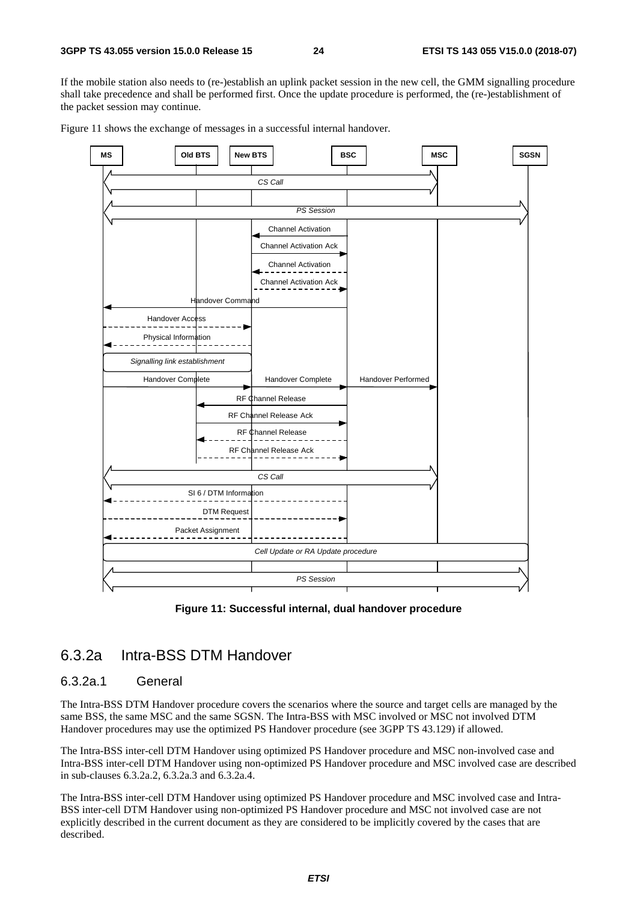If the mobile station also needs to (re-)establish an uplink packet session in the new cell, the GMM signalling procedure shall take precedence and shall be performed first. Once the update procedure is performed, the (re-)establishment of the packet session may continue.

Figure 11 shows the exchange of messages in a successful internal handover.

**Figure 11: Successful internal, dual handover procedure**

## 6.3.2a Intra-BSS DTM Handover

### 6.3.2a.1 General

The Intra-BSS DTM Handover procedure covers the scenarios where the source and target cells are managed by the same BSS, the same MSC and the same SGSN. The Intra-BSS with MSC involved or MSC not involved DTM Handover procedures may use the optimized PS Handover procedure (see 3GPP TS 43.129) if allowed.

The Intra-BSS inter-cell DTM Handover using optimized PS Handover procedure and MSC non-involved case and Intra-BSS inter-cell DTM Handover using non-optimized PS Handover procedure and MSC involved case are described in sub-clauses 6.3.2a.2, 6.3.2a.3 and 6.3.2a.4.

The Intra-BSS inter-cell DTM Handover using optimized PS Handover procedure and MSC involved case and Intra-BSS inter-cell DTM Handover using non-optimized PS Handover procedure and MSC not involved case are not explicitly described in the current document as they are considered to be implicitly covered by the cases that are described.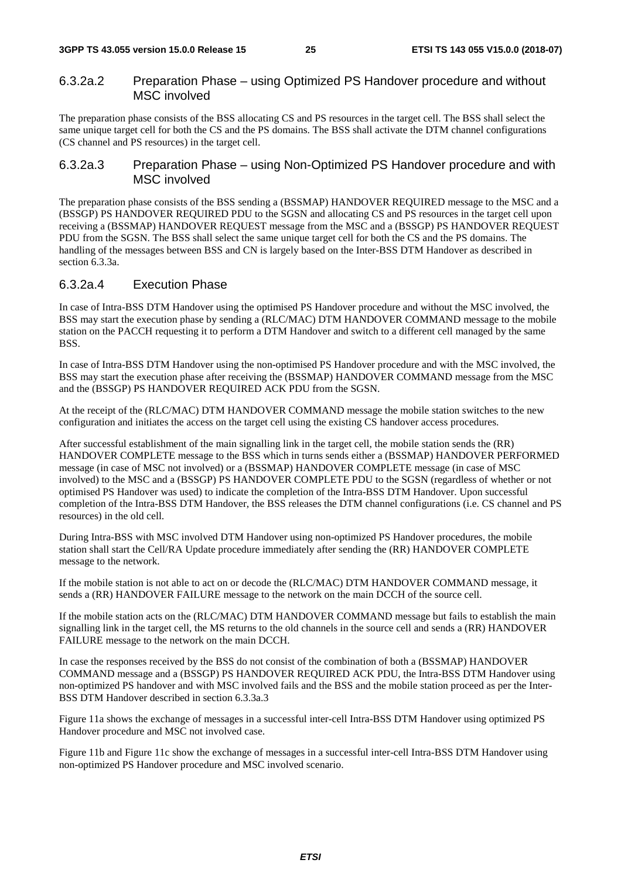#### 6.3.2a.2 Preparation Phase – using Optimized PS Handover procedure and without MSC involved

The preparation phase consists of the BSS allocating CS and PS resources in the target cell. The BSS shall select the same unique target cell for both the CS and the PS domains. The BSS shall activate the DTM channel configurations (CS channel and PS resources) in the target cell.

#### 6.3.2a.3 Preparation Phase – using Non-Optimized PS Handover procedure and with MSC involved

The preparation phase consists of the BSS sending a (BSSMAP) HANDOVER REQUIRED message to the MSC and a (BSSGP) PS HANDOVER REQUIRED PDU to the SGSN and allocating CS and PS resources in the target cell upon receiving a (BSSMAP) HANDOVER REQUEST message from the MSC and a (BSSGP) PS HANDOVER REQUEST PDU from the SGSN. The BSS shall select the same unique target cell for both the CS and the PS domains. The handling of the messages between BSS and CN is largely based on the Inter-BSS DTM Handover as described in section 6.3.3a.

#### 6.3.2a.4 Execution Phase

In case of Intra-BSS DTM Handover using the optimised PS Handover procedure and without the MSC involved, the BSS may start the execution phase by sending a (RLC/MAC) DTM HANDOVER COMMAND message to the mobile station on the PACCH requesting it to perform a DTM Handover and switch to a different cell managed by the same BSS.

In case of Intra-BSS DTM Handover using the non-optimised PS Handover procedure and with the MSC involved, the BSS may start the execution phase after receiving the (BSSMAP) HANDOVER COMMAND message from the MSC and the (BSSGP) PS HANDOVER REQUIRED ACK PDU from the SGSN.

At the receipt of the (RLC/MAC) DTM HANDOVER COMMAND message the mobile station switches to the new configuration and initiates the access on the target cell using the existing CS handover access procedures.

After successful establishment of the main signalling link in the target cell, the mobile station sends the (RR) HANDOVER COMPLETE message to the BSS which in turns sends either a (BSSMAP) HANDOVER PERFORMED message (in case of MSC not involved) or a (BSSMAP) HANDOVER COMPLETE message (in case of MSC involved) to the MSC and a (BSSGP) PS HANDOVER COMPLETE PDU to the SGSN (regardless of whether or not optimised PS Handover was used) to indicate the completion of the Intra-BSS DTM Handover. Upon successful completion of the Intra-BSS DTM Handover, the BSS releases the DTM channel configurations (i.e. CS channel and PS resources) in the old cell.

During Intra-BSS with MSC involved DTM Handover using non-optimized PS Handover procedures, the mobile station shall start the Cell/RA Update procedure immediately after sending the (RR) HANDOVER COMPLETE message to the network.

If the mobile station is not able to act on or decode the (RLC/MAC) DTM HANDOVER COMMAND message, it sends a (RR) HANDOVER FAILURE message to the network on the main DCCH of the source cell.

If the mobile station acts on the (RLC/MAC) DTM HANDOVER COMMAND message but fails to establish the main signalling link in the target cell, the MS returns to the old channels in the source cell and sends a (RR) HANDOVER FAILURE message to the network on the main DCCH.

In case the responses received by the BSS do not consist of the combination of both a (BSSMAP) HANDOVER COMMAND message and a (BSSGP) PS HANDOVER REQUIRED ACK PDU, the Intra-BSS DTM Handover using non-optimized PS handover and with MSC involved fails and the BSS and the mobile station proceed as per the Inter-BSS DTM Handover described in section 6.3.3a.3

Figure 11a shows the exchange of messages in a successful inter-cell Intra-BSS DTM Handover using optimized PS Handover procedure and MSC not involved case.

Figure 11b and Figure 11c show the exchange of messages in a successful inter-cell Intra-BSS DTM Handover using non-optimized PS Handover procedure and MSC involved scenario.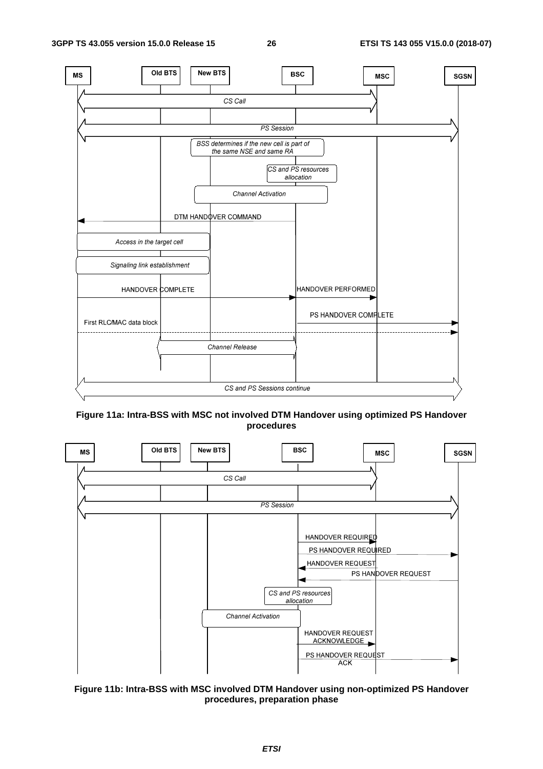**Figure 11a: Intra-BSS with MSC not involved DTM Handover using optimized PS Handover procedures**

**Figure 11b: Intra-BSS with MSC involved DTM Handover using non-optimized PS Handover procedures, preparation phase**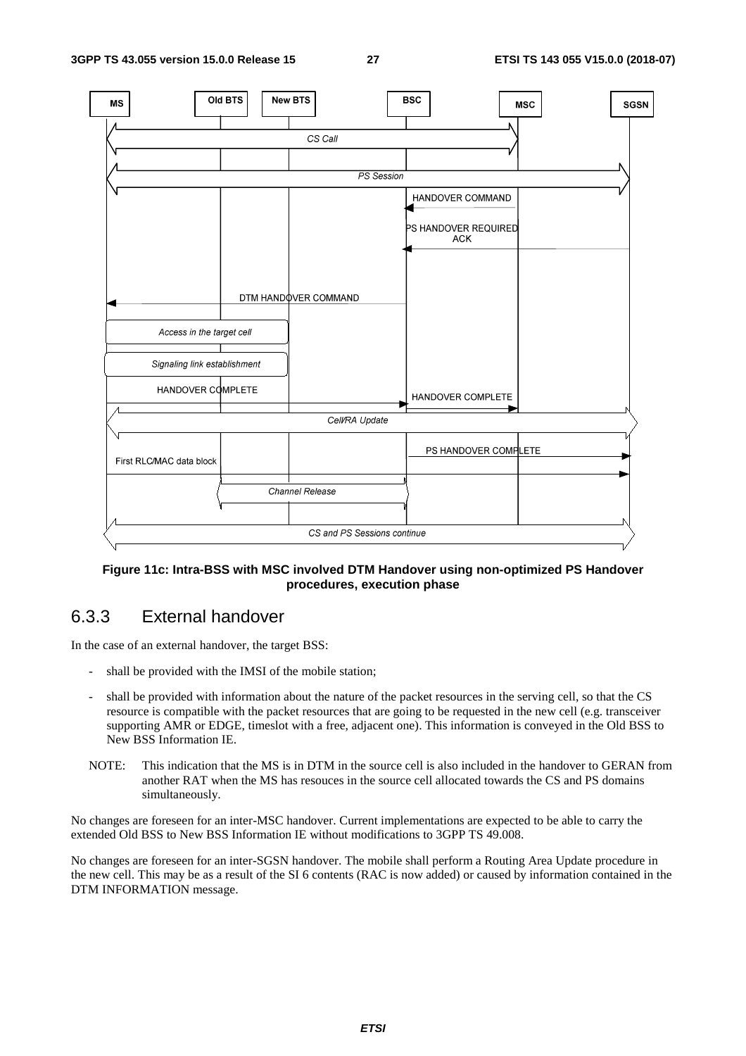**Figure 11c: Intra-BSS with MSC involved DTM Handover using non-optimized PS Handover procedures, execution phase**

### 6.3.3 External handover

In the case of an external handover, the target BSS:

- shall be provided with the IMSI of the mobile station;
- shall be provided with information about the nature of the packet resources in the serving cell, so that the CS resource is compatible with the packet resources that are going to be requested in the new cell (e.g. transceiver supporting AMR or EDGE, timeslot with a free, adjacent one). This information is conveyed in the Old BSS to New BSS Information IE.

NOTE: This indication that the MS is in DTM in the source cell is also included in the handover to GERAN from another RAT when the MS has resouces in the source cell allocated towards the CS and PS domains simultaneously.

No changes are foreseen for an inter-MSC handover. Current implementations are expected to be able to carry the extended Old BSS to New BSS Information IE without modifications to 3GPP TS 49.008.

No changes are foreseen for an inter-SGSN handover. The mobile shall perform a Routing Area Update procedure in the new cell. This may be as a result of the SI 6 contents (RAC is now added) or caused by information contained in the DTM INFORMATION message.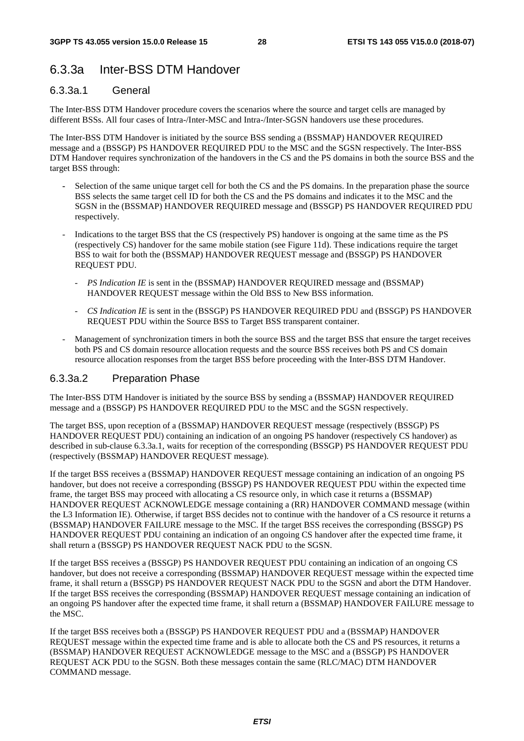## 6.3.3a Inter-BSS DTM Handover

### 6.3.3a.1 General

The Inter-BSS DTM Handover procedure covers the scenarios where the source and target cells are managed by different BSSs. All four cases of Intra-/Inter-MSC and Intra-/Inter-SGSN handovers use these procedures.

The Inter-BSS DTM Handover is initiated by the source BSS sending a (BSSMAP) HANDOVER REQUIRED message and a (BSSGP) PS HANDOVER REQUIRED PDU to the MSC and the SGSN respectively. The Inter-BSS DTM Handover requires synchronization of the handovers in the CS and the PS domains in both the source BSS and the target BSS through:

- Selection of the same unique target cell for both the CS and the PS domains. In the preparation phase the source BSS selects the same target cell ID for both the CS and the PS domains and indicates it to the MSC and the SGSN in the (BSSMAP) HANDOVER REQUIRED message and (BSSGP) PS HANDOVER REQUIRED PDU respectively.
- Indications to the target BSS that the CS (respectively PS) handover is ongoing at the same time as the PS (respectively CS) handover for the same mobile station (see Figure 11d). These indications require the target BSS to wait for both the (BSSMAP) HANDOVER REQUEST message and (BSSGP) PS HANDOVER REQUEST PDU.
  - *PS Indication IE* is sent in the (BSSMAP) HANDOVER REQUIRED message and (BSSMAP) HANDOVER REQUEST message within the Old BSS to New BSS information.
  - *CS Indication IE* is sent in the (BSSGP) PS HANDOVER REQUIRED PDU and (BSSGP) PS HANDOVER REQUEST PDU within the Source BSS to Target BSS transparent container.
- Management of synchronization timers in both the source BSS and the target BSS that ensure the target receives both PS and CS domain resource allocation requests and the source BSS receives both PS and CS domain resource allocation responses from the target BSS before proceeding with the Inter-BSS DTM Handover.

### 6.3.3a.2 Preparation Phase

The Inter-BSS DTM Handover is initiated by the source BSS by sending a (BSSMAP) HANDOVER REQUIRED message and a (BSSGP) PS HANDOVER REQUIRED PDU to the MSC and the SGSN respectively.

The target BSS, upon reception of a (BSSMAP) HANDOVER REQUEST message (respectively (BSSGP) PS HANDOVER REQUEST PDU) containing an indication of an ongoing PS handover (respectively CS handover) as described in sub-clause 6.3.3a.1, waits for reception of the corresponding (BSSGP) PS HANDOVER REQUEST PDU (respectively (BSSMAP) HANDOVER REQUEST message).

If the target BSS receives a (BSSMAP) HANDOVER REQUEST message containing an indication of an ongoing PS handover, but does not receive a corresponding (BSSGP) PS HANDOVER REQUEST PDU within the expected time frame, the target BSS may proceed with allocating a CS resource only, in which case it returns a (BSSMAP) HANDOVER REQUEST ACKNOWLEDGE message containing a (RR) HANDOVER COMMAND message (within the L3 Information IE). Otherwise, if target BSS decides not to continue with the handover of a CS resource it returns a (BSSMAP) HANDOVER FAILURE message to the MSC. If the target BSS receives the corresponding (BSSGP) PS HANDOVER REQUEST PDU containing an indication of an ongoing CS handover after the expected time frame, it shall return a (BSSGP) PS HANDOVER REQUEST NACK PDU to the SGSN.

If the target BSS receives a (BSSGP) PS HANDOVER REQUEST PDU containing an indication of an ongoing CS handover, but does not receive a corresponding (BSSMAP) HANDOVER REQUEST message within the expected time frame, it shall return a (BSSGP) PS HANDOVER REQUEST NACK PDU to the SGSN and abort the DTM Handover. If the target BSS receives the corresponding (BSSMAP) HANDOVER REQUEST message containing an indication of an ongoing PS handover after the expected time frame, it shall return a (BSSMAP) HANDOVER FAILURE message to the MSC.

If the target BSS receives both a (BSSGP) PS HANDOVER REQUEST PDU and a (BSSMAP) HANDOVER REQUEST message within the expected time frame and is able to allocate both the CS and PS resources, it returns a (BSSMAP) HANDOVER REQUEST ACKNOWLEDGE message to the MSC and a (BSSGP) PS HANDOVER REQUEST ACK PDU to the SGSN. Both these messages contain the same (RLC/MAC) DTM HANDOVER COMMAND message.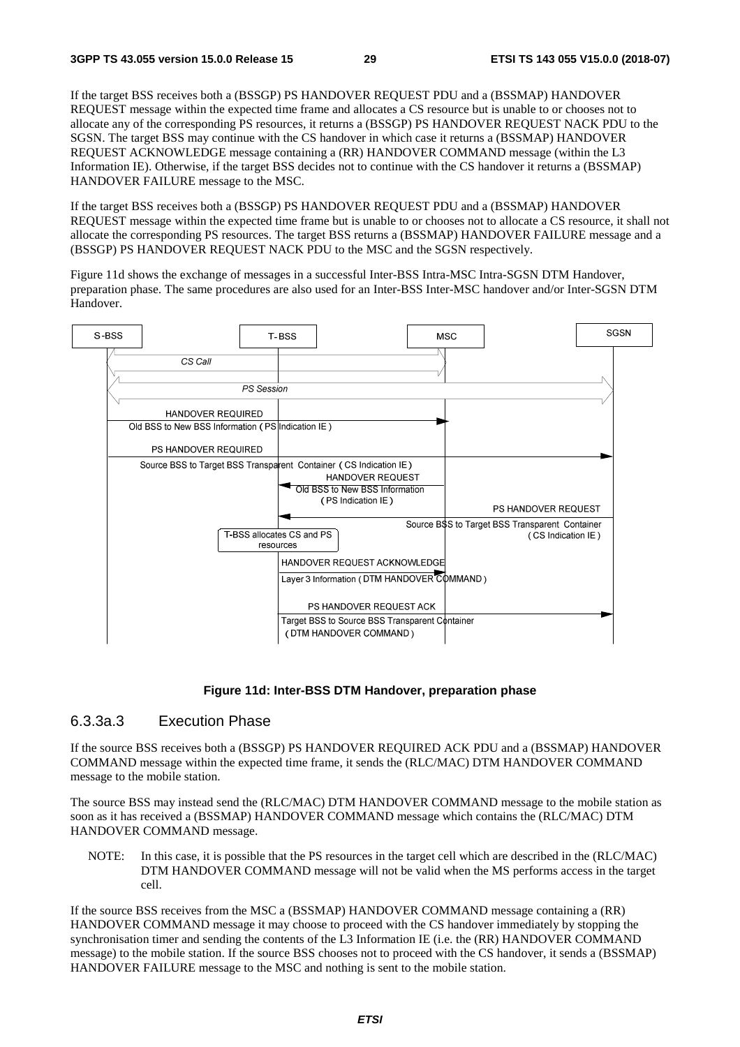If the target BSS receives both a (BSSGP) PS HANDOVER REQUEST PDU and a (BSSMAP) HANDOVER REQUEST message within the expected time frame and allocates a CS resource but is unable to or chooses not to allocate any of the corresponding PS resources, it returns a (BSSGP) PS HANDOVER REQUEST NACK PDU to the SGSN. The target BSS may continue with the CS handover in which case it returns a (BSSMAP) HANDOVER REQUEST ACKNOWLEDGE message containing a (RR) HANDOVER COMMAND message (within the L3 Information IE). Otherwise, if the target BSS decides not to continue with the CS handover it returns a (BSSMAP) HANDOVER FAILURE message to the MSC.

If the target BSS receives both a (BSSGP) PS HANDOVER REQUEST PDU and a (BSSMAP) HANDOVER REQUEST message within the expected time frame but is unable to or chooses not to allocate a CS resource, it shall not allocate the corresponding PS resources. The target BSS returns a (BSSMAP) HANDOVER FAILURE message and a (BSSGP) PS HANDOVER REQUEST NACK PDU to the MSC and the SGSN respectively.

Figure 11d shows the exchange of messages in a successful Inter-BSS Intra-MSC Intra-SGSN DTM Handover, preparation phase. The same procedures are also used for an Inter-BSS Inter-MSC handover and/or Inter-SGSN DTM Handover.

**Figure 11d: Inter-BSS DTM Handover, preparation phase**

### 6.3.3a.3 Execution Phase

If the source BSS receives both a (BSSGP) PS HANDOVER REQUIRED ACK PDU and a (BSSMAP) HANDOVER COMMAND message within the expected time frame, it sends the (RLC/MAC) DTM HANDOVER COMMAND message to the mobile station.

The source BSS may instead send the (RLC/MAC) DTM HANDOVER COMMAND message to the mobile station as soon as it has received a (BSSMAP) HANDOVER COMMAND message which contains the (RLC/MAC) DTM HANDOVER COMMAND message.

NOTE: In this case, it is possible that the PS resources in the target cell which are described in the (RLC/MAC) DTM HANDOVER COMMAND message will not be valid when the MS performs access in the target cell.

If the source BSS receives from the MSC a (BSSMAP) HANDOVER COMMAND message containing a (RR) HANDOVER COMMAND message it may choose to proceed with the CS handover immediately by stopping the synchronisation timer and sending the contents of the L3 Information IE (i.e. the (RR) HANDOVER COMMAND message) to the mobile station. If the source BSS chooses not to proceed with the CS handover, it sends a (BSSMAP) HANDOVER FAILURE message to the MSC and nothing is sent to the mobile station.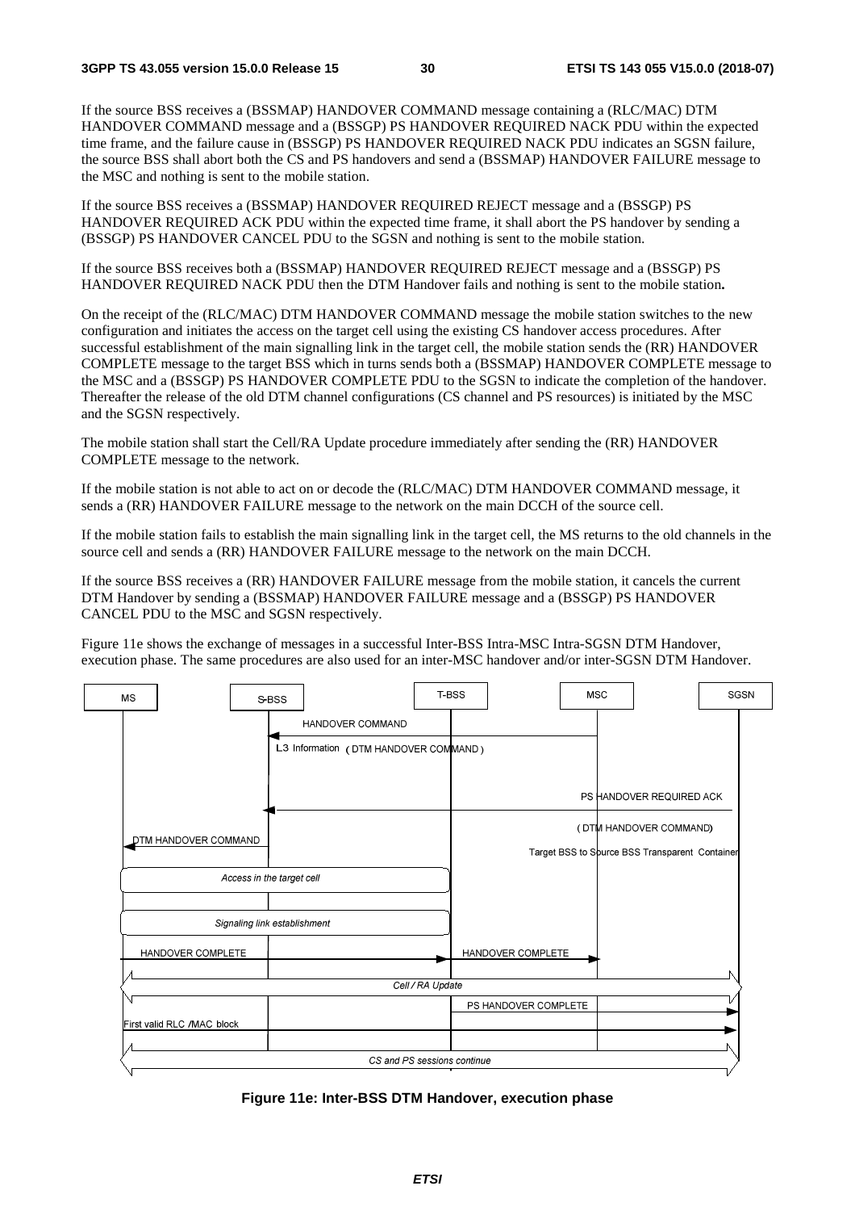If the source BSS receives a (BSSMAP) HANDOVER COMMAND message containing a (RLC/MAC) DTM HANDOVER COMMAND message and a (BSSGP) PS HANDOVER REQUIRED NACK PDU within the expected time frame, and the failure cause in (BSSGP) PS HANDOVER REQUIRED NACK PDU indicates an SGSN failure, the source BSS shall abort both the CS and PS handovers and send a (BSSMAP) HANDOVER FAILURE message to the MSC and nothing is sent to the mobile station.

If the source BSS receives a (BSSMAP) HANDOVER REQUIRED REJECT message and a (BSSGP) PS HANDOVER REQUIRED ACK PDU within the expected time frame, it shall abort the PS handover by sending a (BSSGP) PS HANDOVER CANCEL PDU to the SGSN and nothing is sent to the mobile station.

If the source BSS receives both a (BSSMAP) HANDOVER REQUIRED REJECT message and a (BSSGP) PS HANDOVER REQUIRED NACK PDU then the DTM Handover fails and nothing is sent to the mobile station**.**

On the receipt of the (RLC/MAC) DTM HANDOVER COMMAND message the mobile station switches to the new configuration and initiates the access on the target cell using the existing CS handover access procedures. After successful establishment of the main signalling link in the target cell, the mobile station sends the (RR) HANDOVER COMPLETE message to the target BSS which in turns sends both a (BSSMAP) HANDOVER COMPLETE message to the MSC and a (BSSGP) PS HANDOVER COMPLETE PDU to the SGSN to indicate the completion of the handover. Thereafter the release of the old DTM channel configurations (CS channel and PS resources) is initiated by the MSC and the SGSN respectively.

The mobile station shall start the Cell/RA Update procedure immediately after sending the (RR) HANDOVER COMPLETE message to the network.

If the mobile station is not able to act on or decode the (RLC/MAC) DTM HANDOVER COMMAND message, it sends a (RR) HANDOVER FAILURE message to the network on the main DCCH of the source cell.

If the mobile station fails to establish the main signalling link in the target cell, the MS returns to the old channels in the source cell and sends a (RR) HANDOVER FAILURE message to the network on the main DCCH.

If the source BSS receives a (RR) HANDOVER FAILURE message from the mobile station, it cancels the current DTM Handover by sending a (BSSMAP) HANDOVER FAILURE message and a (BSSGP) PS HANDOVER CANCEL PDU to the MSC and SGSN respectively.

Figure 11e shows the exchange of messages in a successful Inter-BSS Intra-MSC Intra-SGSN DTM Handover, execution phase. The same procedures are also used for an inter-MSC handover and/or inter-SGSN DTM Handover.

```
MS              S-BSS                  T-BSS            MSC              SGSN
 |                |<-- HANDOVER COMMAND ------------------|                 |
 |                |    L3 Information (DTM HANDOVER COMMAND)                |
 |                |<-- PS HANDOVER REQUIRED ACK --------------------------- |
 |                |    (DTM HANDOVER COMMAND)                               |
 |<-- DTM HANDOVER COMMAND                                                  |
 |                |    Target BSS to Source BSS Transparent Container       |
 |<== Access in the target cell ==>|                                        |
 |<== Signaling link establishment ==>|                                     |
 |-- HANDOVER COMPLETE -------------->|-- HANDOVER COMPLETE -->|            |
 |<=============================== Cell / RA Update ======================>|
 |                |                   |-- PS HANDOVER COMPLETE ------------>|
 |-- First valid RLC /MAC block ------------------------------------------->|
 |<========================= CS and PS sessions continue =================>|
```

**Figure 11e: Inter-BSS DTM Handover, execution phase**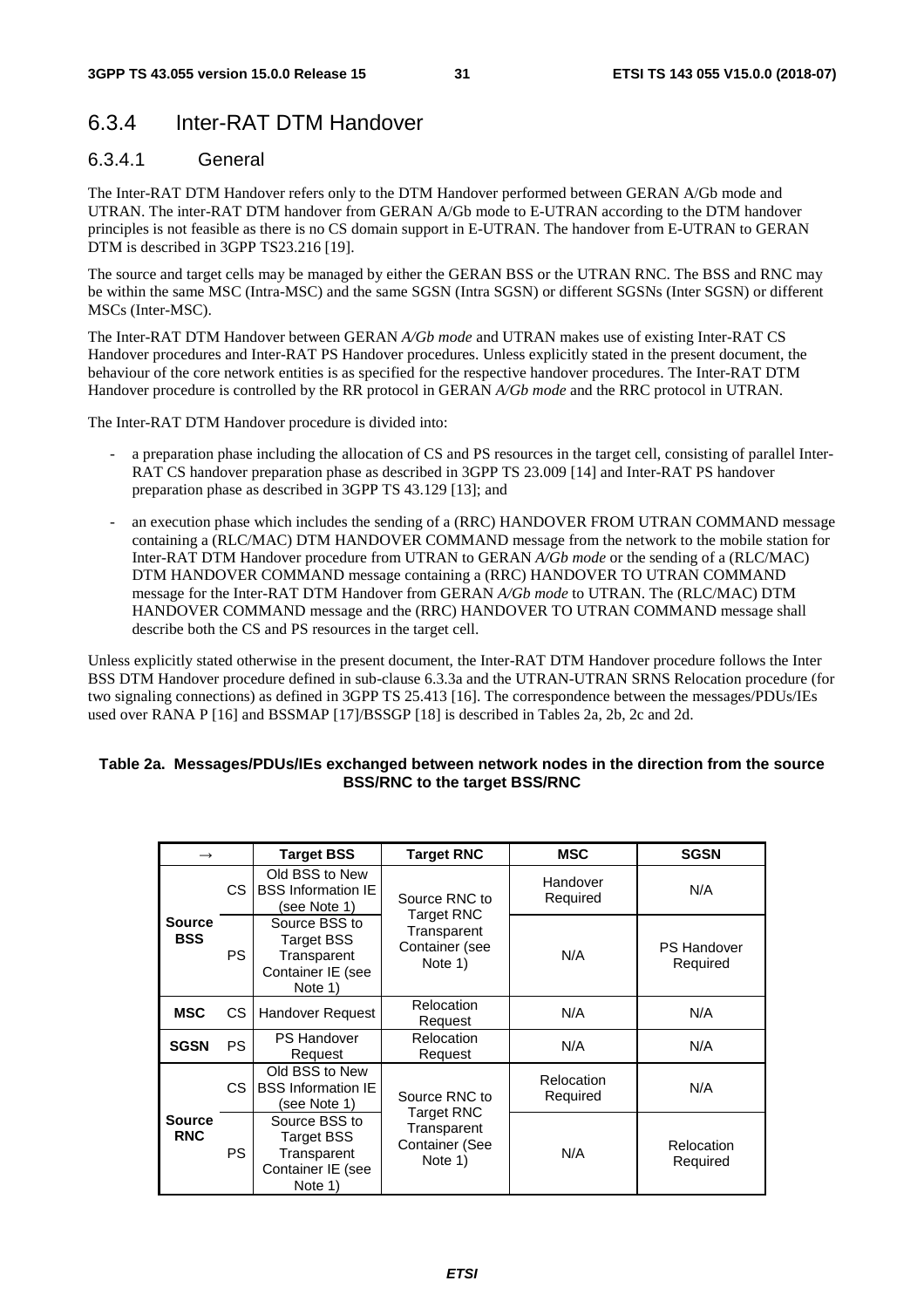## 6.3.4 Inter-RAT DTM Handover

### 6.3.4.1 General

The Inter-RAT DTM Handover refers only to the DTM Handover performed between GERAN A/Gb mode and UTRAN. The inter-RAT DTM handover from GERAN A/Gb mode to E-UTRAN according to the DTM handover principles is not feasible as there is no CS domain support in E-UTRAN. The handover from E-UTRAN to GERAN DTM is described in 3GPP TS23.216 [19].

The source and target cells may be managed by either the GERAN BSS or the UTRAN RNC. The BSS and RNC may be within the same MSC (Intra-MSC) and the same SGSN (Intra SGSN) or different SGSNs (Inter SGSN) or different MSCs (Inter-MSC).

The Inter-RAT DTM Handover between GERAN *A/Gb mode* and UTRAN makes use of existing Inter-RAT CS Handover procedures and Inter-RAT PS Handover procedures. Unless explicitly stated in the present document, the behaviour of the core network entities is as specified for the respective handover procedures. The Inter-RAT DTM Handover procedure is controlled by the RR protocol in GERAN *A/Gb mode* and the RRC protocol in UTRAN.

The Inter-RAT DTM Handover procedure is divided into:

- a preparation phase including the allocation of CS and PS resources in the target cell, consisting of parallel Inter-RAT CS handover preparation phase as described in 3GPP TS 23.009 [14] and Inter-RAT PS handover preparation phase as described in 3GPP TS 43.129 [13]; and
- an execution phase which includes the sending of a (RRC) HANDOVER FROM UTRAN COMMAND message containing a (RLC/MAC) DTM HANDOVER COMMAND message from the network to the mobile station for Inter-RAT DTM Handover procedure from UTRAN to GERAN *A/Gb mode* or the sending of a (RLC/MAC) DTM HANDOVER COMMAND message containing a (RRC) HANDOVER TO UTRAN COMMAND message for the Inter-RAT DTM Handover from GERAN *A/Gb mode* to UTRAN. The (RLC/MAC) DTM HANDOVER COMMAND message and the (RRC) HANDOVER TO UTRAN COMMAND message shall describe both the CS and PS resources in the target cell.

Unless explicitly stated otherwise in the present document, the Inter-RAT DTM Handover procedure follows the Inter BSS DTM Handover procedure defined in sub-clause 6.3.3a and the UTRAN-UTRAN SRNS Relocation procedure (for two signaling connections) as defined in 3GPP TS 25.413 [16]. The correspondence between the messages/PDUs/IEs used over RANA P [16] and BSSMAP [17]/BSSGP [18] is described in Tables 2a, 2b, 2c and 2d.

**Table 2a. Messages/PDUs/IEs exchanged between network nodes in the direction from the source BSS/RNC to the target BSS/RNC**

| → | | Target BSS | Target RNC | MSC | SGSN |
|---|---|---|---|---|---|
| **Source BSS** | CS | Old BSS to New BSS Information IE (see Note 1) | Source RNC to Target RNC Transparent Container (see Note 1) | Handover Required | N/A |
| | PS | Source BSS to Target BSS Transparent Container IE (see Note 1) | | N/A | PS Handover Required |
| **MSC** | CS | Handover Request | Relocation Request | N/A | N/A |
| **SGSN** | PS | PS Handover Request | Relocation Request | N/A | N/A |
| **Source RNC** | CS | Old BSS to New BSS Information IE (see Note 1) | Source RNC to Target RNC Transparent Container (See Note 1) | Relocation Required | N/A |
| | PS | Source BSS to Target BSS Transparent Container IE (see Note 1) | | N/A | Relocation Required |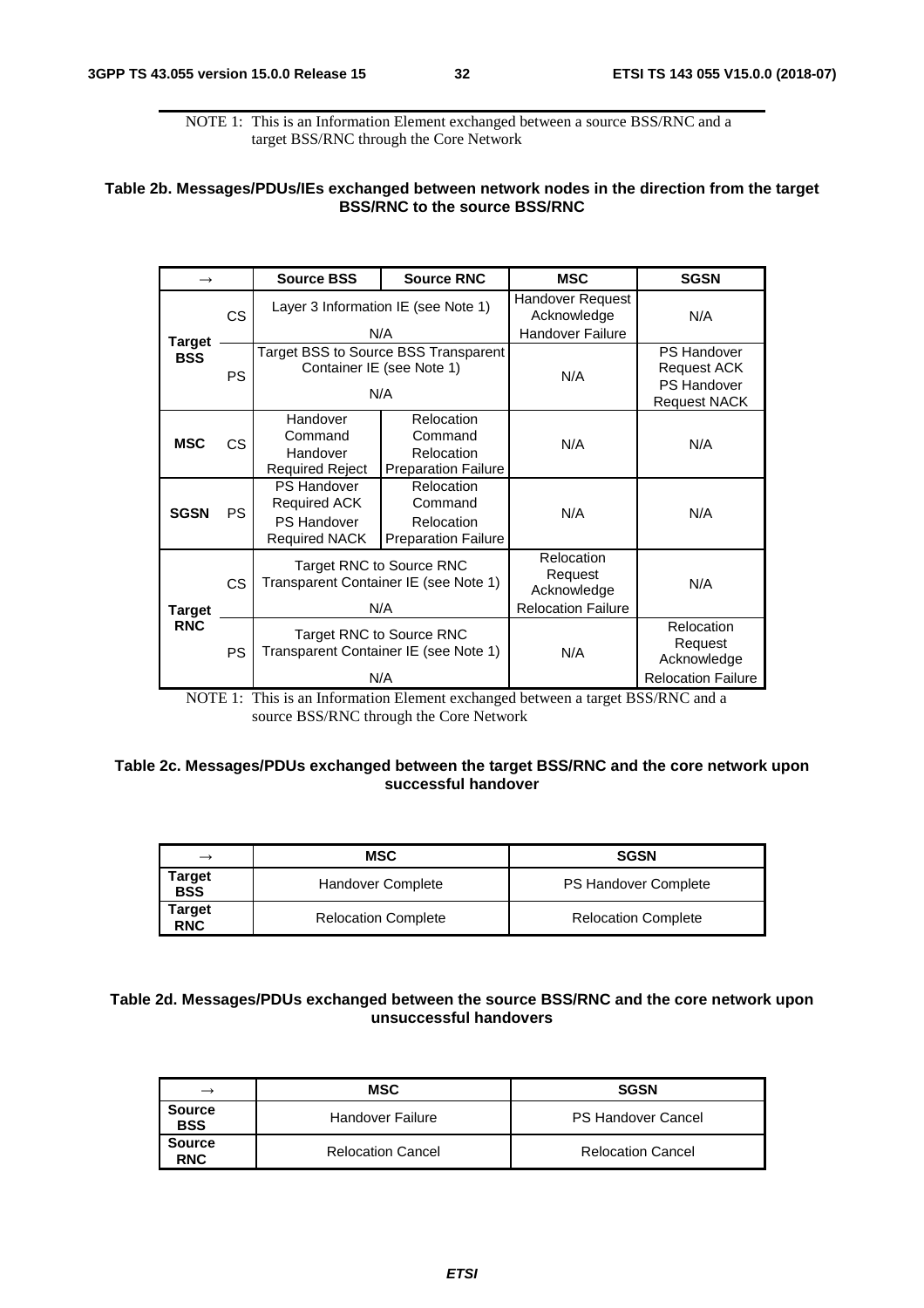NOTE 1: This is an Information Element exchanged between a source BSS/RNC and a target BSS/RNC through the Core Network

**Table 2b. Messages/PDUs/IEs exchanged between network nodes in the direction from the target BSS/RNC to the source BSS/RNC**

| → | | Source BSS | Source RNC | MSC | SGSN |
|---|---|---|---|---|---|
| Target BSS | CS | Layer 3 Information IE (see Note 1) | N/A | Handover Request Acknowledge<br>Handover Failure | N/A |
| | PS | Target BSS to Source BSS Transparent Container IE (see Note 1) | N/A | N/A | PS Handover Request ACK<br>PS Handover Request NACK |
| MSC | CS | Handover Command<br>Handover Required Reject | Relocation Command<br>Relocation Preparation Failure | N/A | N/A |
| SGSN | PS | PS Handover Required ACK<br>PS Handover Required NACK | Relocation Command<br>Relocation Preparation Failure | N/A | N/A |
| Target RNC | CS | Target RNC to Source RNC Transparent Container IE (see Note 1) | N/A | Relocation Request Acknowledge<br>Relocation Failure | N/A |
| | PS | Target RNC to Source RNC Transparent Container IE (see Note 1) | N/A | N/A | Relocation Request Acknowledge<br>Relocation Failure |

NOTE 1: This is an Information Element exchanged between a target BSS/RNC and a source BSS/RNC through the Core Network

**Table 2c. Messages/PDUs exchanged between the target BSS/RNC and the core network upon successful handover**

| → | MSC | SGSN |
|---|---|---|
| Target BSS | Handover Complete | PS Handover Complete |
| Target RNC | Relocation Complete | Relocation Complete |

**Table 2d. Messages/PDUs exchanged between the source BSS/RNC and the core network upon unsuccessful handovers**

| → | MSC | SGSN |
|---|---|---|
| Source BSS | Handover Failure | PS Handover Cancel |
| Source RNC | Relocation Cancel | Relocation Cancel |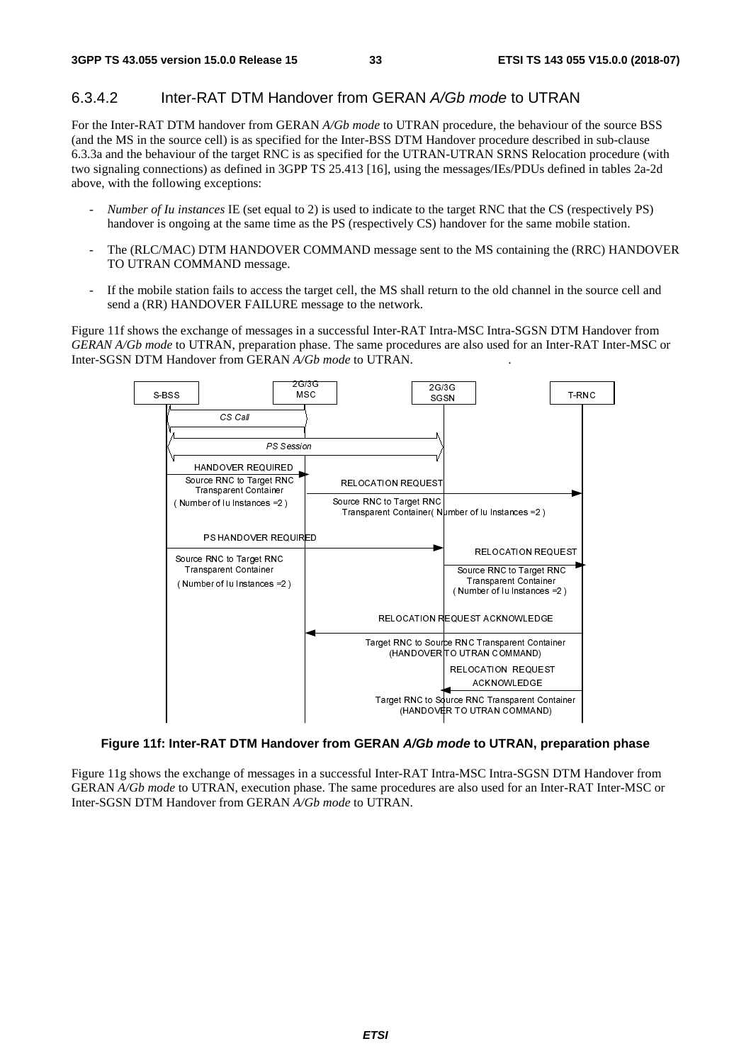### 6.3.4.2 Inter-RAT DTM Handover from GERAN *A/Gb mode* to UTRAN

For the Inter-RAT DTM handover from GERAN *A/Gb mode* to UTRAN procedure, the behaviour of the source BSS (and the MS in the source cell) is as specified for the Inter-BSS DTM Handover procedure described in sub-clause 6.3.3a and the behaviour of the target RNC is as specified for the UTRAN-UTRAN SRNS Relocation procedure (with two signaling connections) as defined in 3GPP TS 25.413 [16], using the messages/IEs/PDUs defined in tables 2a-2d above, with the following exceptions:

- *Number of Iu instances* IE (set equal to 2) is used to indicate to the target RNC that the CS (respectively PS) handover is ongoing at the same time as the PS (respectively CS) handover for the same mobile station.
- The (RLC/MAC) DTM HANDOVER COMMAND message sent to the MS containing the (RRC) HANDOVER TO UTRAN COMMAND message.
- If the mobile station fails to access the target cell, the MS shall return to the old channel in the source cell and send a (RR) HANDOVER FAILURE message to the network.

Figure 11f shows the exchange of messages in a successful Inter-RAT Intra-MSC Intra-SGSN DTM Handover from *GERAN A/Gb mode* to UTRAN, preparation phase. The same procedures are also used for an Inter-RAT Inter-MSC or Inter-SGSN DTM Handover from GERAN *A/Gb mode* to UTRAN.

**Figure 11f: Inter-RAT DTM Handover from GERAN *A/Gb mode* to UTRAN, preparation phase**

Figure 11g shows the exchange of messages in a successful Inter-RAT Intra-MSC Intra-SGSN DTM Handover from GERAN *A/Gb mode* to UTRAN, execution phase. The same procedures are also used for an Inter-RAT Inter-MSC or Inter-SGSN DTM Handover from GERAN *A/Gb mode* to UTRAN.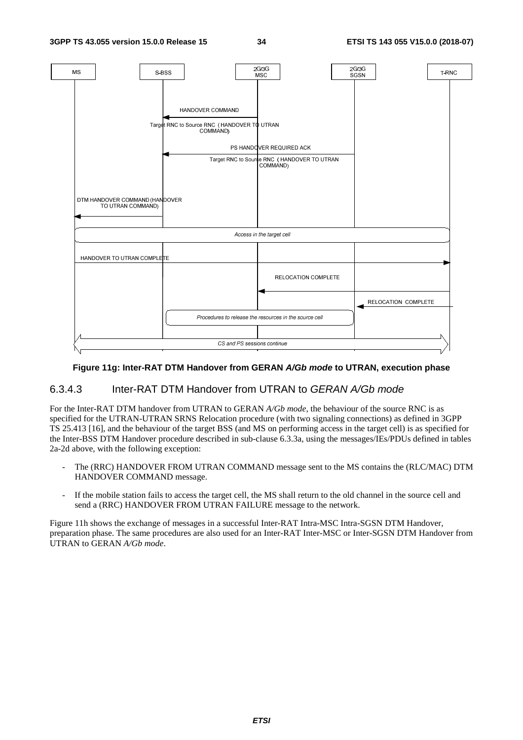**Figure 11g: Inter-RAT DTM Handover from GERAN *A/Gb mode* to UTRAN, execution phase**

### 6.3.4.3 Inter-RAT DTM Handover from UTRAN to *GERAN A/Gb mode*

For the Inter-RAT DTM handover from UTRAN to GERAN *A/Gb mode*, the behaviour of the source RNC is as specified for the UTRAN-UTRAN SRNS Relocation procedure (with two signaling connections) as defined in 3GPP TS 25.413 [16], and the behaviour of the target BSS (and MS on performing access in the target cell) is as specified for the Inter-BSS DTM Handover procedure described in sub-clause 6.3.3a, using the messages/IEs/PDUs defined in tables 2a-2d above, with the following exception:

- The (RRC) HANDOVER FROM UTRAN COMMAND message sent to the MS contains the (RLC/MAC) DTM HANDOVER COMMAND message.
- If the mobile station fails to access the target cell, the MS shall return to the old channel in the source cell and send a (RRC) HANDOVER FROM UTRAN FAILURE message to the network.

Figure 11h shows the exchange of messages in a successful Inter-RAT Intra-MSC Intra-SGSN DTM Handover, preparation phase. The same procedures are also used for an Inter-RAT Inter-MSC or Inter-SGSN DTM Handover from UTRAN to GERAN *A/Gb mode*.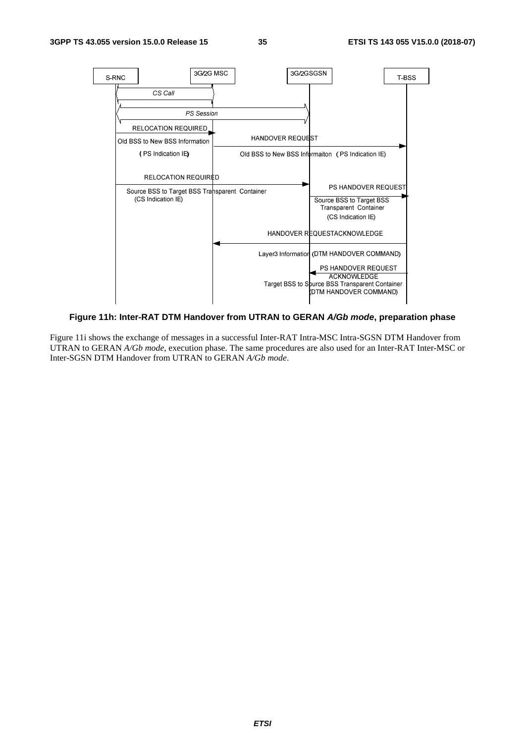**Figure 11h: Inter-RAT DTM Handover from UTRAN to GERAN *A/Gb mode*, preparation phase**

Figure 11i shows the exchange of messages in a successful Inter-RAT Intra-MSC Intra-SGSN DTM Handover from UTRAN to GERAN *A/Gb mode*, execution phase. The same procedures are also used for an Inter-RAT Inter-MSC or Inter-SGSN DTM Handover from UTRAN to GERAN *A/Gb mode*.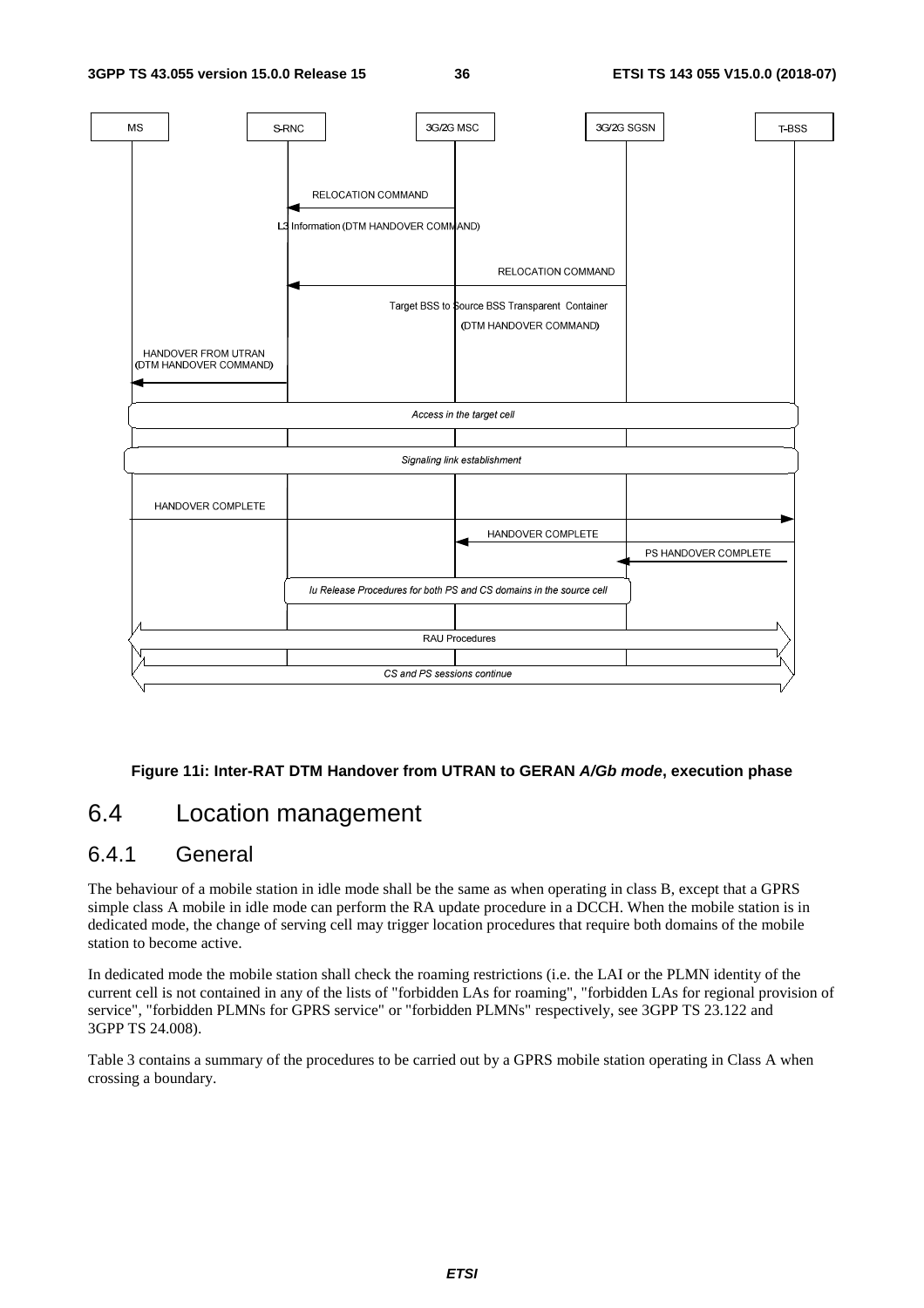**Figure 11i: Inter-RAT DTM Handover from UTRAN to GERAN *A/Gb mode*, execution phase**

## 6.4 Location management

### 6.4.1 General

The behaviour of a mobile station in idle mode shall be the same as when operating in class B, except that a GPRS simple class A mobile in idle mode can perform the RA update procedure in a DCCH. When the mobile station is in dedicated mode, the change of serving cell may trigger location procedures that require both domains of the mobile station to become active.

In dedicated mode the mobile station shall check the roaming restrictions (i.e. the LAI or the PLMN identity of the current cell is not contained in any of the lists of "forbidden LAs for roaming", "forbidden LAs for regional provision of service", "forbidden PLMNs for GPRS service" or "forbidden PLMNs" respectively, see 3GPP TS 23.122 and 3GPP TS 24.008).

Table 3 contains a summary of the procedures to be carried out by a GPRS mobile station operating in Class A when crossing a boundary.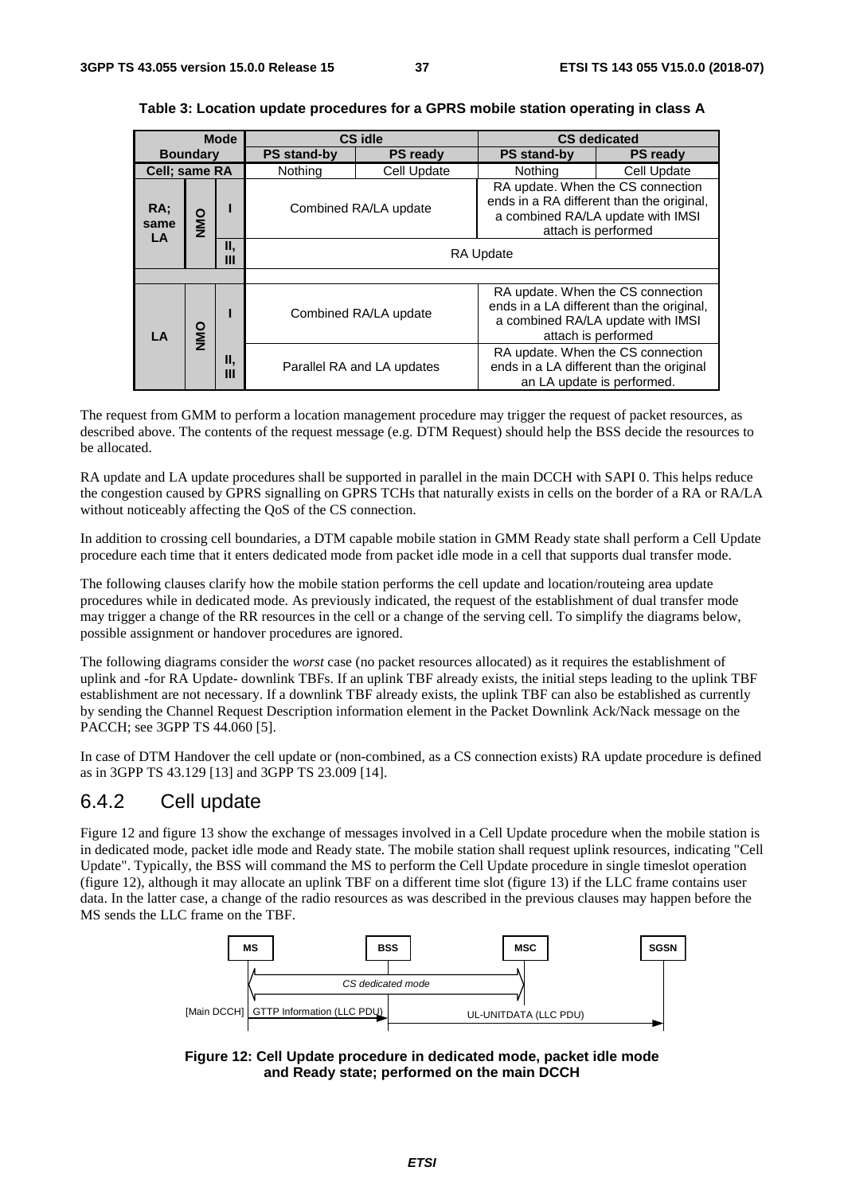**Table 3: Location update procedures for a GPRS mobile station operating in class A**

| Boundary | | | CS idle | | CS dedicated | |
|---|---|---|---|---|---|---|
| | | | PS stand-by | PS ready | PS stand-by | PS ready |
| Cell; same RA | | | Nothing | Cell Update | Nothing | Cell Update |
| RA; same LA | NMO | I | Combined RA/LA update | | RA update. When the CS connection ends in a RA different than the original, a combined RA/LA update with IMSI attach is performed | |
| | | II, III | RA Update | | | |
| LA | NMO | I | Combined RA/LA update | | RA update. When the CS connection ends in a LA different than the original, a combined RA/LA update with IMSI attach is performed | |
| | | II, III | Parallel RA and LA updates | | RA update. When the CS connection ends in a LA different than the original an LA update is performed. | |

The request from GMM to perform a location management procedure may trigger the request of packet resources, as described above. The contents of the request message (e.g. DTM Request) should help the BSS decide the resources to be allocated.

RA update and LA update procedures shall be supported in parallel in the main DCCH with SAPI 0. This helps reduce the congestion caused by GPRS signalling on GPRS TCHs that naturally exists in cells on the border of a RA or RA/LA without noticeably affecting the QoS of the CS connection.

In addition to crossing cell boundaries, a DTM capable mobile station in GMM Ready state shall perform a Cell Update procedure each time that it enters dedicated mode from packet idle mode in a cell that supports dual transfer mode.

The following clauses clarify how the mobile station performs the cell update and location/routeing area update procedures while in dedicated mode. As previously indicated, the request of the establishment of dual transfer mode may trigger a change of the RR resources in the cell or a change of the serving cell. To simplify the diagrams below, possible assignment or handover procedures are ignored.

The following diagrams consider the *worst* case (no packet resources allocated) as it requires the establishment of uplink and -for RA Update- downlink TBFs. If an uplink TBF already exists, the initial steps leading to the uplink TBF establishment are not necessary. If a downlink TBF already exists, the uplink TBF can also be established as currently by sending the Channel Request Description information element in the Packet Downlink Ack/Nack message on the PACCH; see 3GPP TS 44.060 [5].

In case of DTM Handover the cell update or (non-combined, as a CS connection exists) RA update procedure is defined as in 3GPP TS 43.129 [13] and 3GPP TS 23.009 [14].

## 6.4.2 Cell update

Figure 12 and figure 13 show the exchange of messages involved in a Cell Update procedure when the mobile station is in dedicated mode, packet idle mode and Ready state. The mobile station shall request uplink resources, indicating "Cell Update". Typically, the BSS will command the MS to perform the Cell Update procedure in single timeslot operation (figure 12), although it may allocate an uplink TBF on a different time slot (figure 13) if the LLC frame contains user data. In the latter case, a change of the radio resources as was described in the previous clauses may happen before the MS sends the LLC frame on the TBF.

MS | BSS | MSC | SGSN

CS dedicated mode (MS ↔ MSC)

[Main DCCH] GTTP Information (LLC PDU) (MS → BSS)

UL-UNITDATA (LLC PDU) (BSS → SGSN)

**Figure 12: Cell Update procedure in dedicated mode, packet idle mode and Ready state; performed on the main DCCH**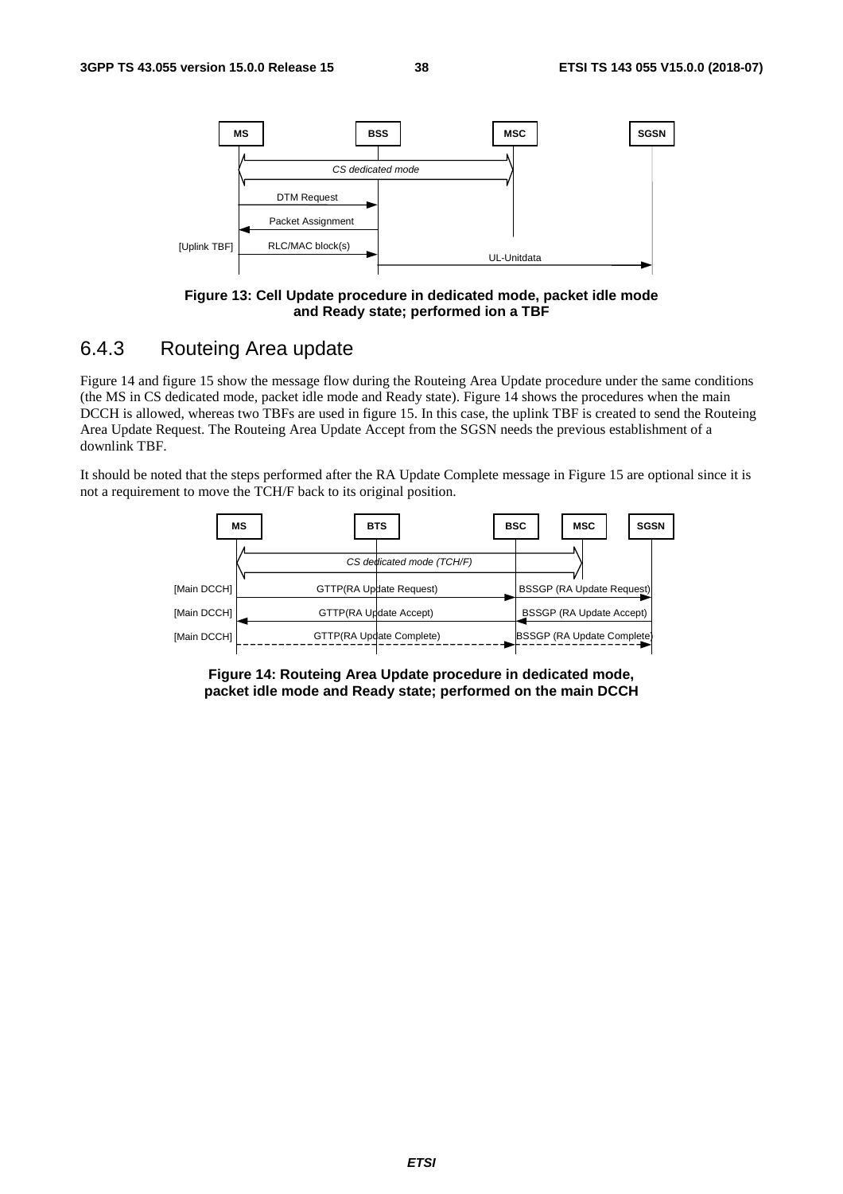Figure 13: Cell Update procedure in dedicated mode, packet idle mode and Ready state; performed ion a TBF

### 6.4.3 Routeing Area update

Figure 14 and figure 15 show the message flow during the Routeing Area Update procedure under the same conditions (the MS in CS dedicated mode, packet idle mode and Ready state). Figure 14 shows the procedures when the main DCCH is allowed, whereas two TBFs are used in figure 15. In this case, the uplink TBF is created to send the Routeing Area Update Request. The Routeing Area Update Accept from the SGSN needs the previous establishment of a downlink TBF.

It should be noted that the steps performed after the RA Update Complete message in Figure 15 are optional since it is not a requirement to move the TCH/F back to its original position.

Figure 14: Routeing Area Update procedure in dedicated mode, packet idle mode and Ready state; performed on the main DCCH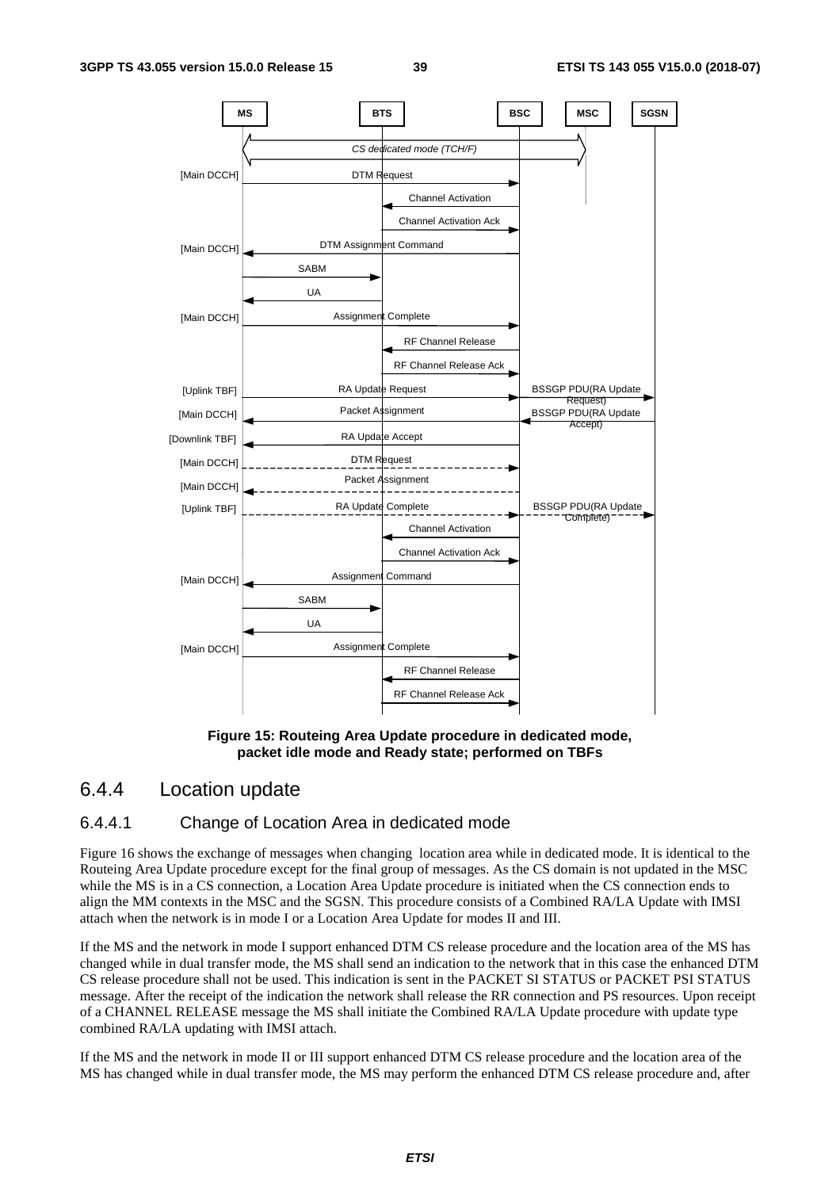Figure 15: Routeing Area Update procedure in dedicated mode, packet idle mode and Ready state; performed on TBFs

### 6.4.4 Location update

#### 6.4.4.1 Change of Location Area in dedicated mode

Figure 16 shows the exchange of messages when changing location area while in dedicated mode. It is identical to the Routeing Area Update procedure except for the final group of messages. As the CS domain is not updated in the MSC while the MS is in a CS connection, a Location Area Update procedure is initiated when the CS connection ends to align the MM contexts in the MSC and the SGSN. This procedure consists of a Combined RA/LA Update with IMSI attach when the network is in mode I or a Location Area Update for modes II and III.

If the MS and the network in mode I support enhanced DTM CS release procedure and the location area of the MS has changed while in dual transfer mode, the MS shall send an indication to the network that in this case the enhanced DTM CS release procedure shall not be used. This indication is sent in the PACKET SI STATUS or PACKET PSI STATUS message. After the receipt of the indication the network shall release the RR connection and PS resources. Upon receipt of a CHANNEL RELEASE message the MS shall initiate the Combined RA/LA Update procedure with update type combined RA/LA updating with IMSI attach.

If the MS and the network in mode II or III support enhanced DTM CS release procedure and the location area of the MS has changed while in dual transfer mode, the MS may perform the enhanced DTM CS release procedure and, after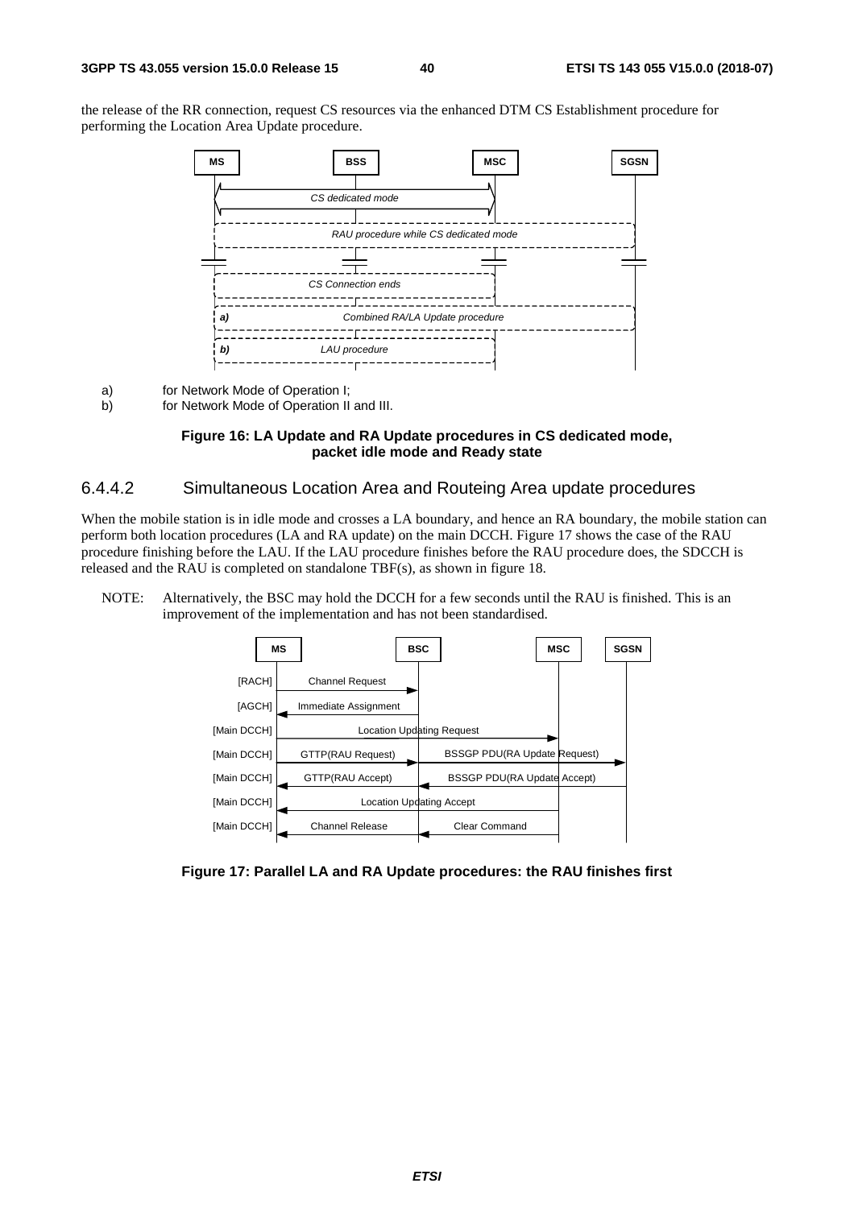the release of the RR connection, request CS resources via the enhanced DTM CS Establishment procedure for performing the Location Area Update procedure.

a) for Network Mode of Operation I;

b) for Network Mode of Operation II and III.

**Figure 16: LA Update and RA Update procedures in CS dedicated mode, packet idle mode and Ready state**

### 6.4.4.2 Simultaneous Location Area and Routeing Area update procedures

When the mobile station is in idle mode and crosses a LA boundary, and hence an RA boundary, the mobile station can perform both location procedures (LA and RA update) on the main DCCH. Figure 17 shows the case of the RAU procedure finishing before the LAU. If the LAU procedure finishes before the RAU procedure does, the SDCCH is released and the RAU is completed on standalone TBF(s), as shown in figure 18.

NOTE: Alternatively, the BSC may hold the DCCH for a few seconds until the RAU is finished. This is an improvement of the implementation and has not been standardised.

**Figure 17: Parallel LA and RA Update procedures: the RAU finishes first**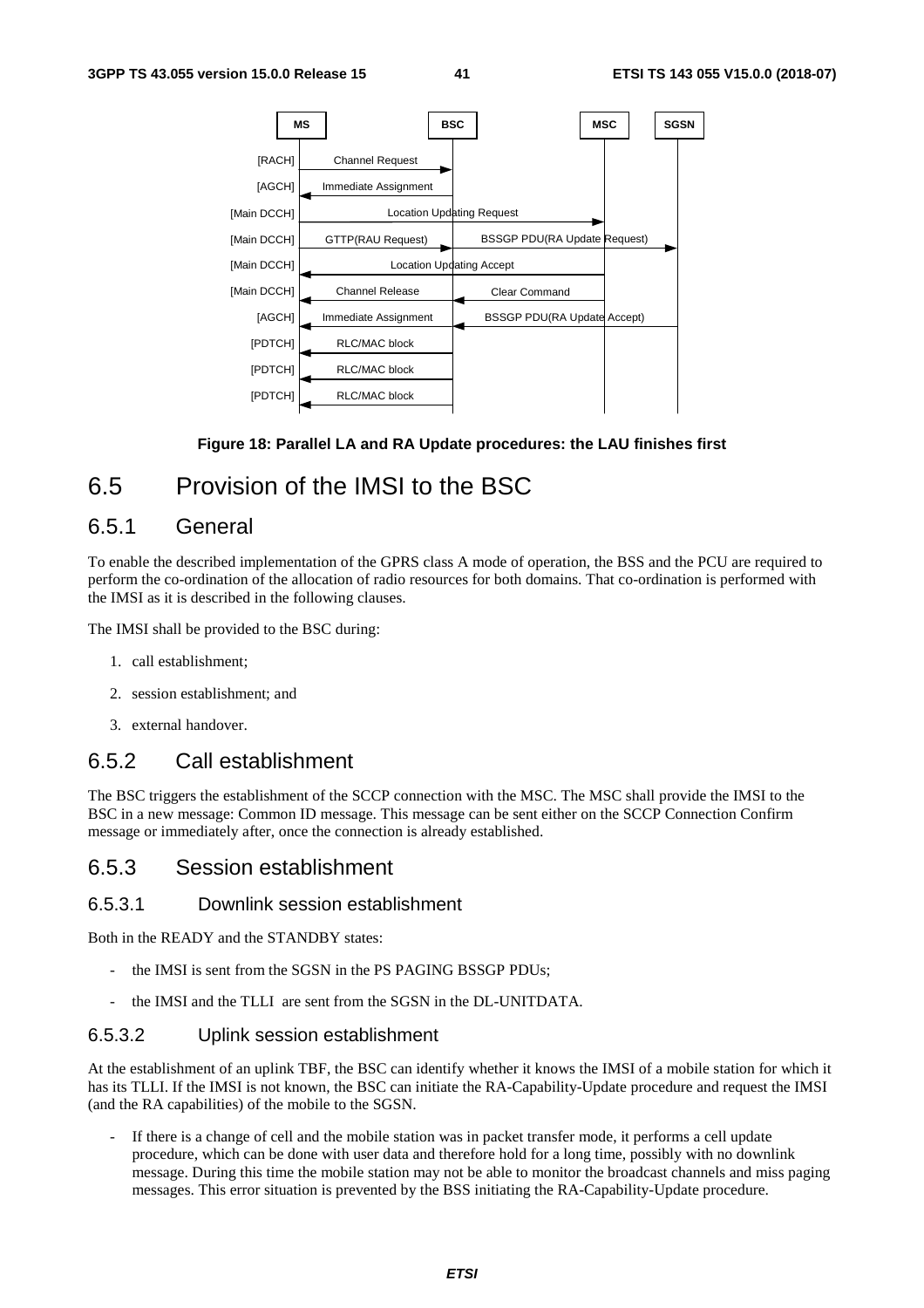| | MS | BSC | MSC | SGSN |
|---|---|---|---|---|
| [RACH] | Channel Request → | | | |
| [AGCH] | ← Immediate Assignment | | | |
| [Main DCCH] | Location Updating Request → | | | |
| [Main DCCH] | GTTP(RAU Request) → | BSSGP PDU(RA Update Request) → | | |
| [Main DCCH] | ← Location Updating Accept | | | |
| [Main DCCH] | ← Channel Release | ← Clear Command | | |
| [AGCH] | ← Immediate Assignment | ← BSSGP PDU(RA Update Accept) | | |
| [PDTCH] | ← RLC/MAC block | | | |
| [PDTCH] | ← RLC/MAC block | | | |
| [PDTCH] | ← RLC/MAC block | | | |

**Figure 18: Parallel LA and RA Update procedures: the LAU finishes first**

## 6.5 Provision of the IMSI to the BSC

### 6.5.1 General

To enable the described implementation of the GPRS class A mode of operation, the BSS and the PCU are required to perform the co-ordination of the allocation of radio resources for both domains. That co-ordination is performed with the IMSI as it is described in the following clauses.

The IMSI shall be provided to the BSC during:

1. call establishment;
2. session establishment; and
3. external handover.

### 6.5.2 Call establishment

The BSC triggers the establishment of the SCCP connection with the MSC. The MSC shall provide the IMSI to the BSC in a new message: Common ID message. This message can be sent either on the SCCP Connection Confirm message or immediately after, once the connection is already established.

### 6.5.3 Session establishment

#### 6.5.3.1 Downlink session establishment

Both in the READY and the STANDBY states:

- the IMSI is sent from the SGSN in the PS PAGING BSSGP PDUs;
- the IMSI and the TLLI are sent from the SGSN in the DL-UNITDATA.

#### 6.5.3.2 Uplink session establishment

At the establishment of an uplink TBF, the BSC can identify whether it knows the IMSI of a mobile station for which it has its TLLI. If the IMSI is not known, the BSC can initiate the RA-Capability-Update procedure and request the IMSI (and the RA capabilities) of the mobile to the SGSN.

- If there is a change of cell and the mobile station was in packet transfer mode, it performs a cell update procedure, which can be done with user data and therefore hold for a long time, possibly with no downlink message. During this time the mobile station may not be able to monitor the broadcast channels and miss paging messages. This error situation is prevented by the BSS initiating the RA-Capability-Update procedure.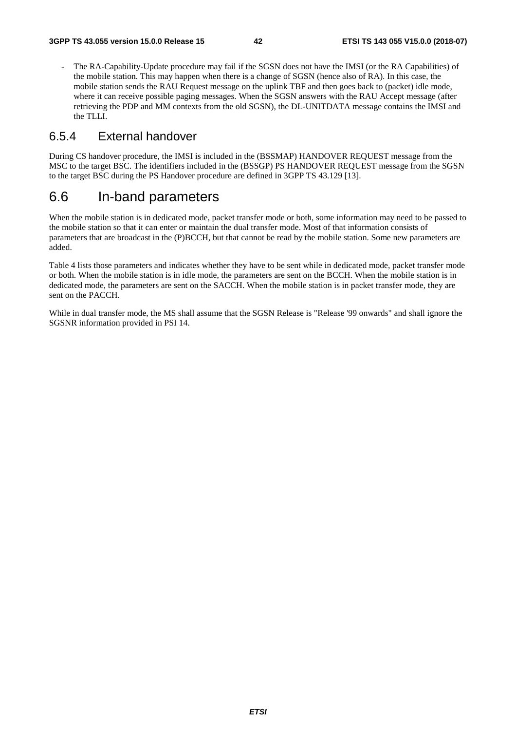- The RA-Capability-Update procedure may fail if the SGSN does not have the IMSI (or the RA Capabilities) of the mobile station. This may happen when there is a change of SGSN (hence also of RA). In this case, the mobile station sends the RAU Request message on the uplink TBF and then goes back to (packet) idle mode, where it can receive possible paging messages. When the SGSN answers with the RAU Accept message (after retrieving the PDP and MM contexts from the old SGSN), the DL-UNITDATA message contains the IMSI and the TLLI.

### 6.5.4 External handover

During CS handover procedure, the IMSI is included in the (BSSMAP) HANDOVER REQUEST message from the MSC to the target BSC. The identifiers included in the (BSSGP) PS HANDOVER REQUEST message from the SGSN to the target BSC during the PS Handover procedure are defined in 3GPP TS 43.129 [13].

## 6.6 In-band parameters

When the mobile station is in dedicated mode, packet transfer mode or both, some information may need to be passed to the mobile station so that it can enter or maintain the dual transfer mode. Most of that information consists of parameters that are broadcast in the (P)BCCH, but that cannot be read by the mobile station. Some new parameters are added.

Table 4 lists those parameters and indicates whether they have to be sent while in dedicated mode, packet transfer mode or both. When the mobile station is in idle mode, the parameters are sent on the BCCH. When the mobile station is in dedicated mode, the parameters are sent on the SACCH. When the mobile station is in packet transfer mode, they are sent on the PACCH.

While in dual transfer mode, the MS shall assume that the SGSN Release is "Release '99 onwards" and shall ignore the SGSNR information provided in PSI 14.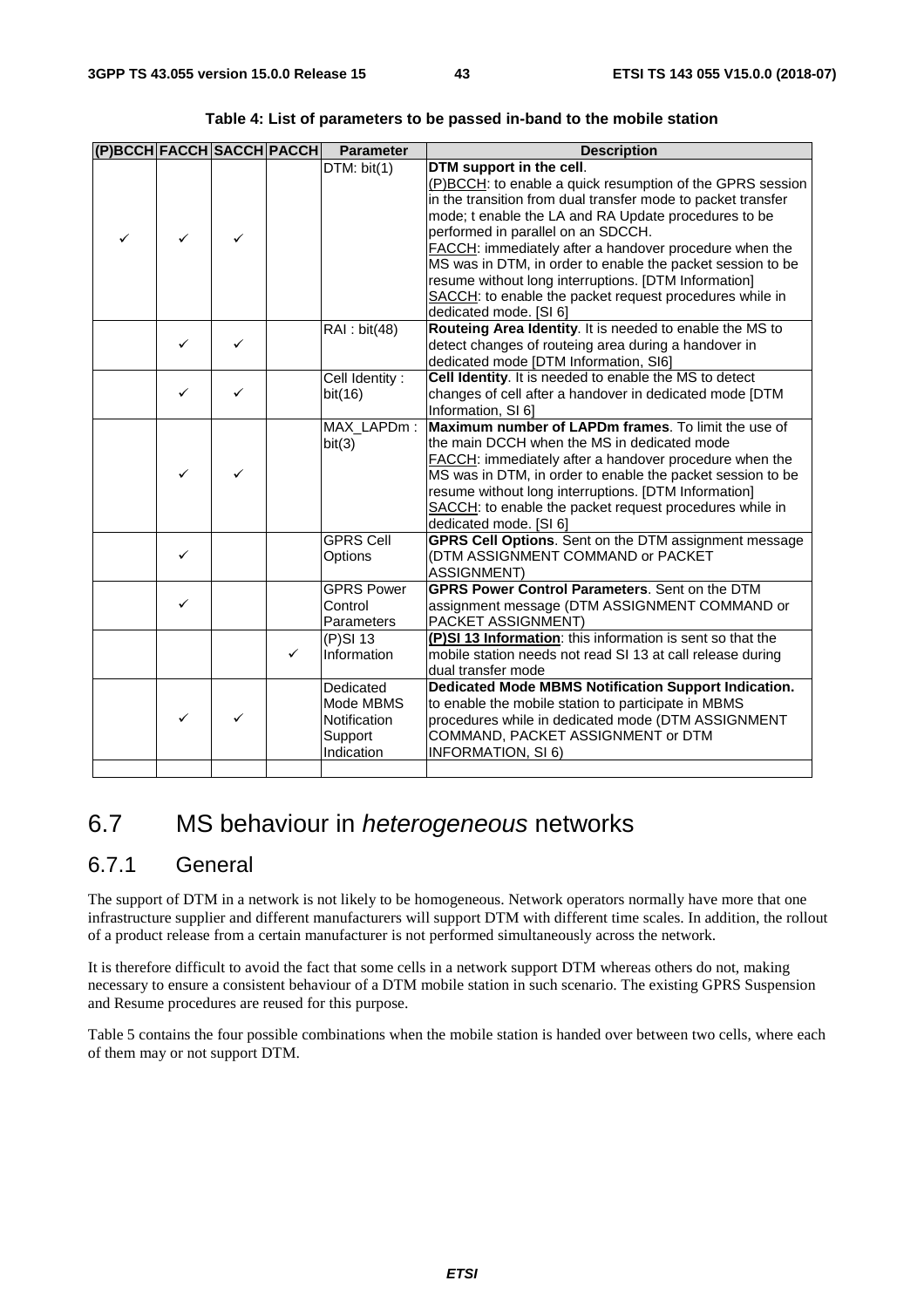**Table 4: List of parameters to be passed in-band to the mobile station**

| (P)BCCH | FACCH | SACCH | PACCH | Parameter | Description |
|---|---|---|---|---|---|
| ✓ | ✓ | ✓ | | DTM: bit(1) | **DTM support in the cell**. (P)BCCH: to enable a quick resumption of the GPRS session in the transition from dual transfer mode to packet transfer mode; t enable the LA and RA Update procedures to be performed in parallel on an SDCCH. FACCH: immediately after a handover procedure when the MS was in DTM, in order to enable the packet session to be resume without long interruptions. [DTM Information] SACCH: to enable the packet request procedures while in dedicated mode. [SI 6] |
| | ✓ | ✓ | | RAI : bit(48) | **Routeing Area Identity**. It is needed to enable the MS to detect changes of routeing area during a handover in dedicated mode [DTM Information, SI6] |
| | ✓ | ✓ | | Cell Identity : bit(16) | **Cell Identity**. It is needed to enable the MS to detect changes of cell after a handover in dedicated mode [DTM Information, SI 6] |
| | ✓ | ✓ | | MAX_LAPDm : bit(3) | **Maximum number of LAPDm frames**. To limit the use of the main DCCH when the MS in dedicated mode FACCH: immediately after a handover procedure when the MS was in DTM, in order to enable the packet session to be resume without long interruptions. [DTM Information] SACCH: to enable the packet request procedures while in dedicated mode. [SI 6] |
| | ✓ | | | GPRS Cell Options | **GPRS Cell Options**. Sent on the DTM assignment message (DTM ASSIGNMENT COMMAND or PACKET ASSIGNMENT) |
| | ✓ | | | GPRS Power Control Parameters | **GPRS Power Control Parameters**. Sent on the DTM assignment message (DTM ASSIGNMENT COMMAND or PACKET ASSIGNMENT) |
| | | | ✓ | (P)SI 13 Information | **(P)SI 13 Information**: this information is sent so that the mobile station needs not read SI 13 at call release during dual transfer mode |
| | ✓ | ✓ | | Dedicated Mode MBMS Notification Support Indication | **Dedicated Mode MBMS Notification Support Indication.** to enable the mobile station to participate in MBMS procedures while in dedicated mode (DTM ASSIGNMENT COMMAND, PACKET ASSIGNMENT or DTM INFORMATION, SI 6) |
| | | | | | |

## 6.7 MS behaviour in *heterogeneous* networks

### 6.7.1 General

The support of DTM in a network is not likely to be homogeneous. Network operators normally have more that one infrastructure supplier and different manufacturers will support DTM with different time scales. In addition, the rollout of a product release from a certain manufacturer is not performed simultaneously across the network.

It is therefore difficult to avoid the fact that some cells in a network support DTM whereas others do not, making necessary to ensure a consistent behaviour of a DTM mobile station in such scenario. The existing GPRS Suspension and Resume procedures are reused for this purpose.

Table 5 contains the four possible combinations when the mobile station is handed over between two cells, where each of them may or not support DTM.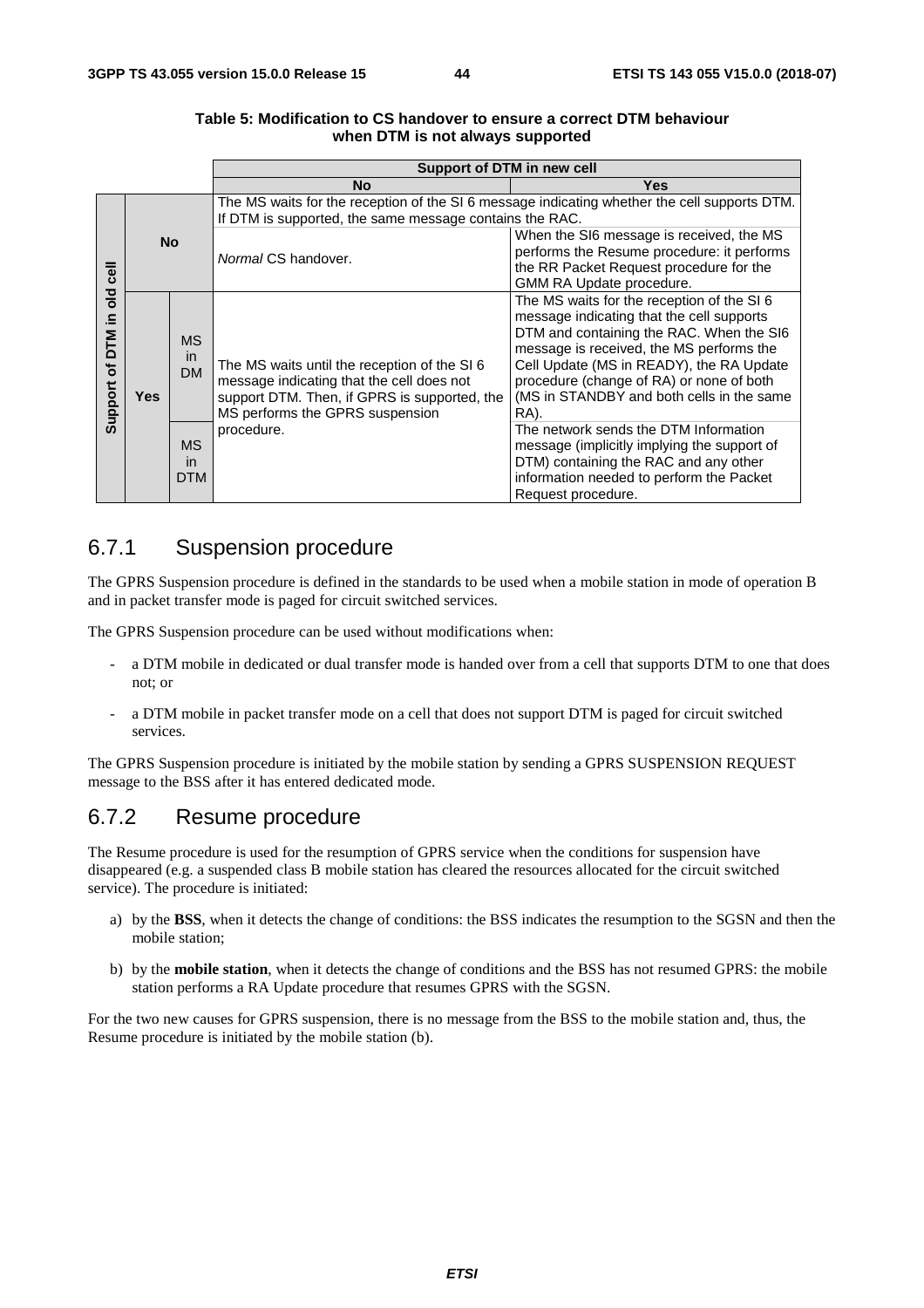**Table 5: Modification to CS handover to ensure a correct DTM behaviour when DTM is not always supported**

| Support of DTM in old cell | | Support of DTM in new cell: No | Support of DTM in new cell: Yes |
|---|---|---|---|
| No | | The MS waits for the reception of the SI 6 message indicating whether the cell supports DTM. If DTM is supported, the same message contains the RAC. | |
| | | *Normal* CS handover. | When the SI6 message is received, the MS performs the Resume procedure: it performs the RR Packet Request procedure for the GMM RA Update procedure. |
| Yes | MS in DM | The MS waits until the reception of the SI 6 message indicating that the cell does not support DTM. Then, if GPRS is supported, the MS performs the GPRS suspension procedure. | The MS waits for the reception of the SI 6 message indicating that the cell supports DTM and containing the RAC. When the SI6 message is received, the MS performs the Cell Update (MS in READY), the RA Update procedure (change of RA) or none of both (MS in STANDBY and both cells in the same RA). |
| | MS in DTM | | The network sends the DTM Information message (implicitly implying the support of DTM) containing the RAC and any other information needed to perform the Packet Request procedure. |

## 6.7.1 Suspension procedure

The GPRS Suspension procedure is defined in the standards to be used when a mobile station in mode of operation B and in packet transfer mode is paged for circuit switched services.

The GPRS Suspension procedure can be used without modifications when:

- a DTM mobile in dedicated or dual transfer mode is handed over from a cell that supports DTM to one that does not; or
- a DTM mobile in packet transfer mode on a cell that does not support DTM is paged for circuit switched services.

The GPRS Suspension procedure is initiated by the mobile station by sending a GPRS SUSPENSION REQUEST message to the BSS after it has entered dedicated mode.

## 6.7.2 Resume procedure

The Resume procedure is used for the resumption of GPRS service when the conditions for suspension have disappeared (e.g. a suspended class B mobile station has cleared the resources allocated for the circuit switched service). The procedure is initiated:

a) by the **BSS**, when it detects the change of conditions: the BSS indicates the resumption to the SGSN and then the mobile station;

b) by the **mobile station**, when it detects the change of conditions and the BSS has not resumed GPRS: the mobile station performs a RA Update procedure that resumes GPRS with the SGSN.

For the two new causes for GPRS suspension, there is no message from the BSS to the mobile station and, thus, the Resume procedure is initiated by the mobile station (b).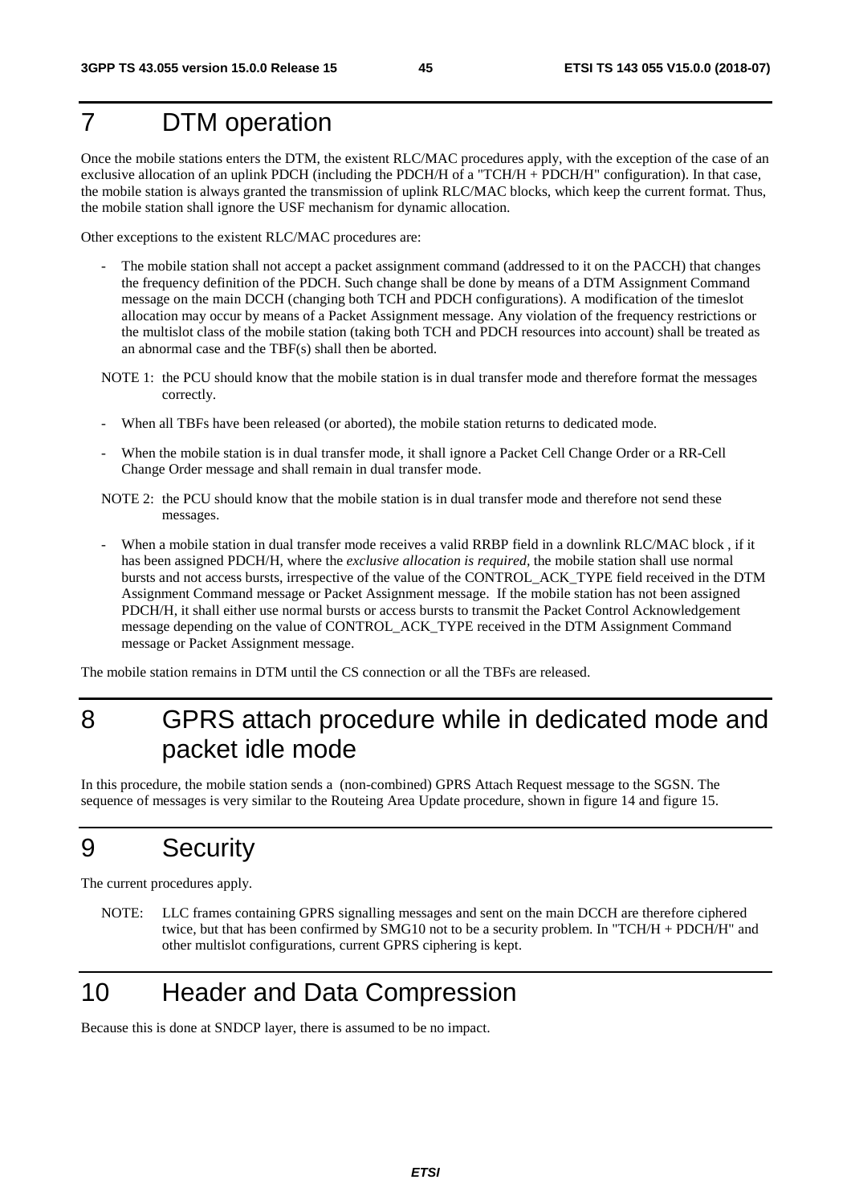# 7 DTM operation

Once the mobile stations enters the DTM, the existent RLC/MAC procedures apply, with the exception of the case of an exclusive allocation of an uplink PDCH (including the PDCH/H of a "TCH/H + PDCH/H" configuration). In that case, the mobile station is always granted the transmission of uplink RLC/MAC blocks, which keep the current format. Thus, the mobile station shall ignore the USF mechanism for dynamic allocation.

Other exceptions to the existent RLC/MAC procedures are:

- The mobile station shall not accept a packet assignment command (addressed to it on the PACCH) that changes the frequency definition of the PDCH. Such change shall be done by means of a DTM Assignment Command message on the main DCCH (changing both TCH and PDCH configurations). A modification of the timeslot allocation may occur by means of a Packet Assignment message. Any violation of the frequency restrictions or the multislot class of the mobile station (taking both TCH and PDCH resources into account) shall be treated as an abnormal case and the TBF(s) shall then be aborted.

NOTE 1: the PCU should know that the mobile station is in dual transfer mode and therefore format the messages correctly.

- When all TBFs have been released (or aborted), the mobile station returns to dedicated mode.
- When the mobile station is in dual transfer mode, it shall ignore a Packet Cell Change Order or a RR-Cell Change Order message and shall remain in dual transfer mode.

NOTE 2: the PCU should know that the mobile station is in dual transfer mode and therefore not send these messages.

- When a mobile station in dual transfer mode receives a valid RRBP field in a downlink RLC/MAC block , if it has been assigned PDCH/H, where the *exclusive allocation is required,* the mobile station shall use normal bursts and not access bursts, irrespective of the value of the CONTROL_ACK_TYPE field received in the DTM Assignment Command message or Packet Assignment message. If the mobile station has not been assigned PDCH/H, it shall either use normal bursts or access bursts to transmit the Packet Control Acknowledgement message depending on the value of CONTROL_ACK_TYPE received in the DTM Assignment Command message or Packet Assignment message.

The mobile station remains in DTM until the CS connection or all the TBFs are released.

# 8 GPRS attach procedure while in dedicated mode and packet idle mode

In this procedure, the mobile station sends a (non-combined) GPRS Attach Request message to the SGSN. The sequence of messages is very similar to the Routeing Area Update procedure, shown in figure 14 and figure 15.

# 9 Security

The current procedures apply.

NOTE: LLC frames containing GPRS signalling messages and sent on the main DCCH are therefore ciphered twice, but that has been confirmed by SMG10 not to be a security problem. In "TCH/H + PDCH/H" and other multislot configurations, current GPRS ciphering is kept.

# 10 Header and Data Compression

Because this is done at SNDCP layer, there is assumed to be no impact.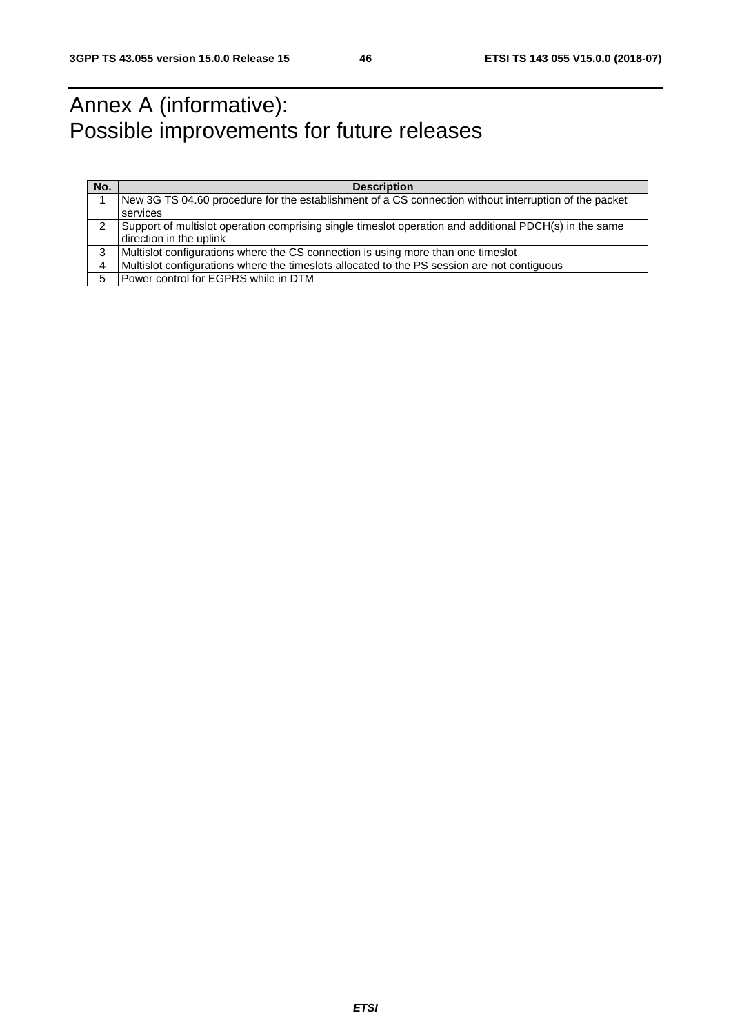# Annex A (informative): Possible improvements for future releases

| No. | Description |
|---|---|
| 1 | New 3G TS 04.60 procedure for the establishment of a CS connection without interruption of the packet services |
| 2 | Support of multislot operation comprising single timeslot operation and additional PDCH(s) in the same direction in the uplink |
| 3 | Multislot configurations where the CS connection is using more than one timeslot |
| 4 | Multislot configurations where the timeslots allocated to the PS session are not contiguous |
| 5 | Power control for EGPRS while in DTM |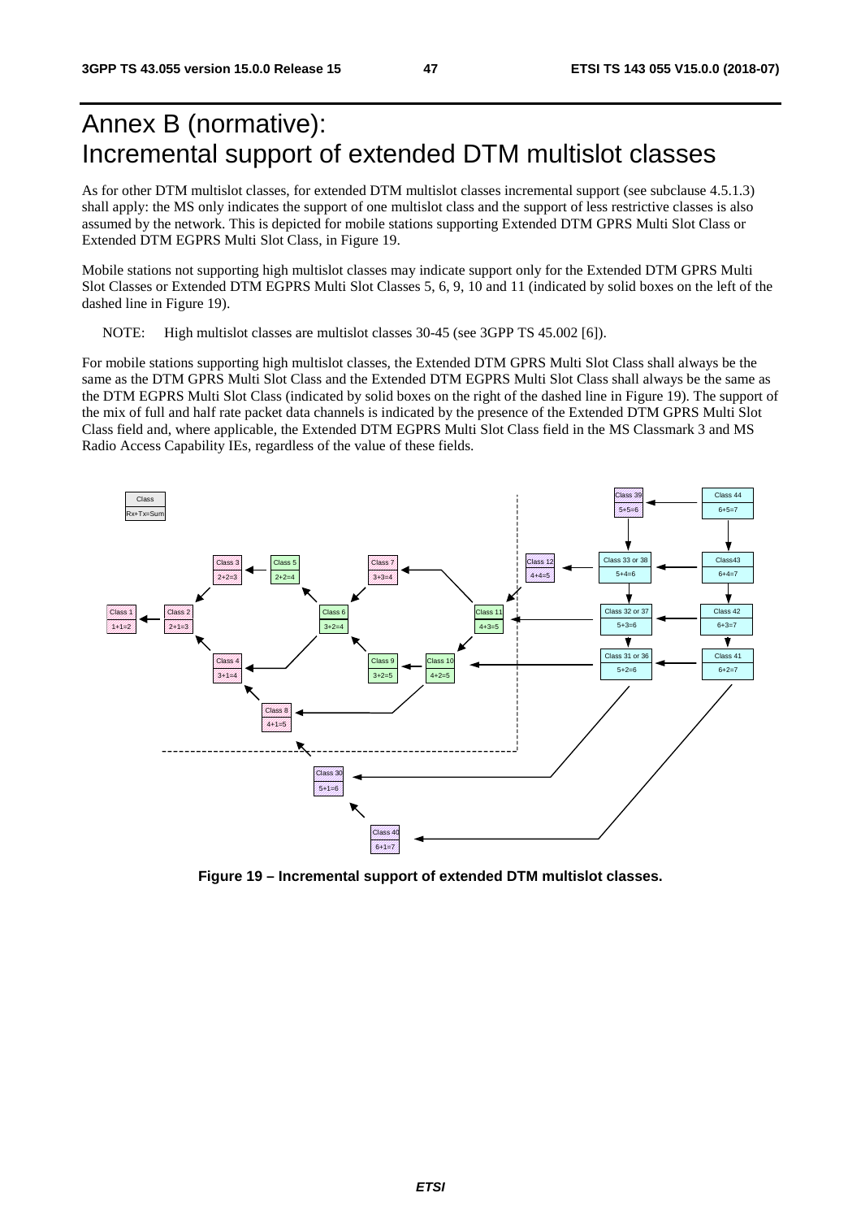# Annex B (normative): Incremental support of extended DTM multislot classes

As for other DTM multislot classes, for extended DTM multislot classes incremental support (see subclause 4.5.1.3) shall apply: the MS only indicates the support of one multislot class and the support of less restrictive classes is also assumed by the network. This is depicted for mobile stations supporting Extended DTM GPRS Multi Slot Class or Extended DTM EGPRS Multi Slot Class, in Figure 19.

Mobile stations not supporting high multislot classes may indicate support only for the Extended DTM GPRS Multi Slot Classes or Extended DTM EGPRS Multi Slot Classes 5, 6, 9, 10 and 11 (indicated by solid boxes on the left of the dashed line in Figure 19).

NOTE: High multislot classes are multislot classes 30-45 (see 3GPP TS 45.002 [6]).

For mobile stations supporting high multislot classes, the Extended DTM GPRS Multi Slot Class shall always be the same as the DTM GPRS Multi Slot Class and the Extended DTM EGPRS Multi Slot Class shall always be the same as the DTM EGPRS Multi Slot Class (indicated by solid boxes on the right of the dashed line in Figure 19). The support of the mix of full and half rate packet data channels is indicated by the presence of the Extended DTM GPRS Multi Slot Class field and, where applicable, the Extended DTM EGPRS Multi Slot Class field in the MS Classmark 3 and MS Radio Access Capability IEs, regardless of the value of these fields.

**Figure 19 – Incremental support of extended DTM multislot classes.**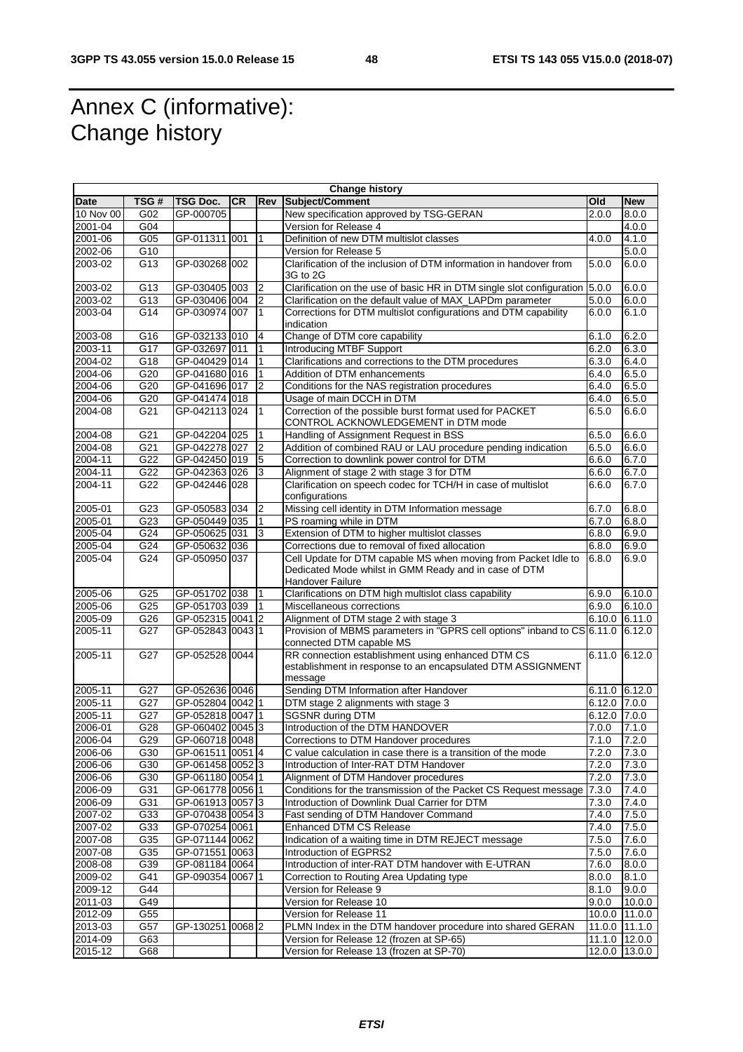# Annex C (informative): Change history

| Change history | | | | | | | |
|---|---|---|---|---|---|---|---|
| **Date** | **TSG #** | **TSG Doc.** | **CR** | **Rev** | **Subject/Comment** | **Old** | **New** |
| 10 Nov 00 | G02 | GP-000705 | | | New specification approved by TSG-GERAN | 2.0.0 | 8.0.0 |
| 2001-04 | G04 | | | | Version for Release 4 | | 4.0.0 |
| 2001-06 | G05 | GP-011311 | 001 | 1 | Definition of new DTM multislot classes | 4.0.0 | 4.1.0 |
| 2002-06 | G10 | | | | Version for Release 5 | | 5.0.0 |
| 2003-02 | G13 | GP-030268 | 002 | | Clarification of the inclusion of DTM information in handover from 3G to 2G | 5.0.0 | 6.0.0 |
| 2003-02 | G13 | GP-030405 | 003 | 2 | Clarification on the use of basic HR in DTM single slot configuration | 5.0.0 | 6.0.0 |
| 2003-02 | G13 | GP-030406 | 004 | 2 | Clarification on the default value of MAX_LAPDm parameter | 5.0.0 | 6.0.0 |
| 2003-04 | G14 | GP-030974 | 007 | 1 | Corrections for DTM multislot configurations and DTM capability indication | 6.0.0 | 6.1.0 |
| 2003-08 | G16 | GP-032133 | 010 | 4 | Change of DTM core capability | 6.1.0 | 6.2.0 |
| 2003-11 | G17 | GP-032697 | 011 | 1 | Introducing MTBF Support | 6.2.0 | 6.3.0 |
| 2004-02 | G18 | GP-040429 | 014 | 1 | Clarifications and corrections to the DTM procedures | 6.3.0 | 6.4.0 |
| 2004-06 | G20 | GP-041680 | 016 | 1 | Addition of DTM enhancements | 6.4.0 | 6.5.0 |
| 2004-06 | G20 | GP-041696 | 017 | 2 | Conditions for the NAS registration procedures | 6.4.0 | 6.5.0 |
| 2004-06 | G20 | GP-041474 | 018 | | Usage of main DCCH in DTM | 6.4.0 | 6.5.0 |
| 2004-08 | G21 | GP-042113 | 024 | 1 | Correction of the possible burst format used for PACKET CONTROL ACKNOWLEDGEMENT in DTM mode | 6.5.0 | 6.6.0 |
| 2004-08 | G21 | GP-042204 | 025 | 1 | Handling of Assignment Request in BSS | 6.5.0 | 6.6.0 |
| 2004-08 | G21 | GP-042278 | 027 | 2 | Addition of combined RAU or LAU procedure pending indication | 6.5.0 | 6.6.0 |
| 2004-11 | G22 | GP-042450 | 019 | 5 | Correction to downlink power control for DTM | 6.6.0 | 6.7.0 |
| 2004-11 | G22 | GP-042363 | 026 | 3 | Alignment of stage 2 with stage 3 for DTM | 6.6.0 | 6.7.0 |
| 2004-11 | G22 | GP-042446 | 028 | | Clarification on speech codec for TCH/H in case of multislot configurations | 6.6.0 | 6.7.0 |
| 2005-01 | G23 | GP-050583 | 034 | 2 | Missing cell identity in DTM Information message | 6.7.0 | 6.8.0 |
| 2005-01 | G23 | GP-050449 | 035 | 1 | PS roaming while in DTM | 6.7.0 | 6.8.0 |
| 2005-04 | G24 | GP-050625 | 031 | 3 | Extension of DTM to higher multislot classes | 6.8.0 | 6.9.0 |
| 2005-04 | G24 | GP-050632 | 036 | | Corrections due to removal of fixed allocation | 6.8.0 | 6.9.0 |
| 2005-04 | G24 | GP-050950 | 037 | | Cell Update for DTM capable MS when moving from Packet Idle to Dedicated Mode whilst in GMM Ready and in case of DTM Handover Failure | 6.8.0 | 6.9.0 |
| 2005-06 | G25 | GP-051702 | 038 | 1 | Clarifications on DTM high multislot class capability | 6.9.0 | 6.10.0 |
| 2005-06 | G25 | GP-051703 | 039 | 1 | Miscellaneous corrections | 6.9.0 | 6.10.0 |
| 2005-09 | G26 | GP-052315 | 0041 | 2 | Alignment of DTM stage 2 with stage 3 | 6.10.0 | 6.11.0 |
| 2005-11 | G27 | GP-052843 | 0043 | 1 | Provision of MBMS parameters in "GPRS cell options" inband to CS connected DTM capable MS | 6.11.0 | 6.12.0 |
| 2005-11 | G27 | GP-052528 | 0044 | | RR connection establishment using enhanced DTM CS establishment in response to an encapsulated DTM ASSIGNMENT message | 6.11.0 | 6.12.0 |
| 2005-11 | G27 | GP-052636 | 0046 | | Sending DTM Information after Handover | 6.11.0 | 6.12.0 |
| 2005-11 | G27 | GP-052804 | 0042 | 1 | DTM stage 2 alignments with stage 3 | 6.12.0 | 7.0.0 |
| 2005-11 | G27 | GP-052818 | 0047 | 1 | SGSNR during DTM | 6.12.0 | 7.0.0 |
| 2006-01 | G28 | GP-060402 | 0045 | 3 | Introduction of the DTM HANDOVER | 7.0.0 | 7.1.0 |
| 2006-04 | G29 | GP-060718 | 0048 | | Corrections to DTM Handover procedures | 7.1.0 | 7.2.0 |
| 2006-06 | G30 | GP-061511 | 0051 | 4 | C value calculation in case there is a transition of the mode | 7.2.0 | 7.3.0 |
| 2006-06 | G30 | GP-061458 | 0052 | 3 | Introduction of Inter-RAT DTM Handover | 7.2.0 | 7.3.0 |
| 2006-06 | G30 | GP-061180 | 0054 | 1 | Alignment of DTM Handover procedures | 7.2.0 | 7.3.0 |
| 2006-09 | G31 | GP-061778 | 0056 | 1 | Conditions for the transmission of the Packet CS Request message | 7.3.0 | 7.4.0 |
| 2006-09 | G31 | GP-061913 | 0057 | 3 | Introduction of Downlink Dual Carrier for DTM | 7.3.0 | 7.4.0 |
| 2007-02 | G33 | GP-070438 | 0054 | 3 | Fast sending of DTM Handover Command | 7.4.0 | 7.5.0 |
| 2007-02 | G33 | GP-070254 | 0061 | | Enhanced DTM CS Release | 7.4.0 | 7.5.0 |
| 2007-08 | G35 | GP-071144 | 0062 | | Indication of a waiting time in DTM REJECT message | 7.5.0 | 7.6.0 |
| 2007-08 | G35 | GP-071551 | 0063 | | Introduction of EGPRS2 | 7.5.0 | 7.6.0 |
| 2008-08 | G39 | GP-081184 | 0064 | | Introduction of inter-RAT DTM handover with E-UTRAN | 7.6.0 | 8.0.0 |
| 2009-02 | G41 | GP-090354 | 0067 | 1 | Correction to Routing Area Updating type | 8.0.0 | 8.1.0 |
| 2009-12 | G44 | | | | Version for Release 9 | 8.1.0 | 9.0.0 |
| 2011-03 | G49 | | | | Version for Release 10 | 9.0.0 | 10.0.0 |
| 2012-09 | G55 | | | | Version for Release 11 | 10.0.0 | 11.0.0 |
| 2013-03 | G57 | GP-130251 | 0068 | 2 | PLMN Index in the DTM handover procedure into shared GERAN | 11.0.0 | 11.1.0 |
| 2014-09 | G63 | | | | Version for Release 12 (frozen at SP-65) | 11.1.0 | 12.0.0 |
| 2015-12 | G68 | | | | Version for Release 13 (frozen at SP-70) | 12.0.0 | 13.0.0 |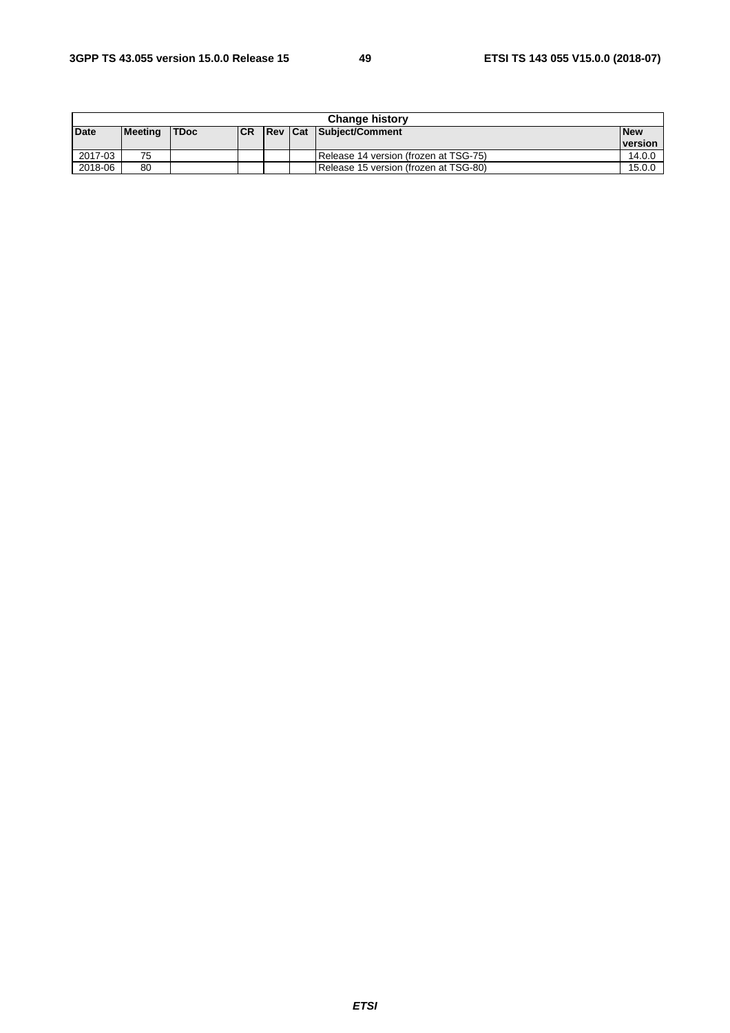| Change history | | | | | | | |
|---|---|---|---|---|---|---|---|
| **Date** | **Meeting** | **TDoc** | **CR** | **Rev** | **Cat** | **Subject/Comment** | **New version** |
| 2017-03 | 75 | | | | | Release 14 version (frozen at TSG-75) | 14.0.0 |
| 2018-06 | 80 | | | | | Release 15 version (frozen at TSG-80) | 15.0.0 |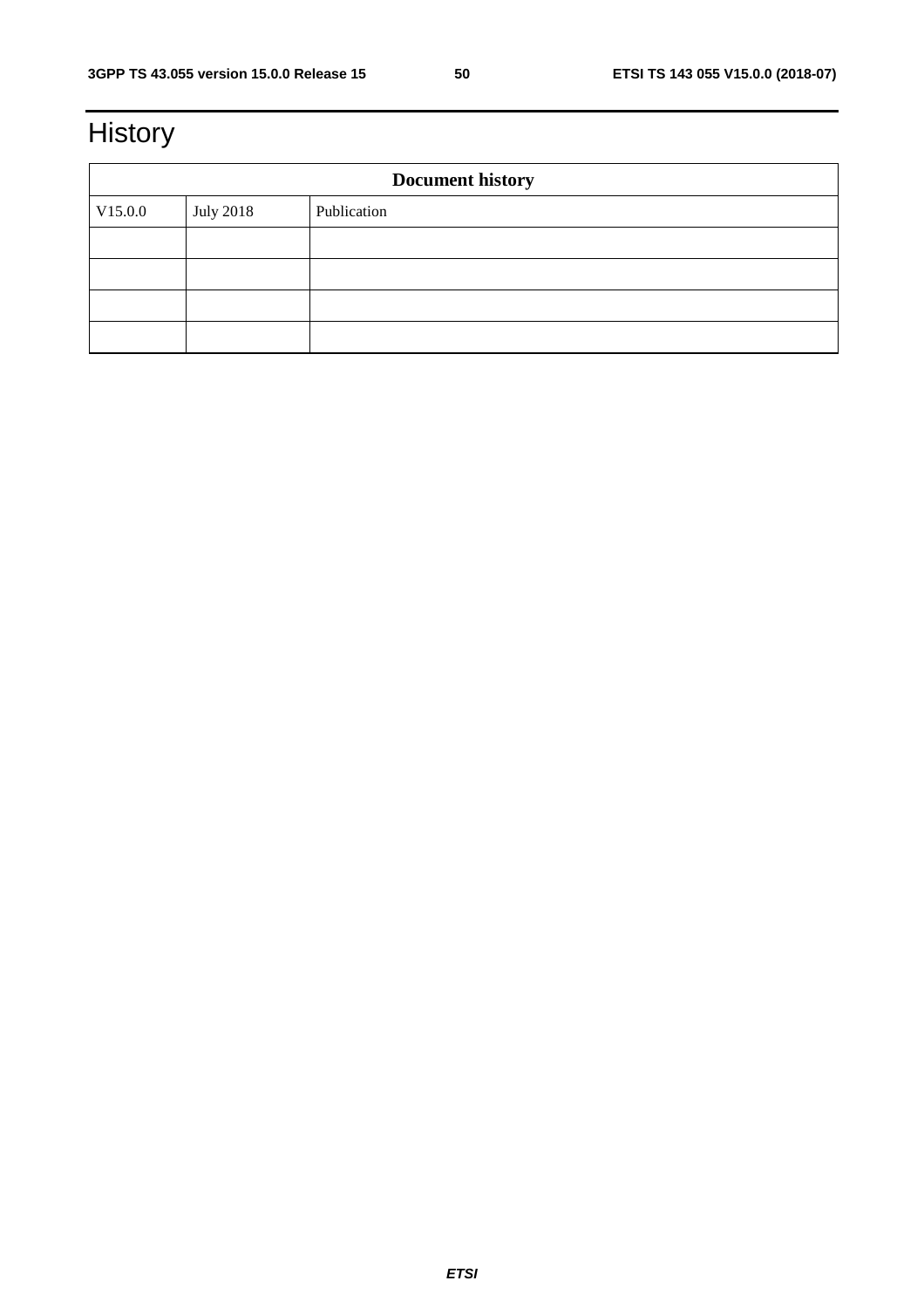# History

| Document history | | |
|---|---|---|
| V15.0.0 | July 2018 | Publication |
| | | |
| | | |
| | | |
| | | |